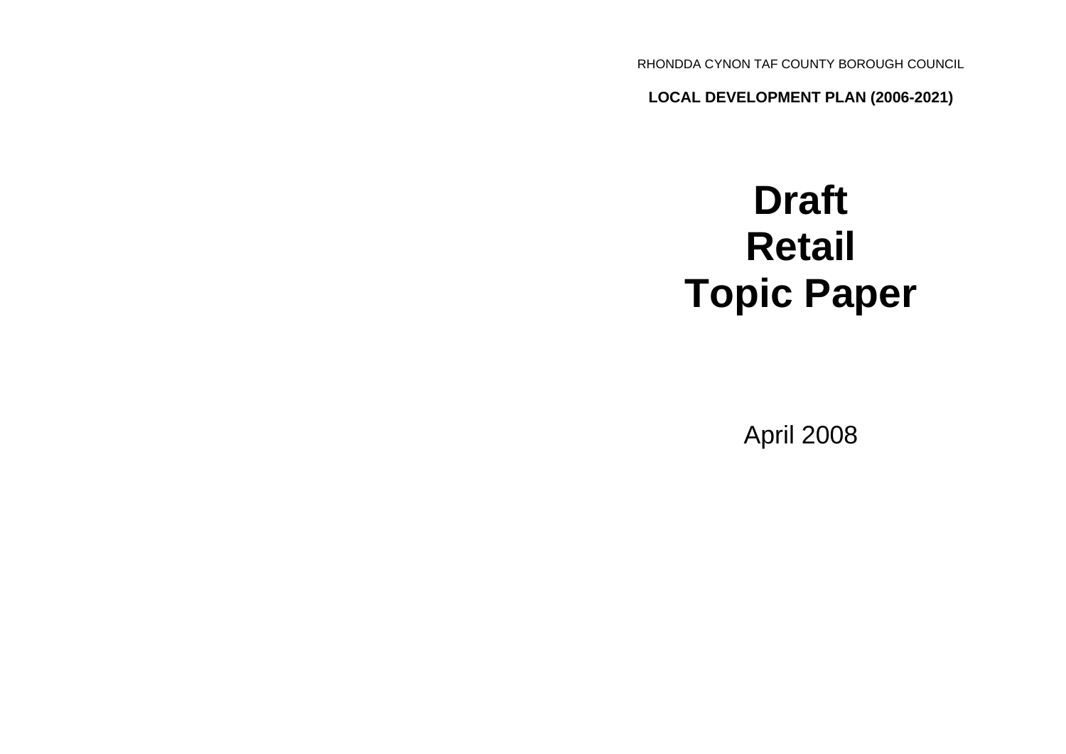RHONDDA CYNON TAF COUNTY BOROUGH COUNCIL

**LOCAL DEVELOPMENT PLAN (2006-2021)**

# Draft
# Retail
# Topic Paper

April 2008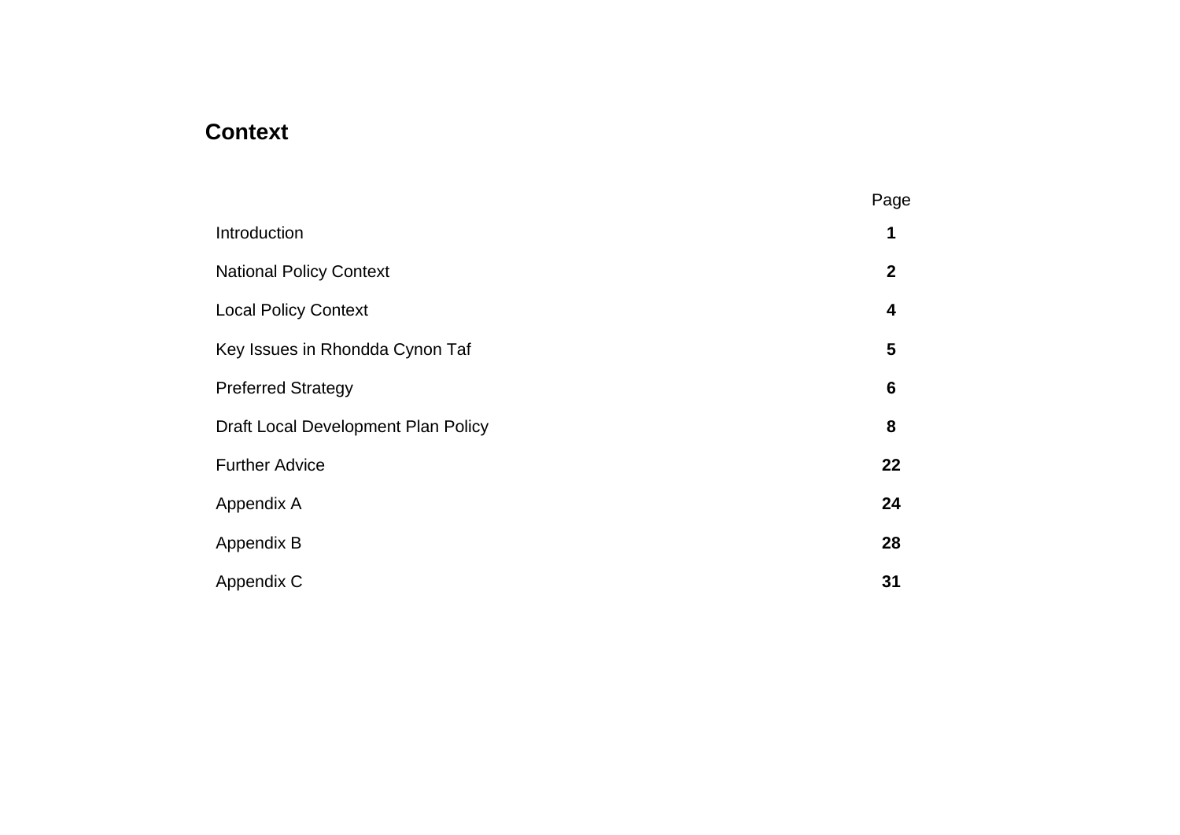## Context

| | Page |
|---|---|
| Introduction | **1** |
| National Policy Context | **2** |
| Local Policy Context | **4** |
| Key Issues in Rhondda Cynon Taf | **5** |
| Preferred Strategy | **6** |
| Draft Local Development Plan Policy | **8** |
| Further Advice | **22** |
| Appendix A | **24** |
| Appendix B | **28** |
| Appendix C | **31** |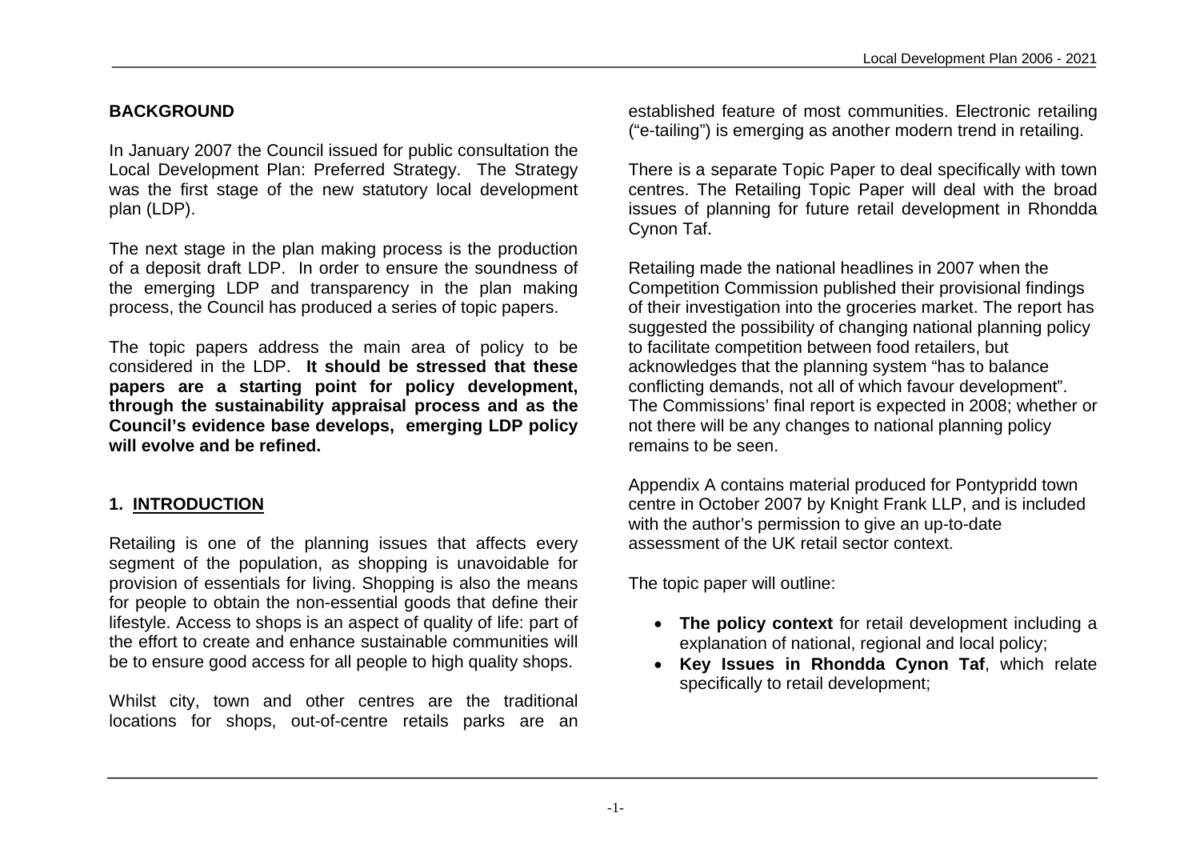## BACKGROUND

In January 2007 the Council issued for public consultation the Local Development Plan: Preferred Strategy. The Strategy was the first stage of the new statutory local development plan (LDP).

The next stage in the plan making process is the production of a deposit draft LDP. In order to ensure the soundness of the emerging LDP and transparency in the plan making process, the Council has produced a series of topic papers.

The topic papers address the main area of policy to be considered in the LDP. **It should be stressed that these papers are a starting point for policy development, through the sustainability appraisal process and as the Council's evidence base develops, emerging LDP policy will evolve and be refined.**

## 1. INTRODUCTION

Retailing is one of the planning issues that affects every segment of the population, as shopping is unavoidable for provision of essentials for living. Shopping is also the means for people to obtain the non-essential goods that define their lifestyle. Access to shops is an aspect of quality of life: part of the effort to create and enhance sustainable communities will be to ensure good access for all people to high quality shops.

Whilst city, town and other centres are the traditional locations for shops, out-of-centre retails parks are an established feature of most communities. Electronic retailing ("e-tailing") is emerging as another modern trend in retailing.

There is a separate Topic Paper to deal specifically with town centres. The Retailing Topic Paper will deal with the broad issues of planning for future retail development in Rhondda Cynon Taf.

Retailing made the national headlines in 2007 when the Competition Commission published their provisional findings of their investigation into the groceries market. The report has suggested the possibility of changing national planning policy to facilitate competition between food retailers, but acknowledges that the planning system "has to balance conflicting demands, not all of which favour development". The Commissions' final report is expected in 2008; whether or not there will be any changes to national planning policy remains to be seen.

Appendix A contains material produced for Pontypridd town centre in October 2007 by Knight Frank LLP, and is included with the author's permission to give an up-to-date assessment of the UK retail sector context.

The topic paper will outline:

- **The policy context** for retail development including a explanation of national, regional and local policy;
- **Key Issues in Rhondda Cynon Taf**, which relate specifically to retail development;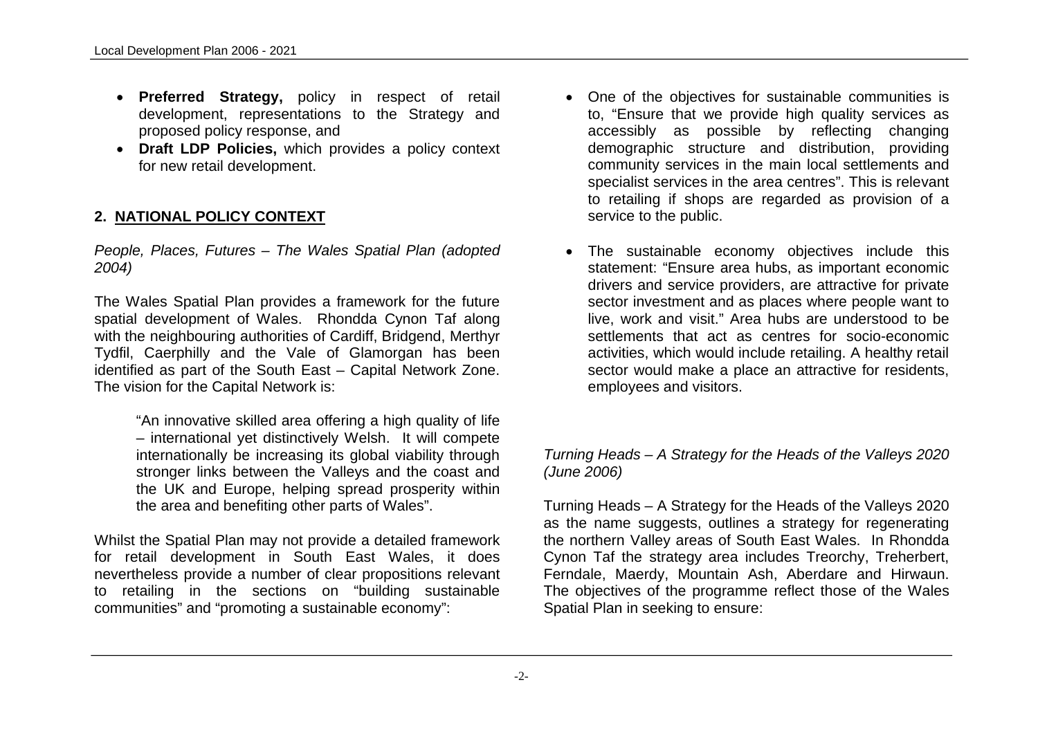- **Preferred Strategy,** policy in respect of retail development, representations to the Strategy and proposed policy response, and
- **Draft LDP Policies,** which provides a policy context for new retail development.

## 2. NATIONAL POLICY CONTEXT

*People, Places, Futures – The Wales Spatial Plan (adopted 2004)*

The Wales Spatial Plan provides a framework for the future spatial development of Wales. Rhondda Cynon Taf along with the neighbouring authorities of Cardiff, Bridgend, Merthyr Tydfil, Caerphilly and the Vale of Glamorgan has been identified as part of the South East – Capital Network Zone. The vision for the Capital Network is:

> "An innovative skilled area offering a high quality of life – international yet distinctively Welsh. It will compete internationally be increasing its global viability through stronger links between the Valleys and the coast and the UK and Europe, helping spread prosperity within the area and benefiting other parts of Wales".

Whilst the Spatial Plan may not provide a detailed framework for retail development in South East Wales, it does nevertheless provide a number of clear propositions relevant to retailing in the sections on "building sustainable communities" and "promoting a sustainable economy":

- One of the objectives for sustainable communities is to, "Ensure that we provide high quality services as accessibly as possible by reflecting changing demographic structure and distribution, providing community services in the main local settlements and specialist services in the area centres". This is relevant to retailing if shops are regarded as provision of a service to the public.
- The sustainable economy objectives include this statement: "Ensure area hubs, as important economic drivers and service providers, are attractive for private sector investment and as places where people want to live, work and visit." Area hubs are understood to be settlements that act as centres for socio-economic activities, which would include retailing. A healthy retail sector would make a place an attractive for residents, employees and visitors.

*Turning Heads – A Strategy for the Heads of the Valleys 2020 (June 2006)*

Turning Heads – A Strategy for the Heads of the Valleys 2020 as the name suggests, outlines a strategy for regenerating the northern Valley areas of South East Wales. In Rhondda Cynon Taf the strategy area includes Treorchy, Treherbert, Ferndale, Maerdy, Mountain Ash, Aberdare and Hirwaun. The objectives of the programme reflect those of the Wales Spatial Plan in seeking to ensure: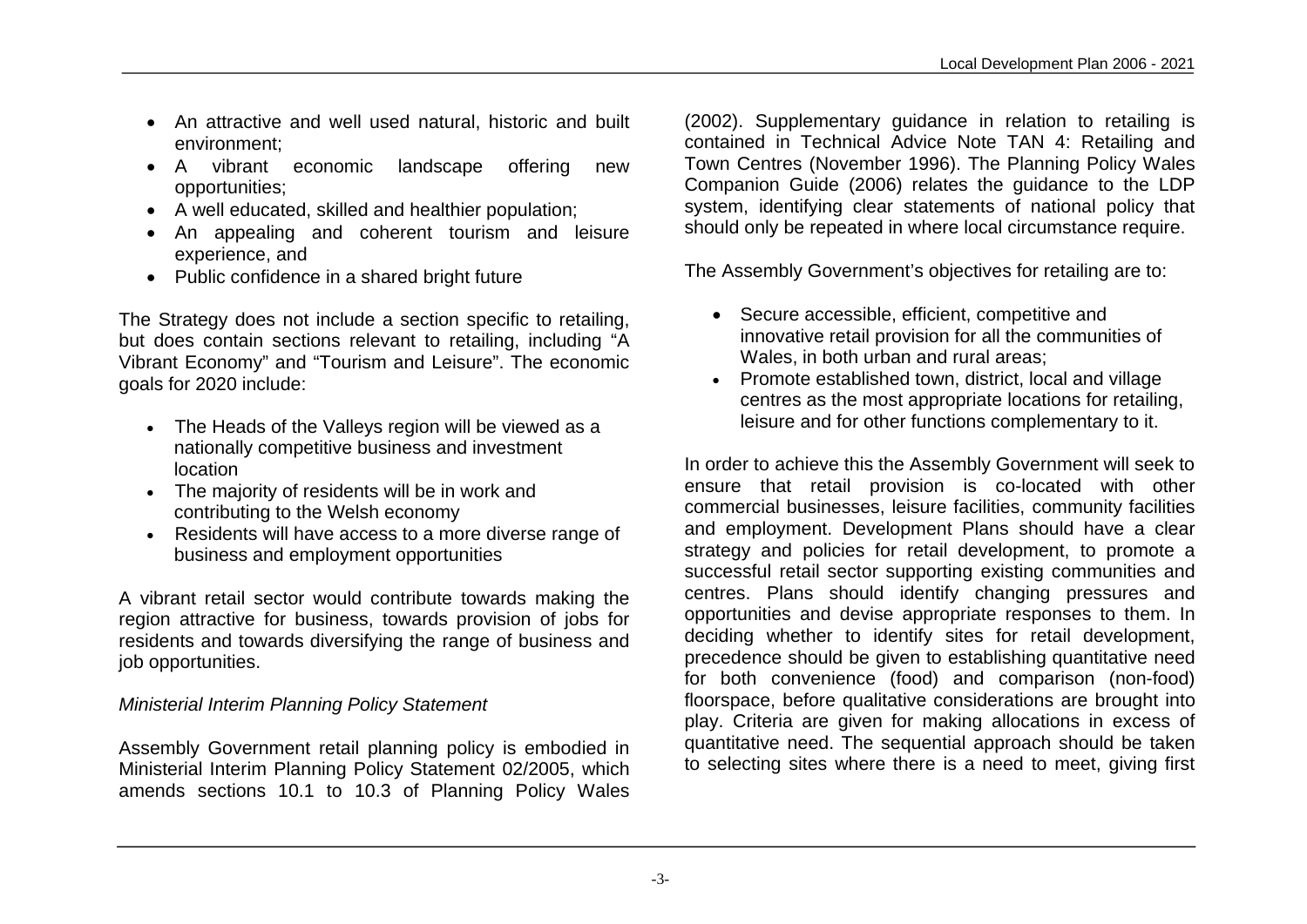- An attractive and well used natural, historic and built environment;
- A vibrant economic landscape offering new opportunities;
- A well educated, skilled and healthier population;
- An appealing and coherent tourism and leisure experience, and
- Public confidence in a shared bright future

The Strategy does not include a section specific to retailing, but does contain sections relevant to retailing, including "A Vibrant Economy" and "Tourism and Leisure". The economic goals for 2020 include:

- The Heads of the Valleys region will be viewed as a nationally competitive business and investment location
- The majority of residents will be in work and contributing to the Welsh economy
- Residents will have access to a more diverse range of business and employment opportunities

A vibrant retail sector would contribute towards making the region attractive for business, towards provision of jobs for residents and towards diversifying the range of business and job opportunities.

*Ministerial Interim Planning Policy Statement*

Assembly Government retail planning policy is embodied in Ministerial Interim Planning Policy Statement 02/2005, which amends sections 10.1 to 10.3 of Planning Policy Wales (2002). Supplementary guidance in relation to retailing is contained in Technical Advice Note TAN 4: Retailing and Town Centres (November 1996). The Planning Policy Wales Companion Guide (2006) relates the guidance to the LDP system, identifying clear statements of national policy that should only be repeated in where local circumstance require.

The Assembly Government's objectives for retailing are to:

- Secure accessible, efficient, competitive and innovative retail provision for all the communities of Wales, in both urban and rural areas;
- Promote established town, district, local and village centres as the most appropriate locations for retailing, leisure and for other functions complementary to it.

In order to achieve this the Assembly Government will seek to ensure that retail provision is co-located with other commercial businesses, leisure facilities, community facilities and employment. Development Plans should have a clear strategy and policies for retail development, to promote a successful retail sector supporting existing communities and centres. Plans should identify changing pressures and opportunities and devise appropriate responses to them. In deciding whether to identify sites for retail development, precedence should be given to establishing quantitative need for both convenience (food) and comparison (non-food) floorspace, before qualitative considerations are brought into play. Criteria are given for making allocations in excess of quantitative need. The sequential approach should be taken to selecting sites where there is a need to meet, giving first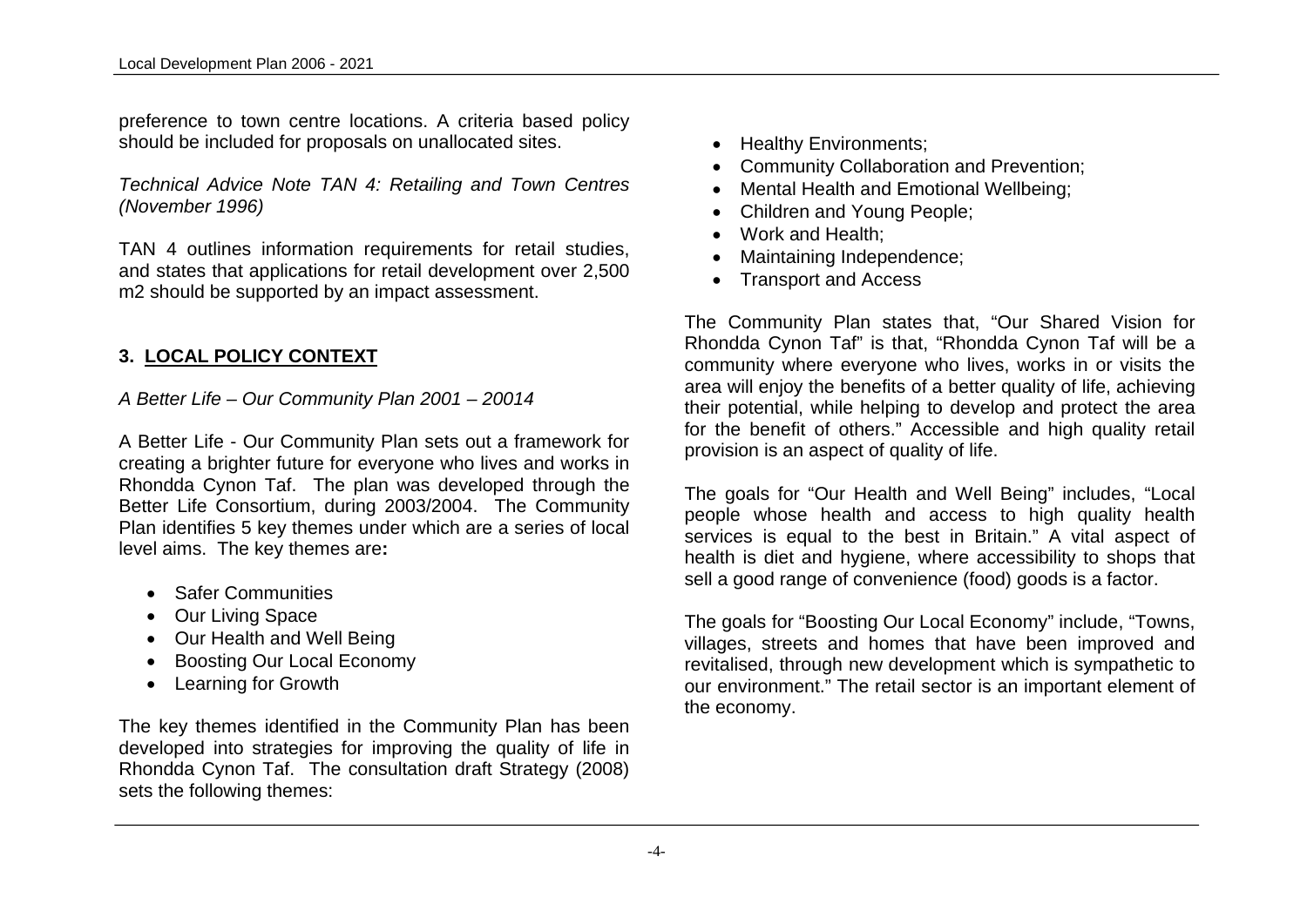preference to town centre locations. A criteria based policy should be included for proposals on unallocated sites.

*Technical Advice Note TAN 4: Retailing and Town Centres (November 1996)*

TAN 4 outlines information requirements for retail studies, and states that applications for retail development over 2,500 m2 should be supported by an impact assessment.

## 3. LOCAL POLICY CONTEXT

*A Better Life – Our Community Plan 2001 – 20014*

A Better Life - Our Community Plan sets out a framework for creating a brighter future for everyone who lives and works in Rhondda Cynon Taf. The plan was developed through the Better Life Consortium, during 2003/2004. The Community Plan identifies 5 key themes under which are a series of local level aims. The key themes are**:**

- Safer Communities
- Our Living Space
- Our Health and Well Being
- Boosting Our Local Economy
- Learning for Growth

The key themes identified in the Community Plan has been developed into strategies for improving the quality of life in Rhondda Cynon Taf. The consultation draft Strategy (2008) sets the following themes:

- Healthy Environments;
- Community Collaboration and Prevention;
- Mental Health and Emotional Wellbeing;
- Children and Young People;
- Work and Health;
- Maintaining Independence;
- Transport and Access

The Community Plan states that, "Our Shared Vision for Rhondda Cynon Taf" is that, "Rhondda Cynon Taf will be a community where everyone who lives, works in or visits the area will enjoy the benefits of a better quality of life, achieving their potential, while helping to develop and protect the area for the benefit of others." Accessible and high quality retail provision is an aspect of quality of life.

The goals for "Our Health and Well Being" includes, "Local people whose health and access to high quality health services is equal to the best in Britain." A vital aspect of health is diet and hygiene, where accessibility to shops that sell a good range of convenience (food) goods is a factor.

The goals for "Boosting Our Local Economy" include, "Towns, villages, streets and homes that have been improved and revitalised, through new development which is sympathetic to our environment." The retail sector is an important element of the economy.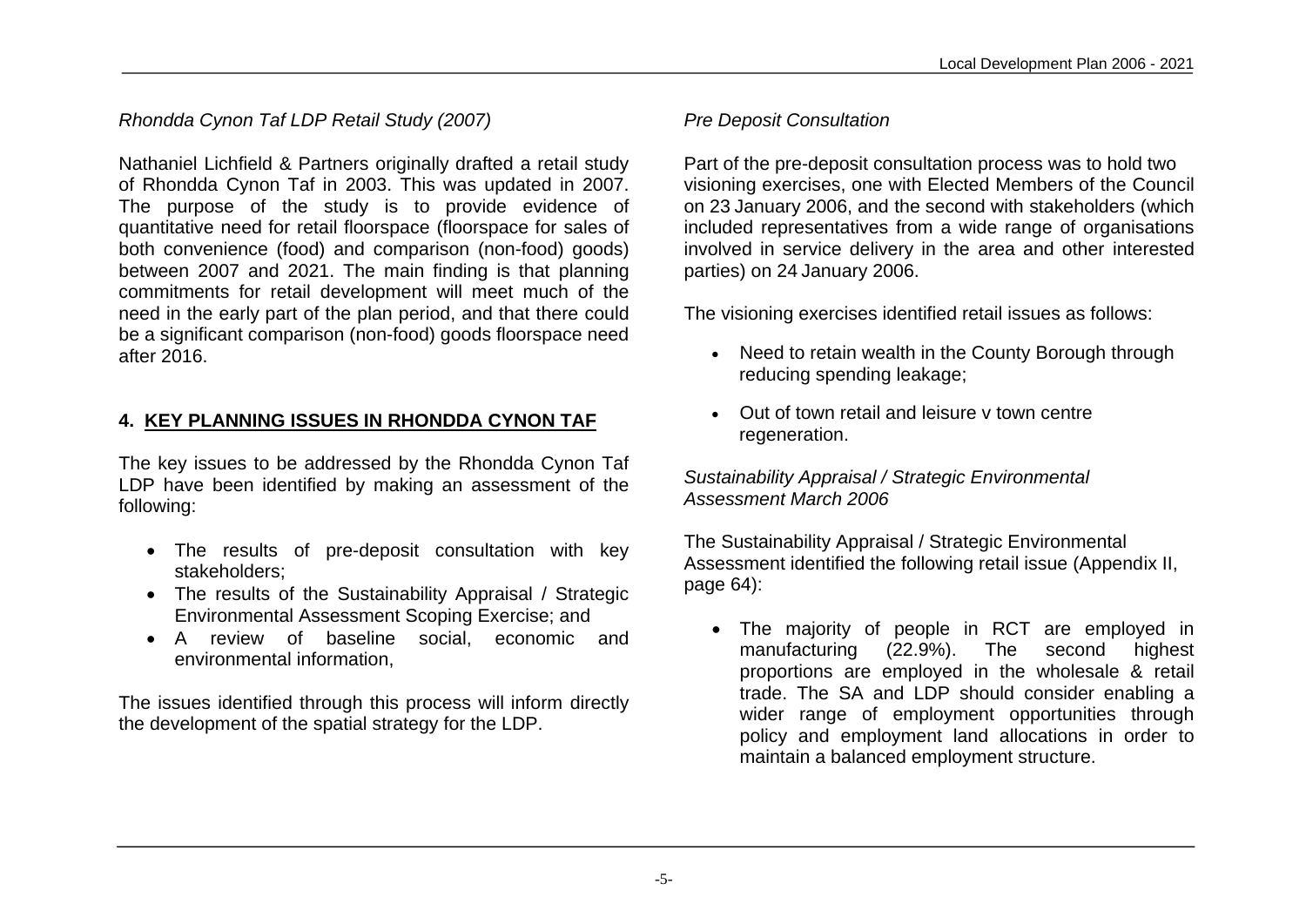*Rhondda Cynon Taf LDP Retail Study (2007)*

Nathaniel Lichfield & Partners originally drafted a retail study of Rhondda Cynon Taf in 2003. This was updated in 2007. The purpose of the study is to provide evidence of quantitative need for retail floorspace (floorspace for sales of both convenience (food) and comparison (non-food) goods) between 2007 and 2021. The main finding is that planning commitments for retail development will meet much of the need in the early part of the plan period, and that there could be a significant comparison (non-food) goods floorspace need after 2016.

## 4. KEY PLANNING ISSUES IN RHONDDA CYNON TAF

The key issues to be addressed by the Rhondda Cynon Taf LDP have been identified by making an assessment of the following:

- The results of pre-deposit consultation with key stakeholders;
- The results of the Sustainability Appraisal / Strategic Environmental Assessment Scoping Exercise; and
- A review of baseline social, economic and environmental information,

The issues identified through this process will inform directly the development of the spatial strategy for the LDP.

*Pre Deposit Consultation*

Part of the pre-deposit consultation process was to hold two visioning exercises, one with Elected Members of the Council on 23 January 2006, and the second with stakeholders (which included representatives from a wide range of organisations involved in service delivery in the area and other interested parties) on 24 January 2006.

The visioning exercises identified retail issues as follows:

- Need to retain wealth in the County Borough through reducing spending leakage;
- Out of town retail and leisure v town centre regeneration.

*Sustainability Appraisal / Strategic Environmental Assessment March 2006*

The Sustainability Appraisal / Strategic Environmental Assessment identified the following retail issue (Appendix II, page 64):

- The majority of people in RCT are employed in manufacturing (22.9%). The second highest proportions are employed in the wholesale & retail trade. The SA and LDP should consider enabling a wider range of employment opportunities through policy and employment land allocations in order to maintain a balanced employment structure.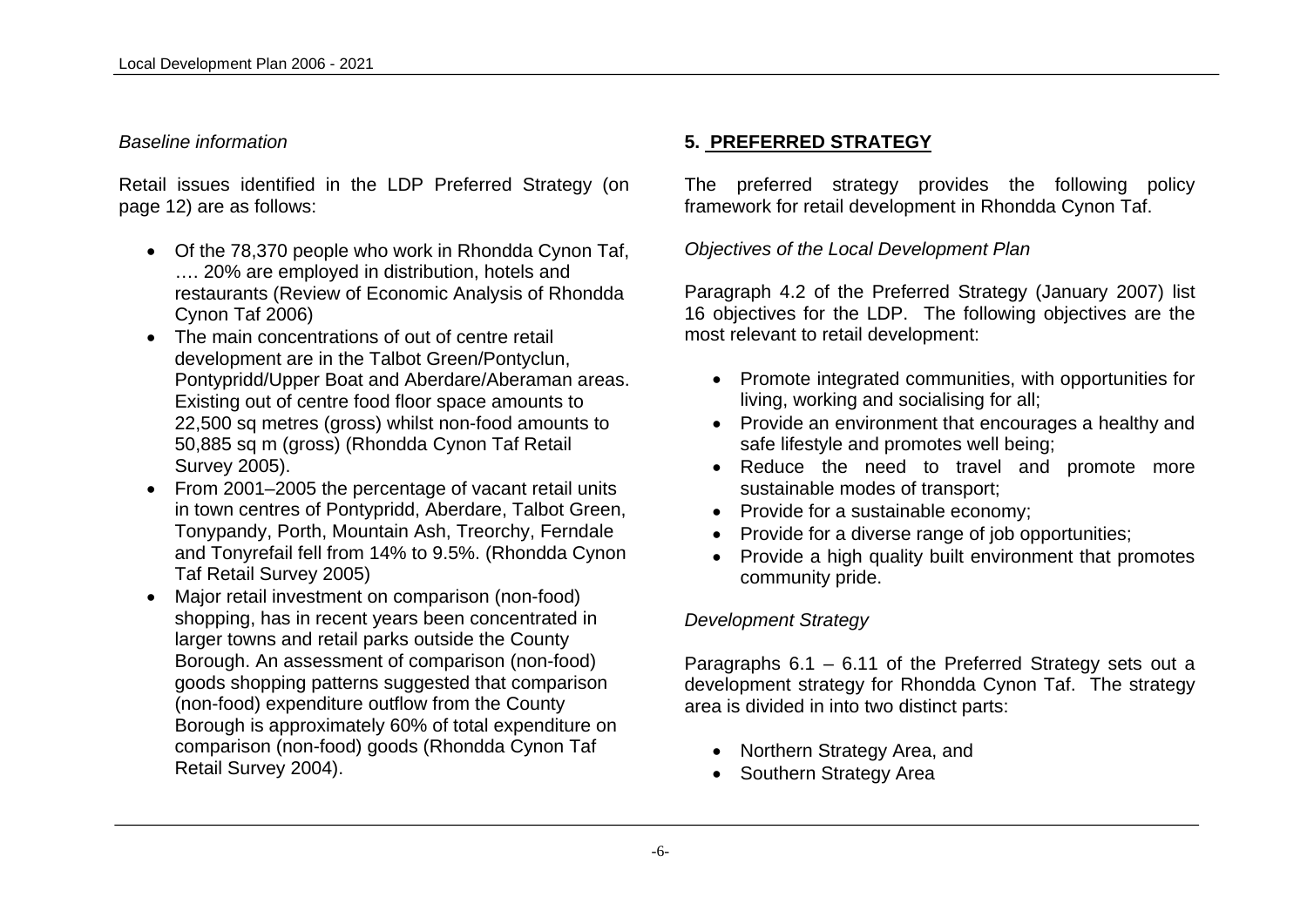*Baseline information*

Retail issues identified in the LDP Preferred Strategy (on page 12) are as follows:

- Of the 78,370 people who work in Rhondda Cynon Taf, …. 20% are employed in distribution, hotels and restaurants (Review of Economic Analysis of Rhondda Cynon Taf 2006)
- The main concentrations of out of centre retail development are in the Talbot Green/Pontyclun, Pontypridd/Upper Boat and Aberdare/Aberaman areas. Existing out of centre food floor space amounts to 22,500 sq metres (gross) whilst non-food amounts to 50,885 sq m (gross) (Rhondda Cynon Taf Retail Survey 2005).
- From 2001–2005 the percentage of vacant retail units in town centres of Pontypridd, Aberdare, Talbot Green, Tonypandy, Porth, Mountain Ash, Treorchy, Ferndale and Tonyrefail fell from 14% to 9.5%. (Rhondda Cynon Taf Retail Survey 2005)
- Major retail investment on comparison (non-food) shopping, has in recent years been concentrated in larger towns and retail parks outside the County Borough. An assessment of comparison (non-food) goods shopping patterns suggested that comparison (non-food) expenditure outflow from the County Borough is approximately 60% of total expenditure on comparison (non-food) goods (Rhondda Cynon Taf Retail Survey 2004).

## 5. PREFERRED STRATEGY

The preferred strategy provides the following policy framework for retail development in Rhondda Cynon Taf.

*Objectives of the Local Development Plan*

Paragraph 4.2 of the Preferred Strategy (January 2007) list 16 objectives for the LDP. The following objectives are the most relevant to retail development:

- Promote integrated communities, with opportunities for living, working and socialising for all;
- Provide an environment that encourages a healthy and safe lifestyle and promotes well being;
- Reduce the need to travel and promote more sustainable modes of transport;
- Provide for a sustainable economy;
- Provide for a diverse range of job opportunities;
- Provide a high quality built environment that promotes community pride.

*Development Strategy*

Paragraphs 6.1 – 6.11 of the Preferred Strategy sets out a development strategy for Rhondda Cynon Taf. The strategy area is divided in into two distinct parts:

- Northern Strategy Area, and
- Southern Strategy Area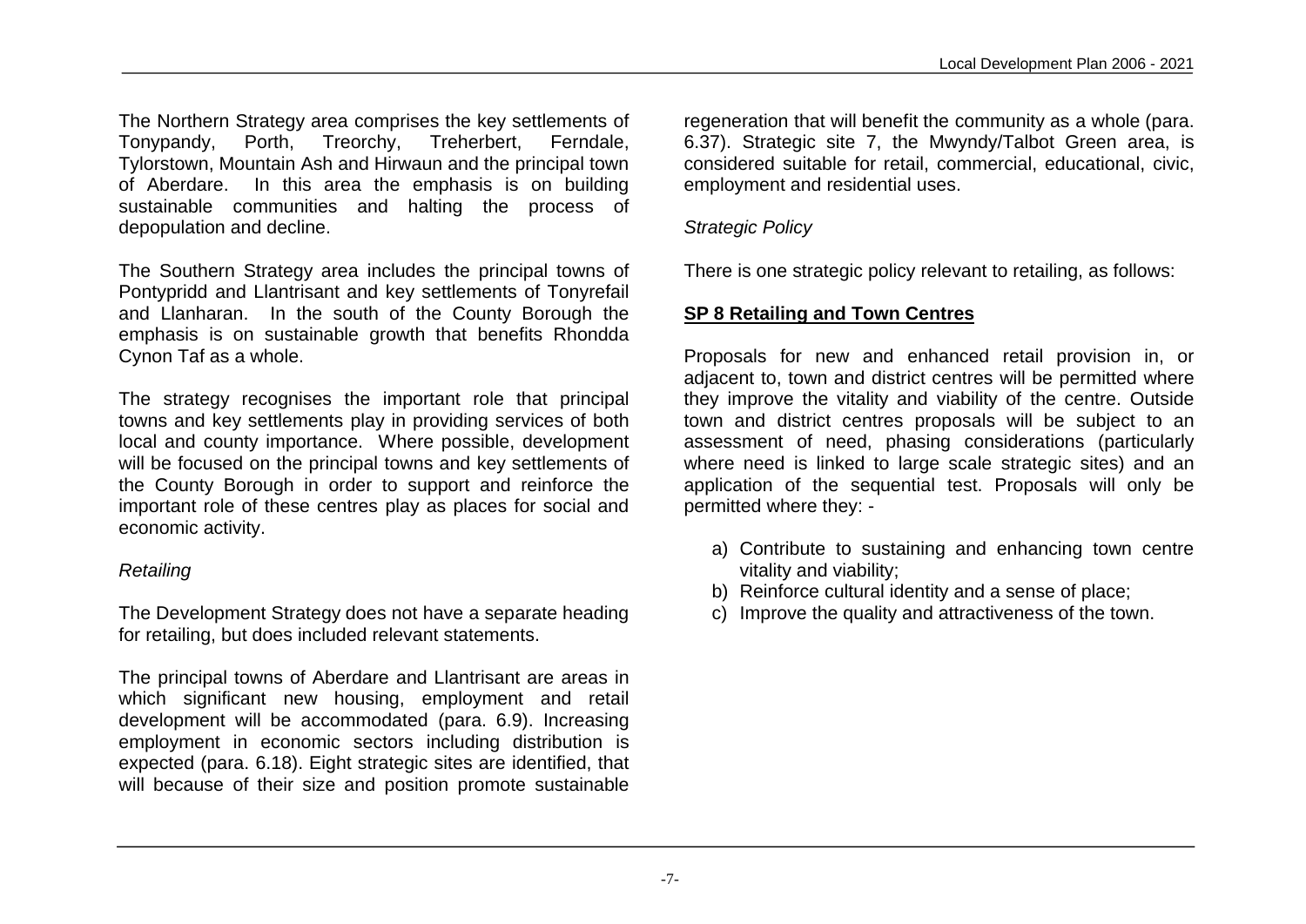The Northern Strategy area comprises the key settlements of Tonypandy, Porth, Treorchy, Treherbert, Ferndale, Tylorstown, Mountain Ash and Hirwaun and the principal town of Aberdare. In this area the emphasis is on building sustainable communities and halting the process of depopulation and decline.

The Southern Strategy area includes the principal towns of Pontypridd and Llantrisant and key settlements of Tonyrefail and Llanharan. In the south of the County Borough the emphasis is on sustainable growth that benefits Rhondda Cynon Taf as a whole.

The strategy recognises the important role that principal towns and key settlements play in providing services of both local and county importance. Where possible, development will be focused on the principal towns and key settlements of the County Borough in order to support and reinforce the important role of these centres play as places for social and economic activity.

*Retailing*

The Development Strategy does not have a separate heading for retailing, but does included relevant statements.

The principal towns of Aberdare and Llantrisant are areas in which significant new housing, employment and retail development will be accommodated (para. 6.9). Increasing employment in economic sectors including distribution is expected (para. 6.18). Eight strategic sites are identified, that will because of their size and position promote sustainable regeneration that will benefit the community as a whole (para. 6.37). Strategic site 7, the Mwyndy/Talbot Green area, is considered suitable for retail, commercial, educational, civic, employment and residential uses.

*Strategic Policy*

There is one strategic policy relevant to retailing, as follows:

**SP 8 Retailing and Town Centres**

Proposals for new and enhanced retail provision in, or adjacent to, town and district centres will be permitted where they improve the vitality and viability of the centre. Outside town and district centres proposals will be subject to an assessment of need, phasing considerations (particularly where need is linked to large scale strategic sites) and an application of the sequential test. Proposals will only be permitted where they: -

a) Contribute to sustaining and enhancing town centre vitality and viability;
b) Reinforce cultural identity and a sense of place;
c) Improve the quality and attractiveness of the town.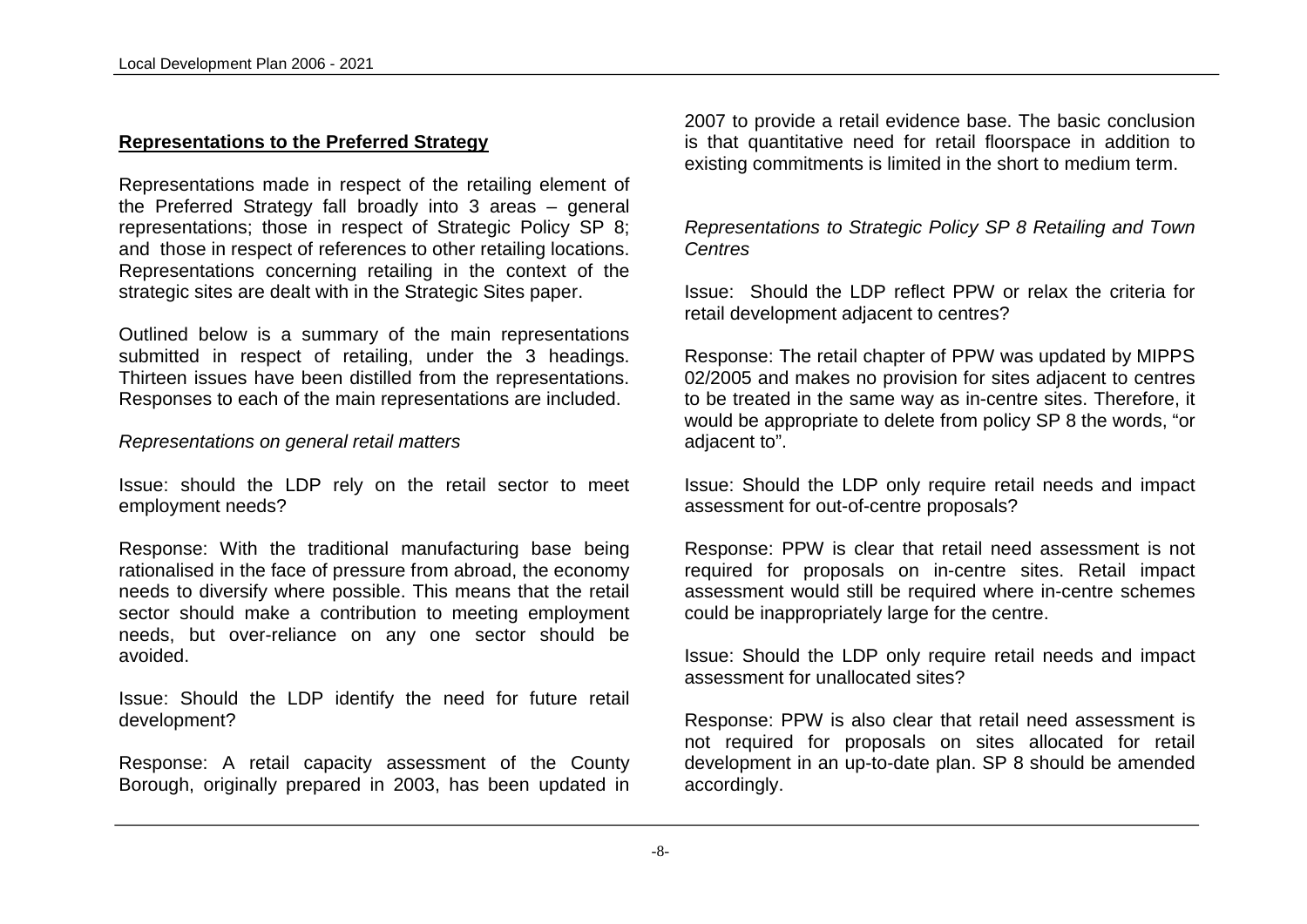## Representations to the Preferred Strategy

Representations made in respect of the retailing element of the Preferred Strategy fall broadly into 3 areas – general representations; those in respect of Strategic Policy SP 8; and those in respect of references to other retailing locations. Representations concerning retailing in the context of the strategic sites are dealt with in the Strategic Sites paper.

Outlined below is a summary of the main representations submitted in respect of retailing, under the 3 headings. Thirteen issues have been distilled from the representations. Responses to each of the main representations are included.

*Representations on general retail matters*

Issue: should the LDP rely on the retail sector to meet employment needs?

Response: With the traditional manufacturing base being rationalised in the face of pressure from abroad, the economy needs to diversify where possible. This means that the retail sector should make a contribution to meeting employment needs, but over-reliance on any one sector should be avoided.

Issue: Should the LDP identify the need for future retail development?

Response: A retail capacity assessment of the County Borough, originally prepared in 2003, has been updated in 2007 to provide a retail evidence base. The basic conclusion is that quantitative need for retail floorspace in addition to existing commitments is limited in the short to medium term.

*Representations to Strategic Policy SP 8 Retailing and Town Centres*

Issue: Should the LDP reflect PPW or relax the criteria for retail development adjacent to centres?

Response: The retail chapter of PPW was updated by MIPPS 02/2005 and makes no provision for sites adjacent to centres to be treated in the same way as in-centre sites. Therefore, it would be appropriate to delete from policy SP 8 the words, "or adjacent to".

Issue: Should the LDP only require retail needs and impact assessment for out-of-centre proposals?

Response: PPW is clear that retail need assessment is not required for proposals on in-centre sites. Retail impact assessment would still be required where in-centre schemes could be inappropriately large for the centre.

Issue: Should the LDP only require retail needs and impact assessment for unallocated sites?

Response: PPW is also clear that retail need assessment is not required for proposals on sites allocated for retail development in an up-to-date plan. SP 8 should be amended accordingly.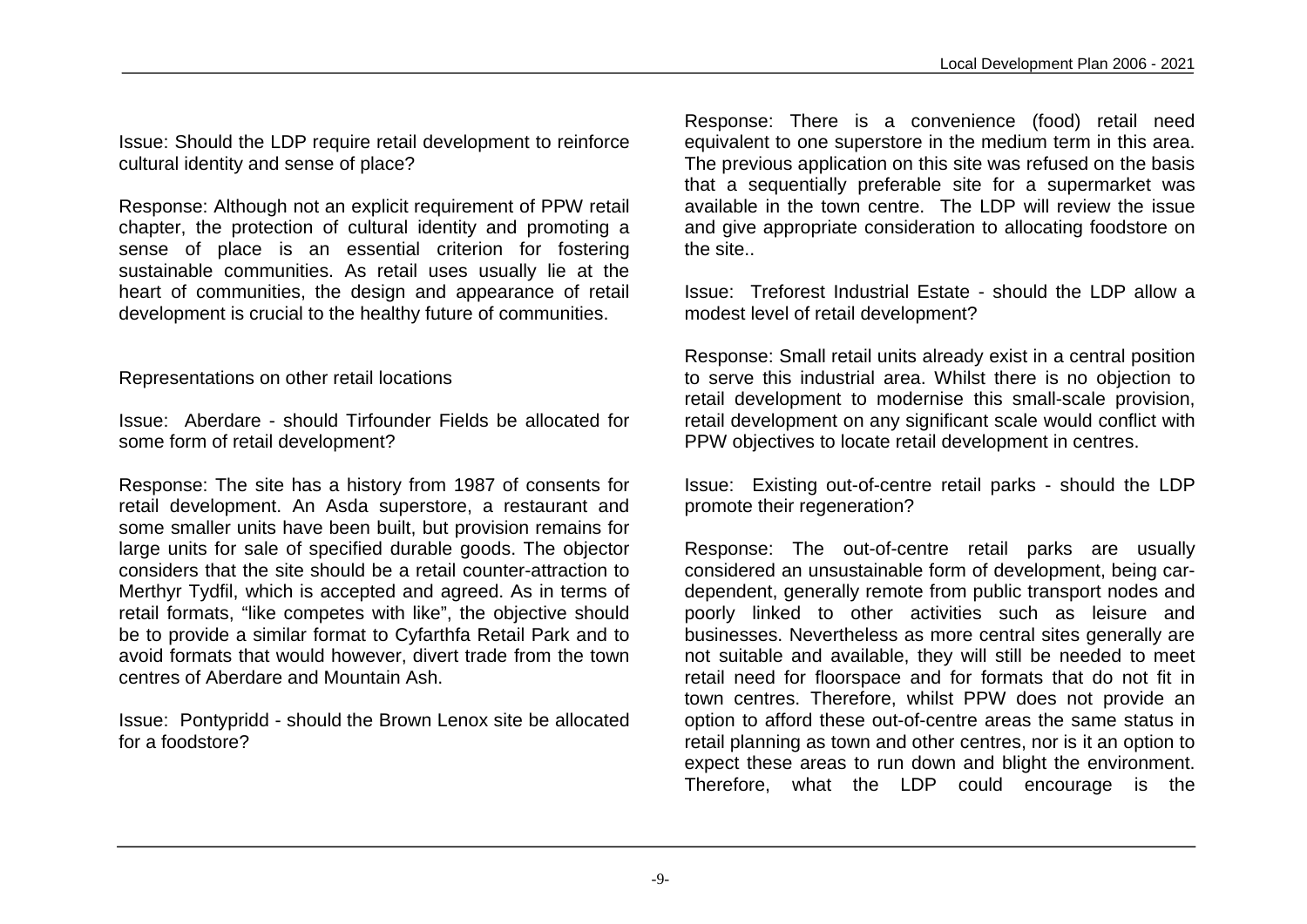Issue: Should the LDP require retail development to reinforce cultural identity and sense of place?

Response: Although not an explicit requirement of PPW retail chapter, the protection of cultural identity and promoting a sense of place is an essential criterion for fostering sustainable communities. As retail uses usually lie at the heart of communities, the design and appearance of retail development is crucial to the healthy future of communities.

Representations on other retail locations

Issue: Aberdare - should Tirfounder Fields be allocated for some form of retail development?

Response: The site has a history from 1987 of consents for retail development. An Asda superstore, a restaurant and some smaller units have been built, but provision remains for large units for sale of specified durable goods. The objector considers that the site should be a retail counter-attraction to Merthyr Tydfil, which is accepted and agreed. As in terms of retail formats, "like competes with like", the objective should be to provide a similar format to Cyfarthfa Retail Park and to avoid formats that would however, divert trade from the town centres of Aberdare and Mountain Ash.

Issue: Pontypridd - should the Brown Lenox site be allocated for a foodstore?

Response: There is a convenience (food) retail need equivalent to one superstore in the medium term in this area. The previous application on this site was refused on the basis that a sequentially preferable site for a supermarket was available in the town centre. The LDP will review the issue and give appropriate consideration to allocating foodstore on the site..

Issue: Treforest Industrial Estate - should the LDP allow a modest level of retail development?

Response: Small retail units already exist in a central position to serve this industrial area. Whilst there is no objection to retail development to modernise this small-scale provision, retail development on any significant scale would conflict with PPW objectives to locate retail development in centres.

Issue: Existing out-of-centre retail parks - should the LDP promote their regeneration?

Response: The out-of-centre retail parks are usually considered an unsustainable form of development, being car-dependent, generally remote from public transport nodes and poorly linked to other activities such as leisure and businesses. Nevertheless as more central sites generally are not suitable and available, they will still be needed to meet retail need for floorspace and for formats that do not fit in town centres. Therefore, whilst PPW does not provide an option to afford these out-of-centre areas the same status in retail planning as town and other centres, nor is it an option to expect these areas to run down and blight the environment. Therefore, what the LDP could encourage is the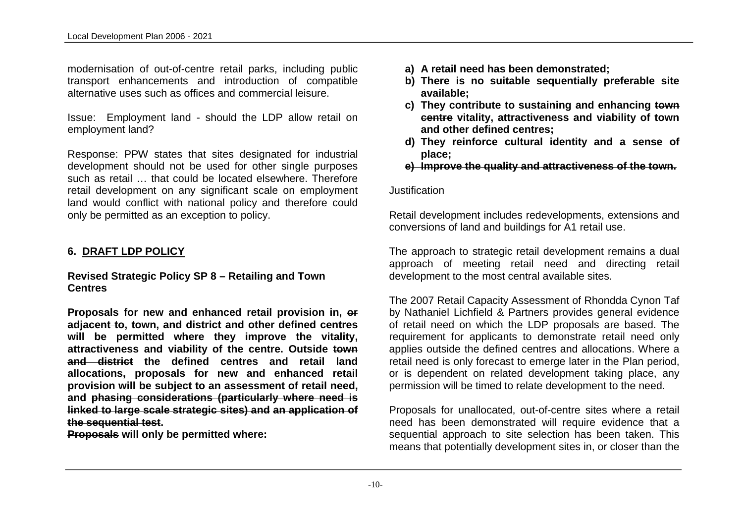modernisation of out-of-centre retail parks, including public transport enhancements and introduction of compatible alternative uses such as offices and commercial leisure.

Issue: Employment land - should the LDP allow retail on employment land?

Response: PPW states that sites designated for industrial development should not be used for other single purposes such as retail … that could be located elsewhere. Therefore retail development on any significant scale on employment land would conflict with national policy and therefore could only be permitted as an exception to policy.

## 6. DRAFT LDP POLICY

**Revised Strategic Policy SP 8 – Retailing and Town Centres**

**Proposals for new and enhanced retail provision in, ~~or adjacent to~~, town, ~~and~~ district and other defined centres will be permitted where they improve the vitality, attractiveness and viability of the centre. Outside ~~town and district~~ the defined centres and retail land allocations, proposals for new and enhanced retail provision will be subject to an assessment of retail need, and ~~phasing considerations (particularly where need is linked to large scale strategic sites) and an application of the sequential test~~.**

**~~Proposals~~ will only be permitted where:**

**a) A retail need has been demonstrated;**

**b) There is no suitable sequentially preferable site available;**

**c) They contribute to sustaining and enhancing ~~town centre~~ vitality, attractiveness and viability of town and other defined centres;**

**d) They reinforce cultural identity and a sense of place;**

**~~e) Improve the quality and attractiveness of the town.~~**

Justification

Retail development includes redevelopments, extensions and conversions of land and buildings for A1 retail use.

The approach to strategic retail development remains a dual approach of meeting retail need and directing retail development to the most central available sites.

The 2007 Retail Capacity Assessment of Rhondda Cynon Taf by Nathaniel Lichfield & Partners provides general evidence of retail need on which the LDP proposals are based. The requirement for applicants to demonstrate retail need only applies outside the defined centres and allocations. Where a retail need is only forecast to emerge later in the Plan period, or is dependent on related development taking place, any permission will be timed to relate development to the need.

Proposals for unallocated, out-of-centre sites where a retail need has been demonstrated will require evidence that a sequential approach to site selection has been taken. This means that potentially development sites in, or closer than the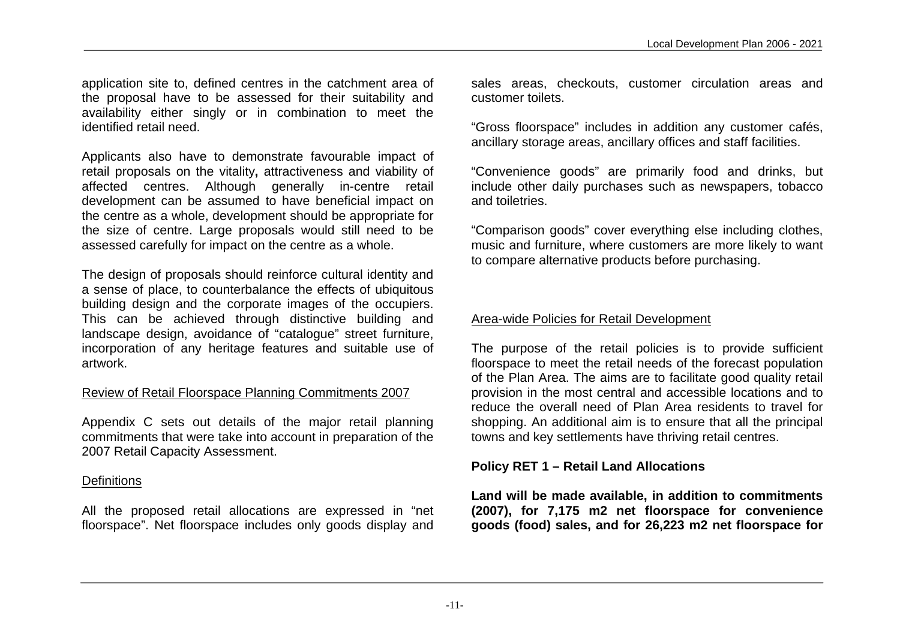application site to, defined centres in the catchment area of the proposal have to be assessed for their suitability and availability either singly or in combination to meet the identified retail need.

Applicants also have to demonstrate favourable impact of retail proposals on the vitality**,** attractiveness and viability of affected centres. Although generally in-centre retail development can be assumed to have beneficial impact on the centre as a whole, development should be appropriate for the size of centre. Large proposals would still need to be assessed carefully for impact on the centre as a whole.

The design of proposals should reinforce cultural identity and a sense of place, to counterbalance the effects of ubiquitous building design and the corporate images of the occupiers. This can be achieved through distinctive building and landscape design, avoidance of "catalogue" street furniture, incorporation of any heritage features and suitable use of artwork.

<u>Review of Retail Floorspace Planning Commitments 2007</u>

Appendix C sets out details of the major retail planning commitments that were take into account in preparation of the 2007 Retail Capacity Assessment.

<u>Definitions</u>

All the proposed retail allocations are expressed in "net floorspace". Net floorspace includes only goods display and sales areas, checkouts, customer circulation areas and customer toilets.

"Gross floorspace" includes in addition any customer cafés, ancillary storage areas, ancillary offices and staff facilities.

"Convenience goods" are primarily food and drinks, but include other daily purchases such as newspapers, tobacco and toiletries.

"Comparison goods" cover everything else including clothes, music and furniture, where customers are more likely to want to compare alternative products before purchasing.

<u>Area-wide Policies for Retail Development</u>

The purpose of the retail policies is to provide sufficient floorspace to meet the retail needs of the forecast population of the Plan Area. The aims are to facilitate good quality retail provision in the most central and accessible locations and to reduce the overall need of Plan Area residents to travel for shopping. An additional aim is to ensure that all the principal towns and key settlements have thriving retail centres.

**Policy RET 1 – Retail Land Allocations**

**Land will be made available, in addition to commitments (2007), for 7,175 m2 net floorspace for convenience goods (food) sales, and for 26,223 m2 net floorspace for**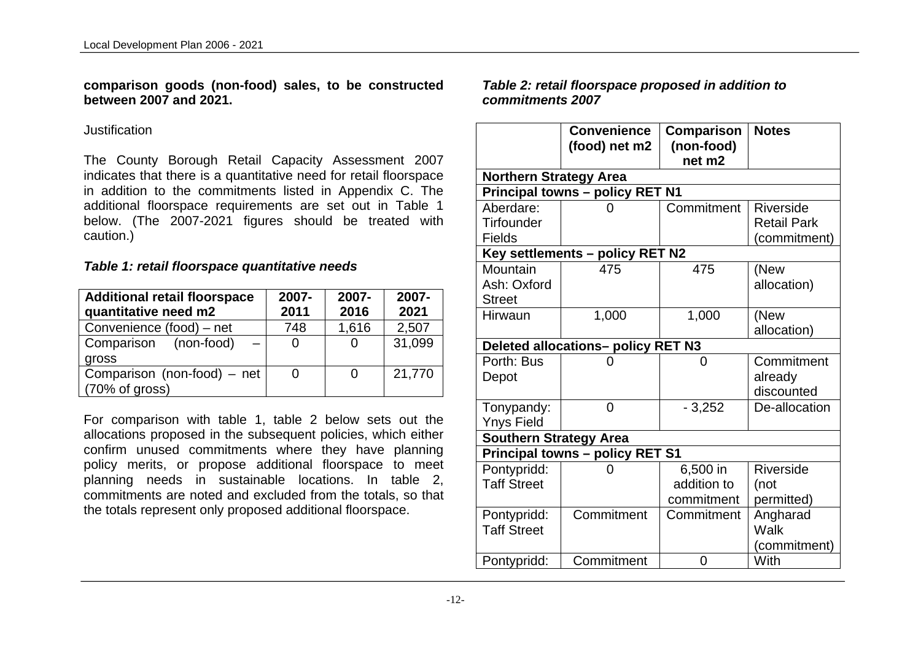**comparison goods (non-food) sales, to be constructed between 2007 and 2021.**

Justification

The County Borough Retail Capacity Assessment 2007 indicates that there is a quantitative need for retail floorspace in addition to the commitments listed in Appendix C. The additional floorspace requirements are set out in Table 1 below. (The 2007-2021 figures should be treated with caution.)

***Table 1: retail floorspace quantitative needs***

| Additional retail floorspace quantitative need m2 | 2007-2011 | 2007-2016 | 2007-2021 |
|---|---|---|---|
| Convenience (food) – net | 748 | 1,616 | 2,507 |
| Comparison (non-food) – gross | 0 | 0 | 31,099 |
| Comparison (non-food) – net (70% of gross) | 0 | 0 | 21,770 |

For comparison with table 1, table 2 below sets out the allocations proposed in the subsequent policies, which either confirm unused commitments where they have planning policy merits, or propose additional floorspace to meet planning needs in sustainable locations. In table 2, commitments are noted and excluded from the totals, so that the totals represent only proposed additional floorspace.

***Table 2: retail floorspace proposed in addition to commitments 2007***

| | Convenience (food) net m2 | Comparison (non-food) net m2 | Notes |
|---|---|---|---|
| **Northern Strategy Area** | | | |
| **Principal towns – policy RET N1** | | | |
| Aberdare: Tirfounder Fields | 0 | Commitment | Riverside Retail Park (commitment) |
| **Key settlements – policy RET N2** | | | |
| Mountain Ash: Oxford Street | 475 | 475 | (New allocation) |
| Hirwaun | 1,000 | 1,000 | (New allocation) |
| **Deleted allocations– policy RET N3** | | | |
| Porth: Bus Depot | 0 | 0 | Commitment already discounted |
| Tonypandy: Ynys Field | 0 | - 3,252 | De-allocation |
| **Southern Strategy Area** | | | |
| **Principal towns – policy RET S1** | | | |
| Pontypridd: Taff Street | 0 | 6,500 in addition to commitment | Riverside (not permitted) |
| Pontypridd: Taff Street | Commitment | Commitment | Angharad Walk (commitment) |
| Pontypridd: | Commitment | 0 | With |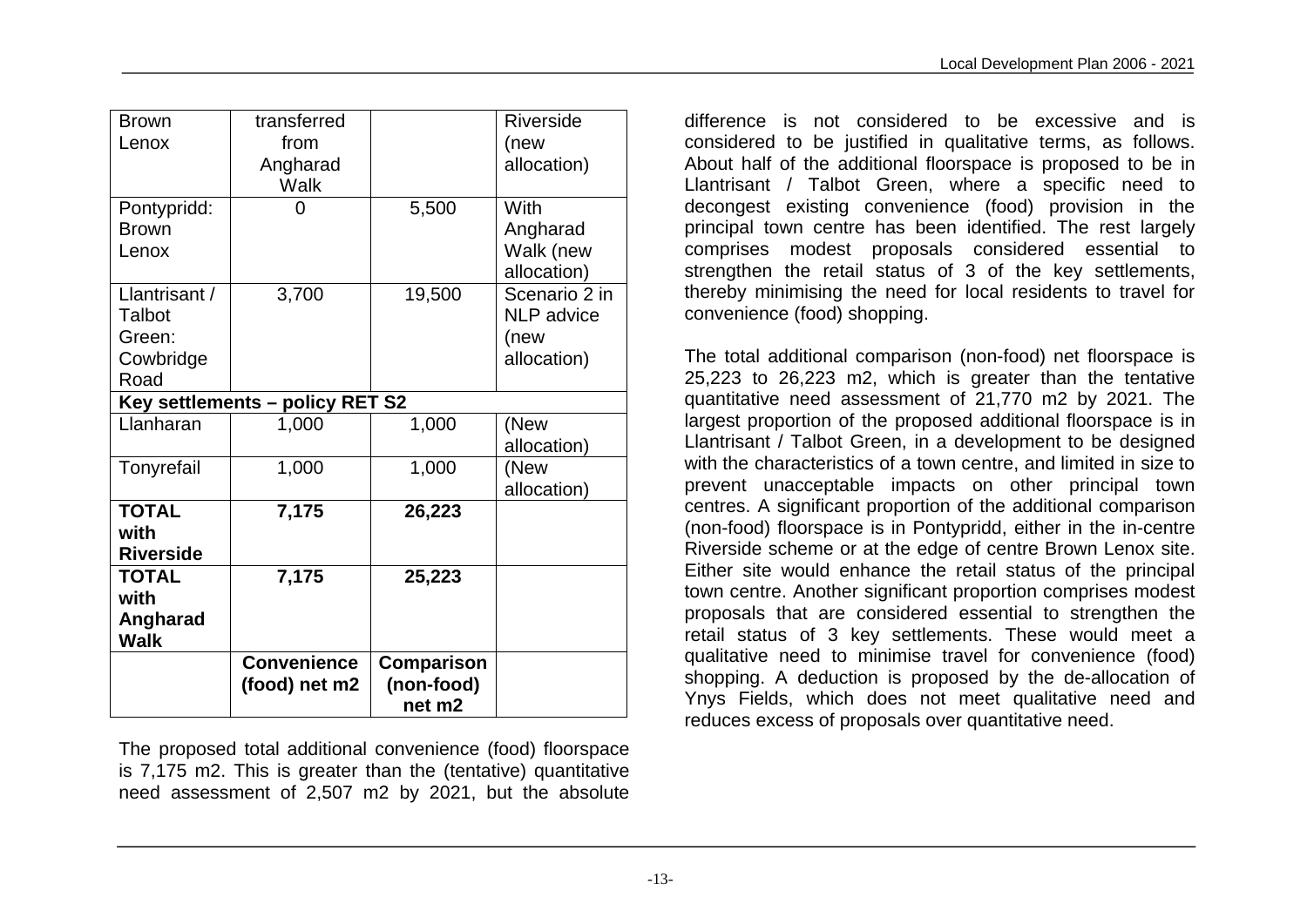| Brown Lenox | transferred from Angharad Walk | | Riverside (new allocation) |
|---|---|---|---|
| Pontypridd: Brown Lenox | 0 | 5,500 | With Angharad Walk (new allocation) |
| Llantrisant / Talbot Green: Cowbridge Road | 3,700 | 19,500 | Scenario 2 in NLP advice (new allocation) |
| **Key settlements – policy RET S2** | | | |
| Llanharan | 1,000 | 1,000 | (New allocation) |
| Tonyrefail | 1,000 | 1,000 | (New allocation) |
| **TOTAL with Riverside** | **7,175** | **26,223** | |
| **TOTAL with Angharad Walk** | **7,175** | **25,223** | |
| | **Convenience (food) net m2** | **Comparison (non-food) net m2** | |

The proposed total additional convenience (food) floorspace is 7,175 m2. This is greater than the (tentative) quantitative need assessment of 2,507 m2 by 2021, but the absolute difference is not considered to be excessive and is considered to be justified in qualitative terms, as follows. About half of the additional floorspace is proposed to be in Llantrisant / Talbot Green, where a specific need to decongest existing convenience (food) provision in the principal town centre has been identified. The rest largely comprises modest proposals considered essential to strengthen the retail status of 3 of the key settlements, thereby minimising the need for local residents to travel for convenience (food) shopping.

The total additional comparison (non-food) net floorspace is 25,223 to 26,223 m2, which is greater than the tentative quantitative need assessment of 21,770 m2 by 2021. The largest proportion of the proposed additional floorspace is in Llantrisant / Talbot Green, in a development to be designed with the characteristics of a town centre, and limited in size to prevent unacceptable impacts on other principal town centres. A significant proportion of the additional comparison (non-food) floorspace is in Pontypridd, either in the in-centre Riverside scheme or at the edge of centre Brown Lenox site. Either site would enhance the retail status of the principal town centre. Another significant proportion comprises modest proposals that are considered essential to strengthen the retail status of 3 key settlements. These would meet a qualitative need to minimise travel for convenience (food) shopping. A deduction is proposed by the de-allocation of Ynys Fields, which does not meet qualitative need and reduces excess of proposals over quantitative need.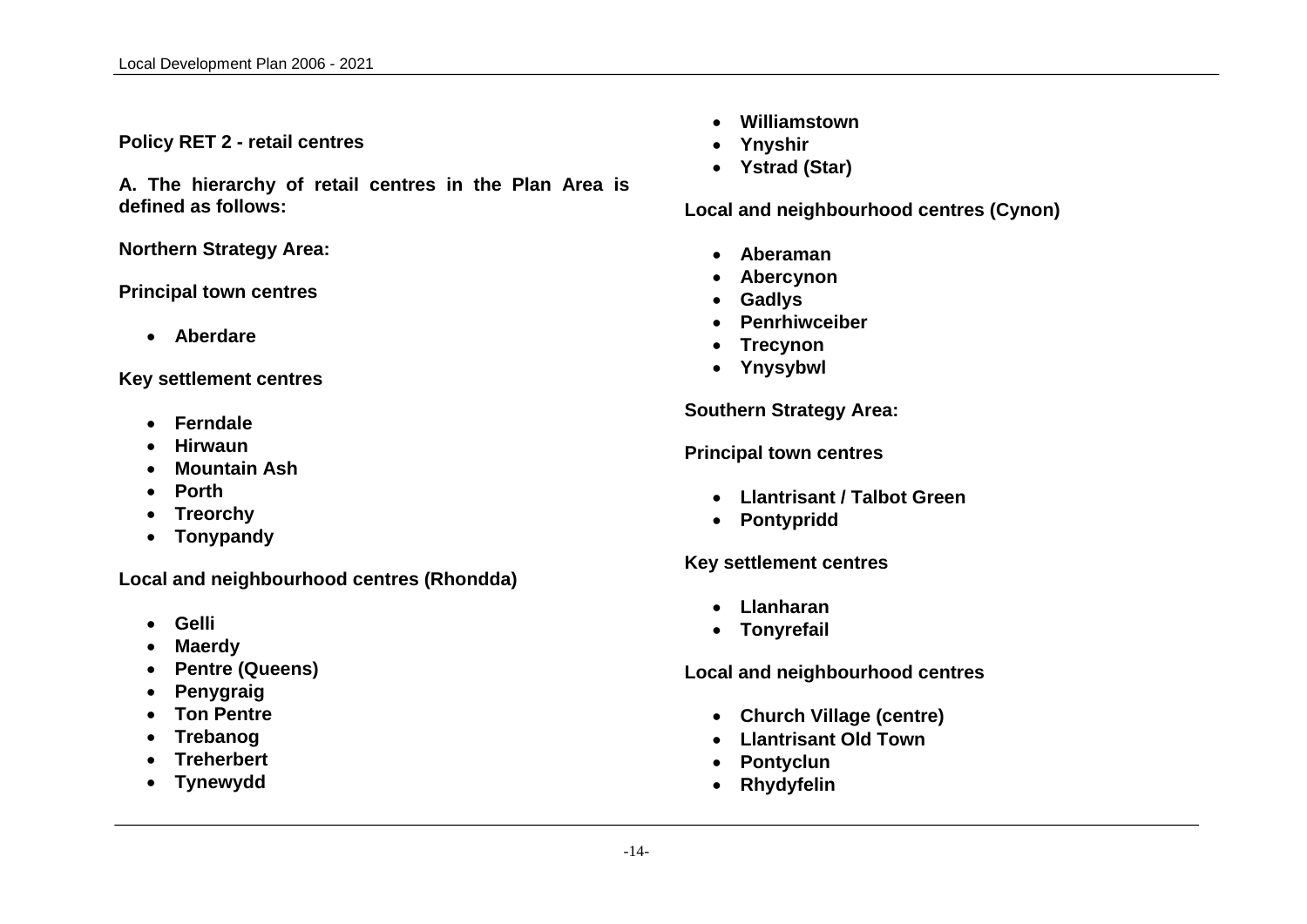**Policy RET 2 - retail centres**

**A. The hierarchy of retail centres in the Plan Area is defined as follows:**

**Northern Strategy Area:**

**Principal town centres**

- **Aberdare**

**Key settlement centres**

- **Ferndale**
- **Hirwaun**
- **Mountain Ash**
- **Porth**
- **Treorchy**
- **Tonypandy**

**Local and neighbourhood centres (Rhondda)**

- **Gelli**
- **Maerdy**
- **Pentre (Queens)**
- **Penygraig**
- **Ton Pentre**
- **Trebanog**
- **Treherbert**
- **Tynewydd**
- **Williamstown**
- **Ynyshir**
- **Ystrad (Star)**

**Local and neighbourhood centres (Cynon)**

- **Aberaman**
- **Abercynon**
- **Gadlys**
- **Penrhiwceiber**
- **Trecynon**
- **Ynysybwl**

**Southern Strategy Area:**

**Principal town centres**

- **Llantrisant / Talbot Green**
- **Pontypridd**

**Key settlement centres**

- **Llanharan**
- **Tonyrefail**

**Local and neighbourhood centres**

- **Church Village (centre)**
- **Llantrisant Old Town**
- **Pontyclun**
- **Rhydyfelin**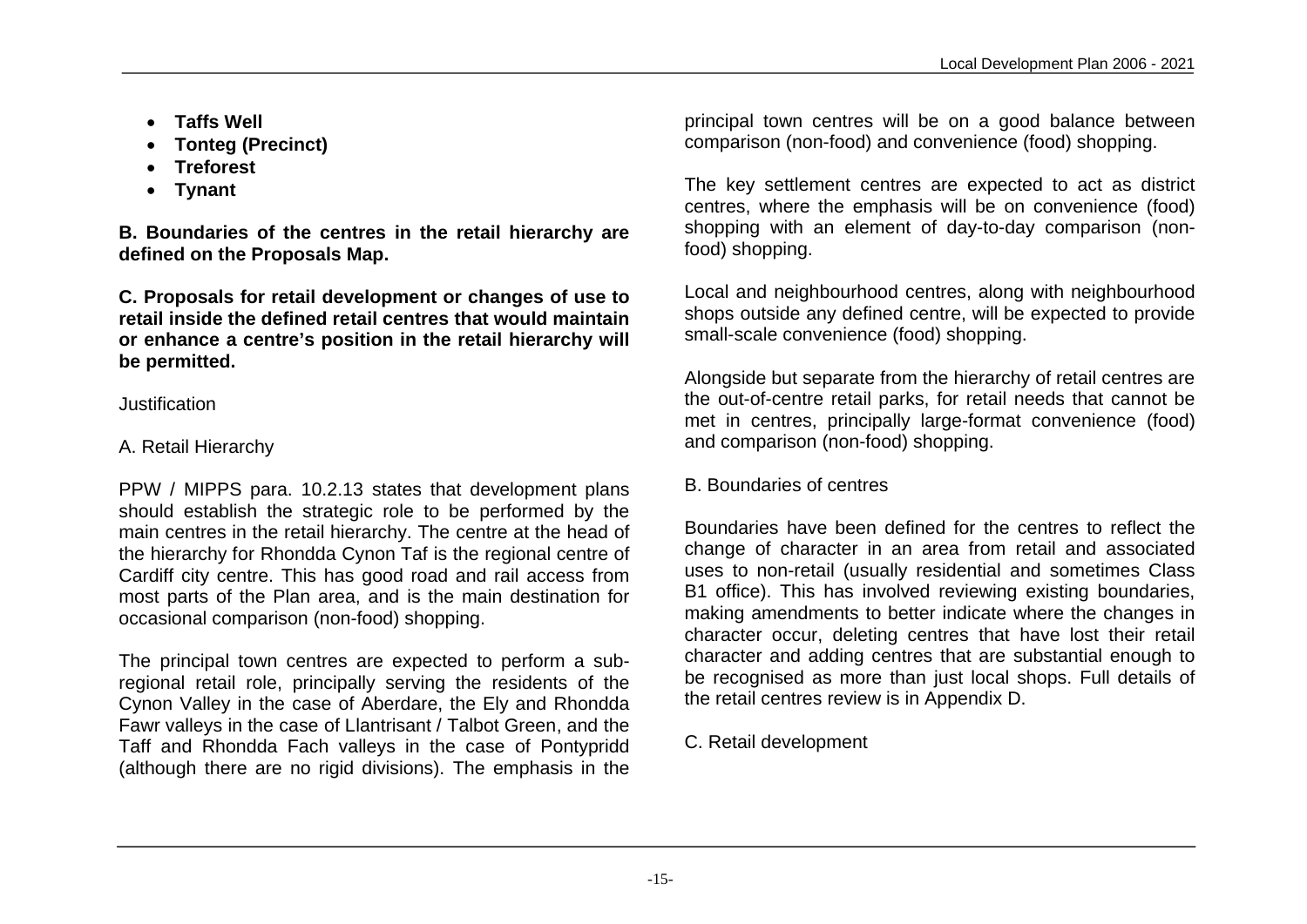- **Taffs Well**
- **Tonteg (Precinct)**
- **Treforest**
- **Tynant**

**B. Boundaries of the centres in the retail hierarchy are defined on the Proposals Map.**

**C. Proposals for retail development or changes of use to retail inside the defined retail centres that would maintain or enhance a centre's position in the retail hierarchy will be permitted.**

Justification

A. Retail Hierarchy

PPW / MIPPS para. 10.2.13 states that development plans should establish the strategic role to be performed by the main centres in the retail hierarchy. The centre at the head of the hierarchy for Rhondda Cynon Taf is the regional centre of Cardiff city centre. This has good road and rail access from most parts of the Plan area, and is the main destination for occasional comparison (non-food) shopping.

The principal town centres are expected to perform a sub-regional retail role, principally serving the residents of the Cynon Valley in the case of Aberdare, the Ely and Rhondda Fawr valleys in the case of Llantrisant / Talbot Green, and the Taff and Rhondda Fach valleys in the case of Pontypridd (although there are no rigid divisions). The emphasis in the principal town centres will be on a good balance between comparison (non-food) and convenience (food) shopping.

The key settlement centres are expected to act as district centres, where the emphasis will be on convenience (food) shopping with an element of day-to-day comparison (non-food) shopping.

Local and neighbourhood centres, along with neighbourhood shops outside any defined centre, will be expected to provide small-scale convenience (food) shopping.

Alongside but separate from the hierarchy of retail centres are the out-of-centre retail parks, for retail needs that cannot be met in centres, principally large-format convenience (food) and comparison (non-food) shopping.

B. Boundaries of centres

Boundaries have been defined for the centres to reflect the change of character in an area from retail and associated uses to non-retail (usually residential and sometimes Class B1 office). This has involved reviewing existing boundaries, making amendments to better indicate where the changes in character occur, deleting centres that have lost their retail character and adding centres that are substantial enough to be recognised as more than just local shops. Full details of the retail centres review is in Appendix D.

C. Retail development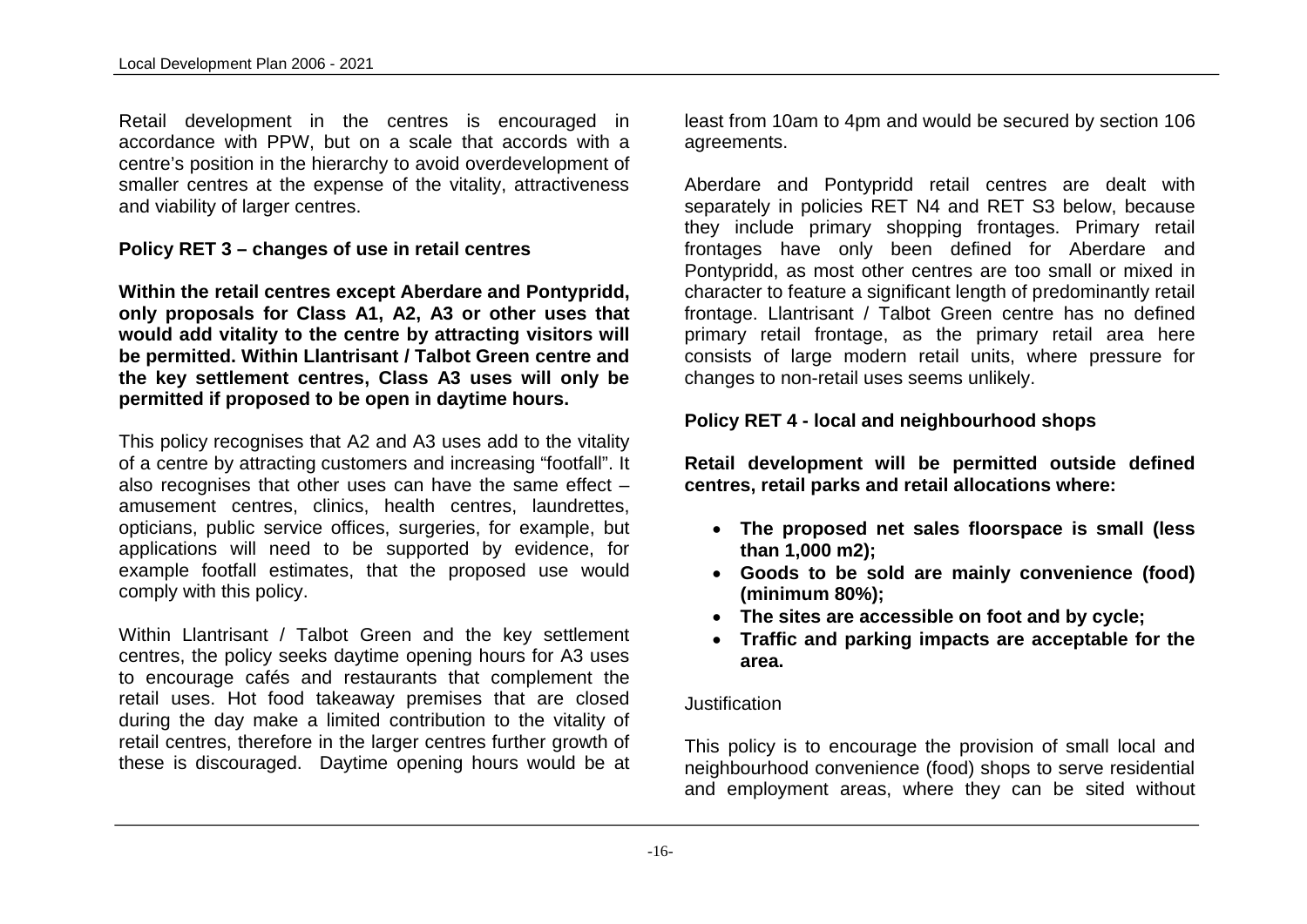Retail development in the centres is encouraged in accordance with PPW, but on a scale that accords with a centre's position in the hierarchy to avoid overdevelopment of smaller centres at the expense of the vitality, attractiveness and viability of larger centres.

**Policy RET 3 – changes of use in retail centres**

**Within the retail centres except Aberdare and Pontypridd, only proposals for Class A1, A2, A3 or other uses that would add vitality to the centre by attracting visitors will be permitted. Within Llantrisant / Talbot Green centre and the key settlement centres, Class A3 uses will only be permitted if proposed to be open in daytime hours.**

This policy recognises that A2 and A3 uses add to the vitality of a centre by attracting customers and increasing "footfall". It also recognises that other uses can have the same effect – amusement centres, clinics, health centres, laundrettes, opticians, public service offices, surgeries, for example, but applications will need to be supported by evidence, for example footfall estimates, that the proposed use would comply with this policy.

Within Llantrisant / Talbot Green and the key settlement centres, the policy seeks daytime opening hours for A3 uses to encourage cafés and restaurants that complement the retail uses. Hot food takeaway premises that are closed during the day make a limited contribution to the vitality of retail centres, therefore in the larger centres further growth of these is discouraged. Daytime opening hours would be at least from 10am to 4pm and would be secured by section 106 agreements.

Aberdare and Pontypridd retail centres are dealt with separately in policies RET N4 and RET S3 below, because they include primary shopping frontages. Primary retail frontages have only been defined for Aberdare and Pontypridd, as most other centres are too small or mixed in character to feature a significant length of predominantly retail frontage. Llantrisant / Talbot Green centre has no defined primary retail frontage, as the primary retail area here consists of large modern retail units, where pressure for changes to non-retail uses seems unlikely.

**Policy RET 4 - local and neighbourhood shops**

**Retail development will be permitted outside defined centres, retail parks and retail allocations where:**

- **The proposed net sales floorspace is small (less than 1,000 m2);**
- **Goods to be sold are mainly convenience (food) (minimum 80%);**
- **The sites are accessible on foot and by cycle;**
- **Traffic and parking impacts are acceptable for the area.**

Justification

This policy is to encourage the provision of small local and neighbourhood convenience (food) shops to serve residential and employment areas, where they can be sited without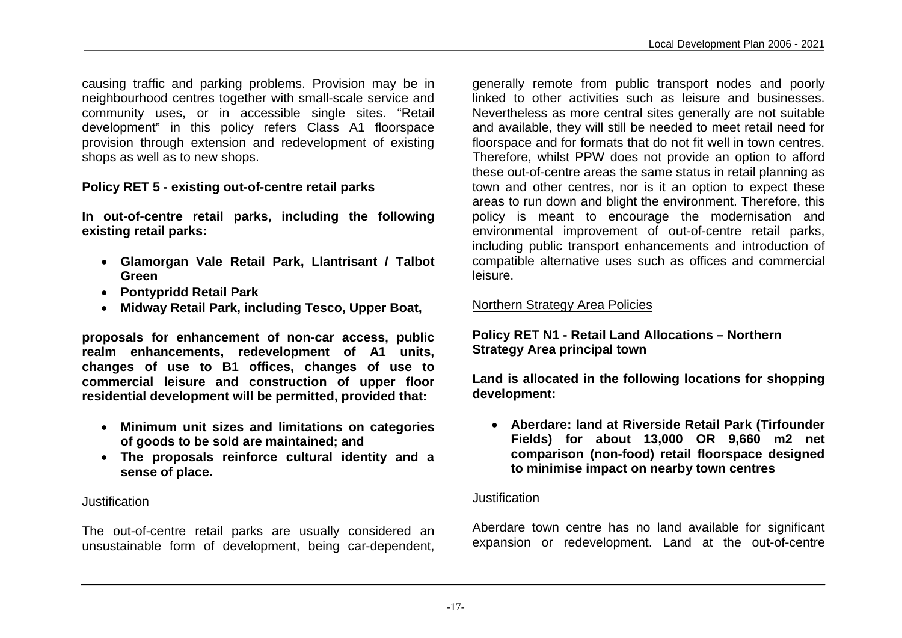causing traffic and parking problems. Provision may be in neighbourhood centres together with small-scale service and community uses, or in accessible single sites. "Retail development" in this policy refers Class A1 floorspace provision through extension and redevelopment of existing shops as well as to new shops.

**Policy RET 5 - existing out-of-centre retail parks**

**In out-of-centre retail parks, including the following existing retail parks:**

- **Glamorgan Vale Retail Park, Llantrisant / Talbot Green**
- **Pontypridd Retail Park**
- **Midway Retail Park, including Tesco, Upper Boat,**

**proposals for enhancement of non-car access, public realm enhancements, redevelopment of A1 units, changes of use to B1 offices, changes of use to commercial leisure and construction of upper floor residential development will be permitted, provided that:**

- **Minimum unit sizes and limitations on categories of goods to be sold are maintained; and**
- **The proposals reinforce cultural identity and a sense of place.**

Justification

The out-of-centre retail parks are usually considered an unsustainable form of development, being car-dependent, generally remote from public transport nodes and poorly linked to other activities such as leisure and businesses. Nevertheless as more central sites generally are not suitable and available, they will still be needed to meet retail need for floorspace and for formats that do not fit well in town centres. Therefore, whilst PPW does not provide an option to afford these out-of-centre areas the same status in retail planning as town and other centres, nor is it an option to expect these areas to run down and blight the environment. Therefore, this policy is meant to encourage the modernisation and environmental improvement of out-of-centre retail parks, including public transport enhancements and introduction of compatible alternative uses such as offices and commercial leisure.

<u>Northern Strategy Area Policies</u>

**Policy RET N1 - Retail Land Allocations – Northern Strategy Area principal town**

**Land is allocated in the following locations for shopping development:**

- **Aberdare: land at Riverside Retail Park (Tirfounder Fields) for about 13,000 OR 9,660 m2 net comparison (non-food) retail floorspace designed to minimise impact on nearby town centres**

Justification

Aberdare town centre has no land available for significant expansion or redevelopment. Land at the out-of-centre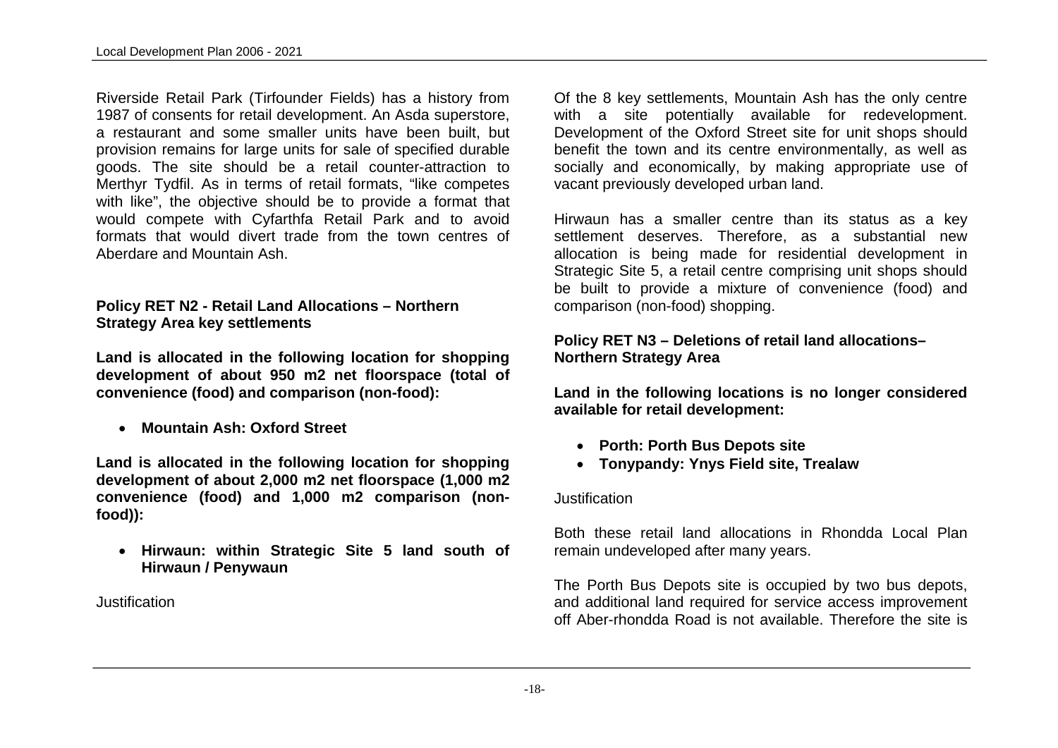Riverside Retail Park (Tirfounder Fields) has a history from 1987 of consents for retail development. An Asda superstore, a restaurant and some smaller units have been built, but provision remains for large units for sale of specified durable goods. The site should be a retail counter-attraction to Merthyr Tydfil. As in terms of retail formats, "like competes with like", the objective should be to provide a format that would compete with Cyfarthfa Retail Park and to avoid formats that would divert trade from the town centres of Aberdare and Mountain Ash.

**Policy RET N2 - Retail Land Allocations – Northern Strategy Area key settlements**

**Land is allocated in the following location for shopping development of about 950 m2 net floorspace (total of convenience (food) and comparison (non-food):**

- **Mountain Ash: Oxford Street**

**Land is allocated in the following location for shopping development of about 2,000 m2 net floorspace (1,000 m2 convenience (food) and 1,000 m2 comparison (non-food)):**

- **Hirwaun: within Strategic Site 5 land south of Hirwaun / Penywaun**

Justification

Of the 8 key settlements, Mountain Ash has the only centre with a site potentially available for redevelopment. Development of the Oxford Street site for unit shops should benefit the town and its centre environmentally, as well as socially and economically, by making appropriate use of vacant previously developed urban land.

Hirwaun has a smaller centre than its status as a key settlement deserves. Therefore, as a substantial new allocation is being made for residential development in Strategic Site 5, a retail centre comprising unit shops should be built to provide a mixture of convenience (food) and comparison (non-food) shopping.

**Policy RET N3 – Deletions of retail land allocations– Northern Strategy Area**

**Land in the following locations is no longer considered available for retail development:**

- **Porth: Porth Bus Depots site**
- **Tonypandy: Ynys Field site, Trealaw**

Justification

Both these retail land allocations in Rhondda Local Plan remain undeveloped after many years.

The Porth Bus Depots site is occupied by two bus depots, and additional land required for service access improvement off Aber-rhondda Road is not available. Therefore the site is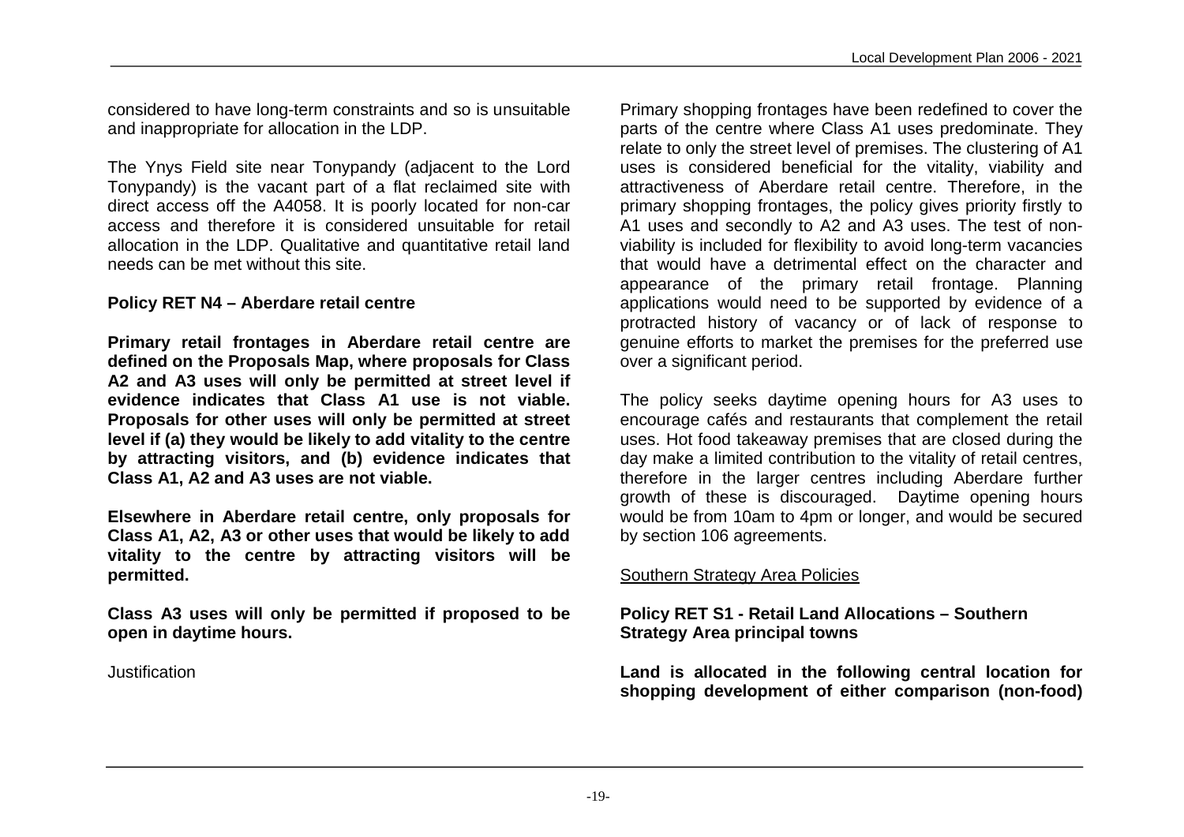considered to have long-term constraints and so is unsuitable and inappropriate for allocation in the LDP.

The Ynys Field site near Tonypandy (adjacent to the Lord Tonypandy) is the vacant part of a flat reclaimed site with direct access off the A4058. It is poorly located for non-car access and therefore it is considered unsuitable for retail allocation in the LDP. Qualitative and quantitative retail land needs can be met without this site.

**Policy RET N4 – Aberdare retail centre**

**Primary retail frontages in Aberdare retail centre are defined on the Proposals Map, where proposals for Class A2 and A3 uses will only be permitted at street level if evidence indicates that Class A1 use is not viable. Proposals for other uses will only be permitted at street level if (a) they would be likely to add vitality to the centre by attracting visitors, and (b) evidence indicates that Class A1, A2 and A3 uses are not viable.**

**Elsewhere in Aberdare retail centre, only proposals for Class A1, A2, A3 or other uses that would be likely to add vitality to the centre by attracting visitors will be permitted.**

**Class A3 uses will only be permitted if proposed to be open in daytime hours.**

Justification

Primary shopping frontages have been redefined to cover the parts of the centre where Class A1 uses predominate. They relate to only the street level of premises. The clustering of A1 uses is considered beneficial for the vitality, viability and attractiveness of Aberdare retail centre. Therefore, in the primary shopping frontages, the policy gives priority firstly to A1 uses and secondly to A2 and A3 uses. The test of non-viability is included for flexibility to avoid long-term vacancies that would have a detrimental effect on the character and appearance of the primary retail frontage. Planning applications would need to be supported by evidence of a protracted history of vacancy or of lack of response to genuine efforts to market the premises for the preferred use over a significant period.

The policy seeks daytime opening hours for A3 uses to encourage cafés and restaurants that complement the retail uses. Hot food takeaway premises that are closed during the day make a limited contribution to the vitality of retail centres, therefore in the larger centres including Aberdare further growth of these is discouraged. Daytime opening hours would be from 10am to 4pm or longer, and would be secured by section 106 agreements.

Southern Strategy Area Policies

**Policy RET S1 - Retail Land Allocations – Southern Strategy Area principal towns**

**Land is allocated in the following central location for shopping development of either comparison (non-food)**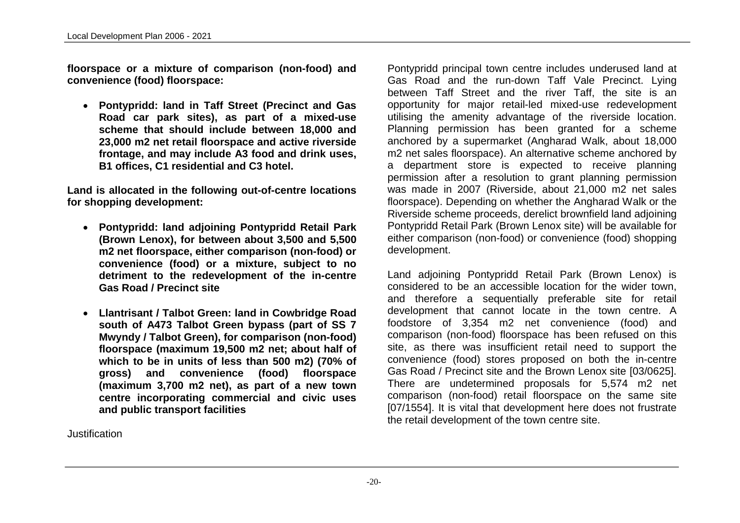**floorspace or a mixture of comparison (non-food) and convenience (food) floorspace:**

- **Pontypridd: land in Taff Street (Precinct and Gas Road car park sites), as part of a mixed-use scheme that should include between 18,000 and 23,000 m2 net retail floorspace and active riverside frontage, and may include A3 food and drink uses, B1 offices, C1 residential and C3 hotel.**

**Land is allocated in the following out-of-centre locations for shopping development:**

- **Pontypridd: land adjoining Pontypridd Retail Park (Brown Lenox), for between about 3,500 and 5,500 m2 net floorspace, either comparison (non-food) or convenience (food) or a mixture, subject to no detriment to the redevelopment of the in-centre Gas Road / Precinct site**

- **Llantrisant / Talbot Green: land in Cowbridge Road south of A473 Talbot Green bypass (part of SS 7 Mwyndy / Talbot Green), for comparison (non-food) floorspace (maximum 19,500 m2 net; about half of which to be in units of less than 500 m2) (70% of gross) and convenience (food) floorspace (maximum 3,700 m2 net), as part of a new town centre incorporating commercial and civic uses and public transport facilities**

Justification

Pontypridd principal town centre includes underused land at Gas Road and the run-down Taff Vale Precinct. Lying between Taff Street and the river Taff, the site is an opportunity for major retail-led mixed-use redevelopment utilising the amenity advantage of the riverside location. Planning permission has been granted for a scheme anchored by a supermarket (Angharad Walk, about 18,000 m2 net sales floorspace). An alternative scheme anchored by a department store is expected to receive planning permission after a resolution to grant planning permission was made in 2007 (Riverside, about 21,000 m2 net sales floorspace). Depending on whether the Angharad Walk or the Riverside scheme proceeds, derelict brownfield land adjoining Pontypridd Retail Park (Brown Lenox site) will be available for either comparison (non-food) or convenience (food) shopping development.

Land adjoining Pontypridd Retail Park (Brown Lenox) is considered to be an accessible location for the wider town, and therefore a sequentially preferable site for retail development that cannot locate in the town centre. A foodstore of 3,354 m2 net convenience (food) and comparison (non-food) floorspace has been refused on this site, as there was insufficient retail need to support the convenience (food) stores proposed on both the in-centre Gas Road / Precinct site and the Brown Lenox site [03/0625]. There are undetermined proposals for 5,574 m2 net comparison (non-food) retail floorspace on the same site [07/1554]. It is vital that development here does not frustrate the retail development of the town centre site.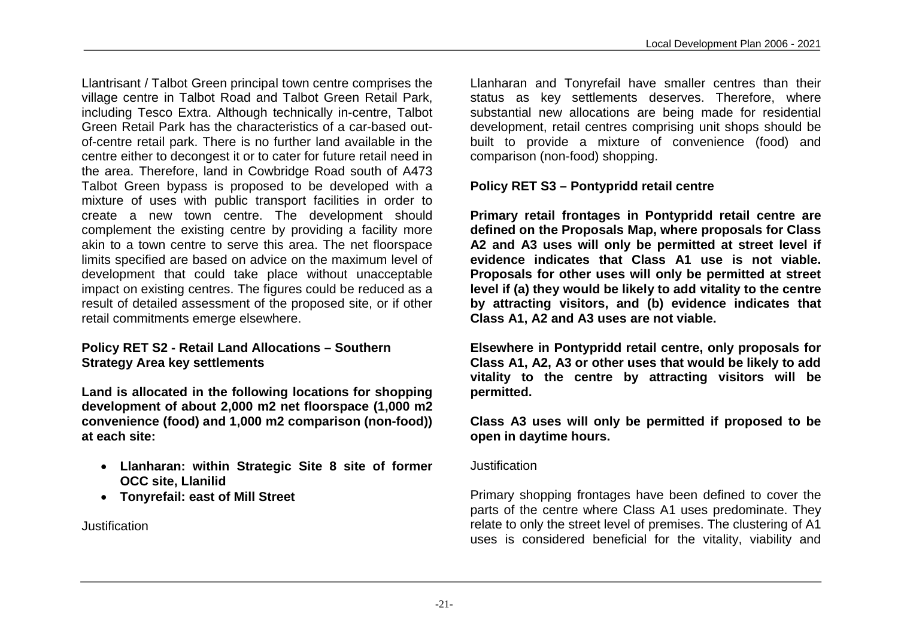Llantrisant / Talbot Green principal town centre comprises the village centre in Talbot Road and Talbot Green Retail Park, including Tesco Extra. Although technically in-centre, Talbot Green Retail Park has the characteristics of a car-based out-of-centre retail park. There is no further land available in the centre either to decongest it or to cater for future retail need in the area. Therefore, land in Cowbridge Road south of A473 Talbot Green bypass is proposed to be developed with a mixture of uses with public transport facilities in order to create a new town centre. The development should complement the existing centre by providing a facility more akin to a town centre to serve this area. The net floorspace limits specified are based on advice on the maximum level of development that could take place without unacceptable impact on existing centres. The figures could be reduced as a result of detailed assessment of the proposed site, or if other retail commitments emerge elsewhere.

**Policy RET S2 - Retail Land Allocations – Southern Strategy Area key settlements**

**Land is allocated in the following locations for shopping development of about 2,000 m2 net floorspace (1,000 m2 convenience (food) and 1,000 m2 comparison (non-food)) at each site:**

- **Llanharan: within Strategic Site 8 site of former OCC site, Llanilid**
- **Tonyrefail: east of Mill Street**

Justification

Llanharan and Tonyrefail have smaller centres than their status as key settlements deserves. Therefore, where substantial new allocations are being made for residential development, retail centres comprising unit shops should be built to provide a mixture of convenience (food) and comparison (non-food) shopping.

**Policy RET S3 – Pontypridd retail centre**

**Primary retail frontages in Pontypridd retail centre are defined on the Proposals Map, where proposals for Class A2 and A3 uses will only be permitted at street level if evidence indicates that Class A1 use is not viable. Proposals for other uses will only be permitted at street level if (a) they would be likely to add vitality to the centre by attracting visitors, and (b) evidence indicates that Class A1, A2 and A3 uses are not viable.**

**Elsewhere in Pontypridd retail centre, only proposals for Class A1, A2, A3 or other uses that would be likely to add vitality to the centre by attracting visitors will be permitted.**

**Class A3 uses will only be permitted if proposed to be open in daytime hours.**

Justification

Primary shopping frontages have been defined to cover the parts of the centre where Class A1 uses predominate. They relate to only the street level of premises. The clustering of A1 uses is considered beneficial for the vitality, viability and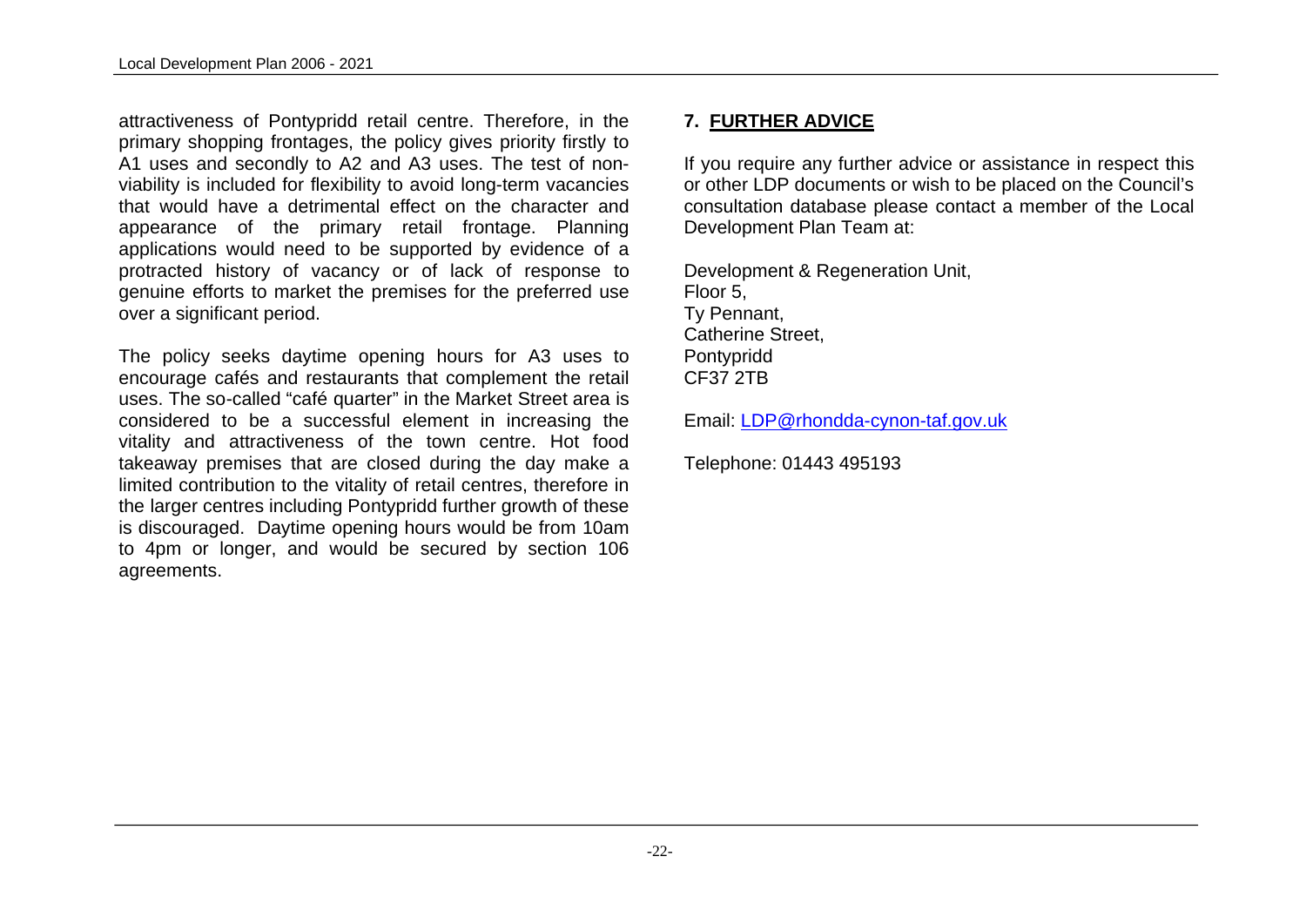attractiveness of Pontypridd retail centre. Therefore, in the primary shopping frontages, the policy gives priority firstly to A1 uses and secondly to A2 and A3 uses. The test of non-viability is included for flexibility to avoid long-term vacancies that would have a detrimental effect on the character and appearance of the primary retail frontage. Planning applications would need to be supported by evidence of a protracted history of vacancy or of lack of response to genuine efforts to market the premises for the preferred use over a significant period.

The policy seeks daytime opening hours for A3 uses to encourage cafés and restaurants that complement the retail uses. The so-called "café quarter" in the Market Street area is considered to be a successful element in increasing the vitality and attractiveness of the town centre. Hot food takeaway premises that are closed during the day make a limited contribution to the vitality of retail centres, therefore in the larger centres including Pontypridd further growth of these is discouraged. Daytime opening hours would be from 10am to 4pm or longer, and would be secured by section 106 agreements.

## 7. FURTHER ADVICE

If you require any further advice or assistance in respect this or other LDP documents or wish to be placed on the Council's consultation database please contact a member of the Local Development Plan Team at:

Development & Regeneration Unit,
Floor 5,
Ty Pennant,
Catherine Street,
Pontypridd
CF37 2TB

Email: LDP@rhondda-cynon-taf.gov.uk

Telephone: 01443 495193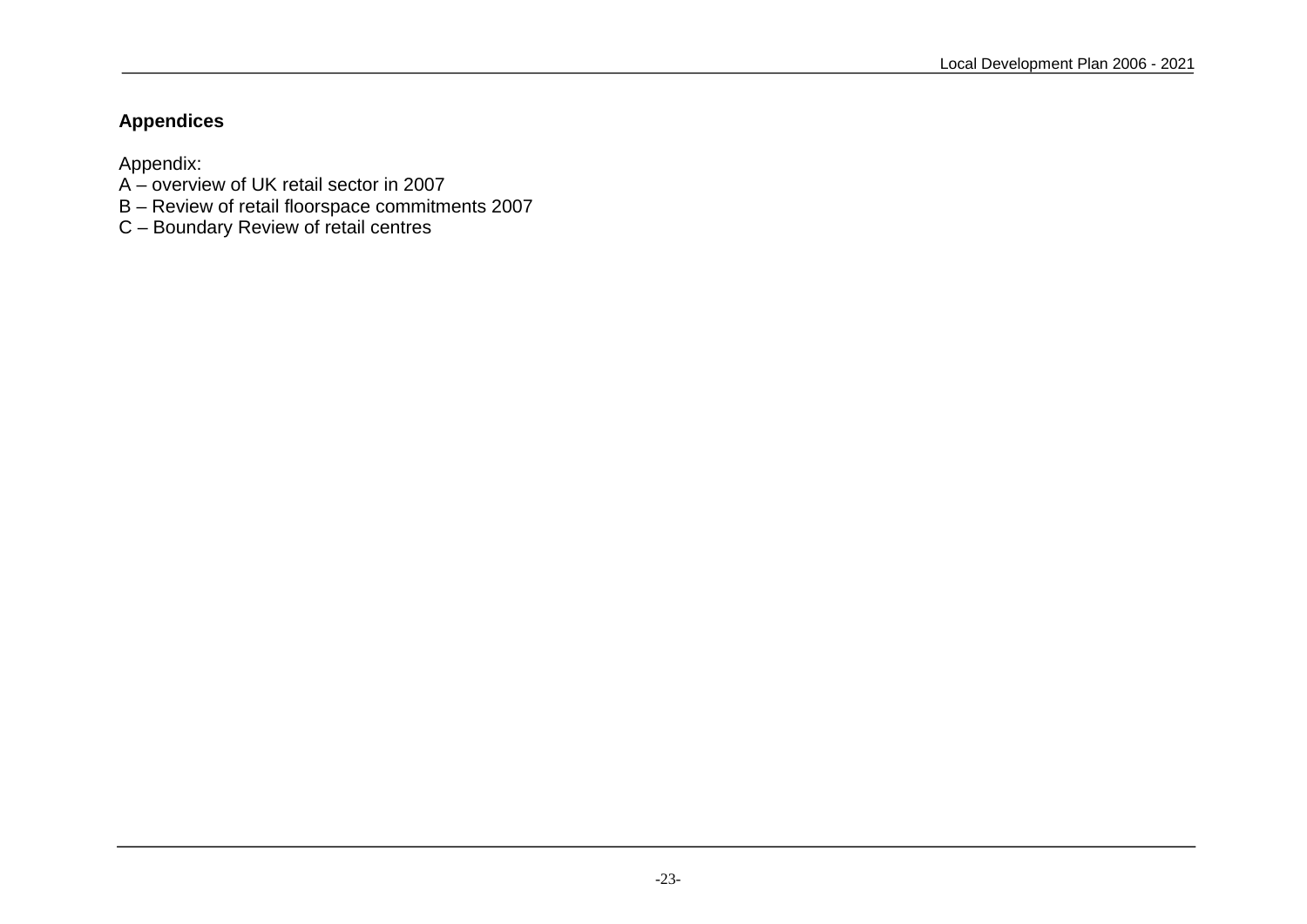## Appendices

Appendix:
A – overview of UK retail sector in 2007
B – Review of retail floorspace commitments 2007
C – Boundary Review of retail centres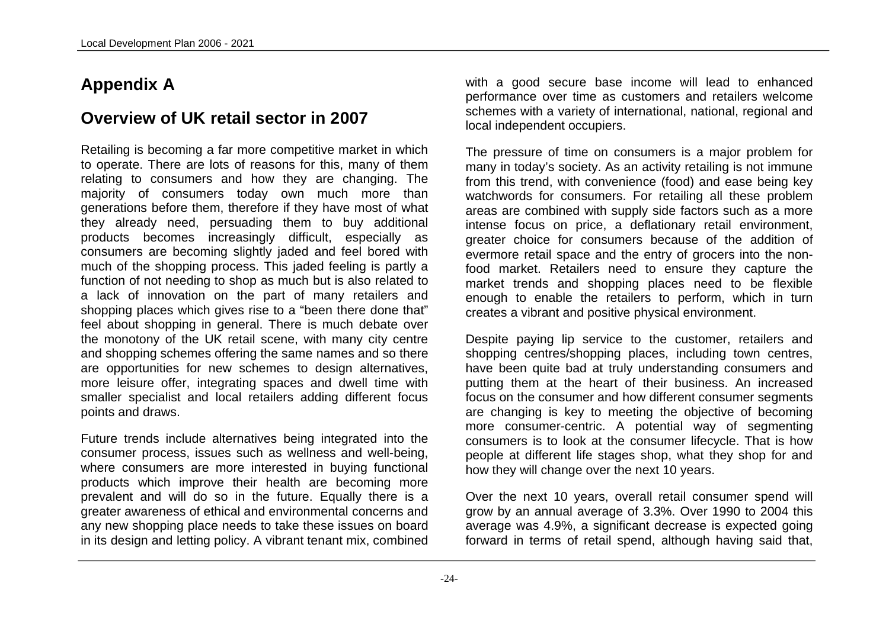# Appendix A

## Overview of UK retail sector in 2007

Retailing is becoming a far more competitive market in which to operate. There are lots of reasons for this, many of them relating to consumers and how they are changing. The majority of consumers today own much more than generations before them, therefore if they have most of what they already need, persuading them to buy additional products becomes increasingly difficult, especially as consumers are becoming slightly jaded and feel bored with much of the shopping process. This jaded feeling is partly a function of not needing to shop as much but is also related to a lack of innovation on the part of many retailers and shopping places which gives rise to a "been there done that" feel about shopping in general. There is much debate over the monotony of the UK retail scene, with many city centre and shopping schemes offering the same names and so there are opportunities for new schemes to design alternatives, more leisure offer, integrating spaces and dwell time with smaller specialist and local retailers adding different focus points and draws.

Future trends include alternatives being integrated into the consumer process, issues such as wellness and well-being, where consumers are more interested in buying functional products which improve their health are becoming more prevalent and will do so in the future. Equally there is a greater awareness of ethical and environmental concerns and any new shopping place needs to take these issues on board in its design and letting policy. A vibrant tenant mix, combined with a good secure base income will lead to enhanced performance over time as customers and retailers welcome schemes with a variety of international, national, regional and local independent occupiers.

The pressure of time on consumers is a major problem for many in today's society. As an activity retailing is not immune from this trend, with convenience (food) and ease being key watchwords for consumers. For retailing all these problem areas are combined with supply side factors such as a more intense focus on price, a deflationary retail environment, greater choice for consumers because of the addition of evermore retail space and the entry of grocers into the non-food market. Retailers need to ensure they capture the market trends and shopping places need to be flexible enough to enable the retailers to perform, which in turn creates a vibrant and positive physical environment.

Despite paying lip service to the customer, retailers and shopping centres/shopping places, including town centres, have been quite bad at truly understanding consumers and putting them at the heart of their business. An increased focus on the consumer and how different consumer segments are changing is key to meeting the objective of becoming more consumer-centric. A potential way of segmenting consumers is to look at the consumer lifecycle. That is how people at different life stages shop, what they shop for and how they will change over the next 10 years.

Over the next 10 years, overall retail consumer spend will grow by an annual average of 3.3%. Over 1990 to 2004 this average was 4.9%, a significant decrease is expected going forward in terms of retail spend, although having said that,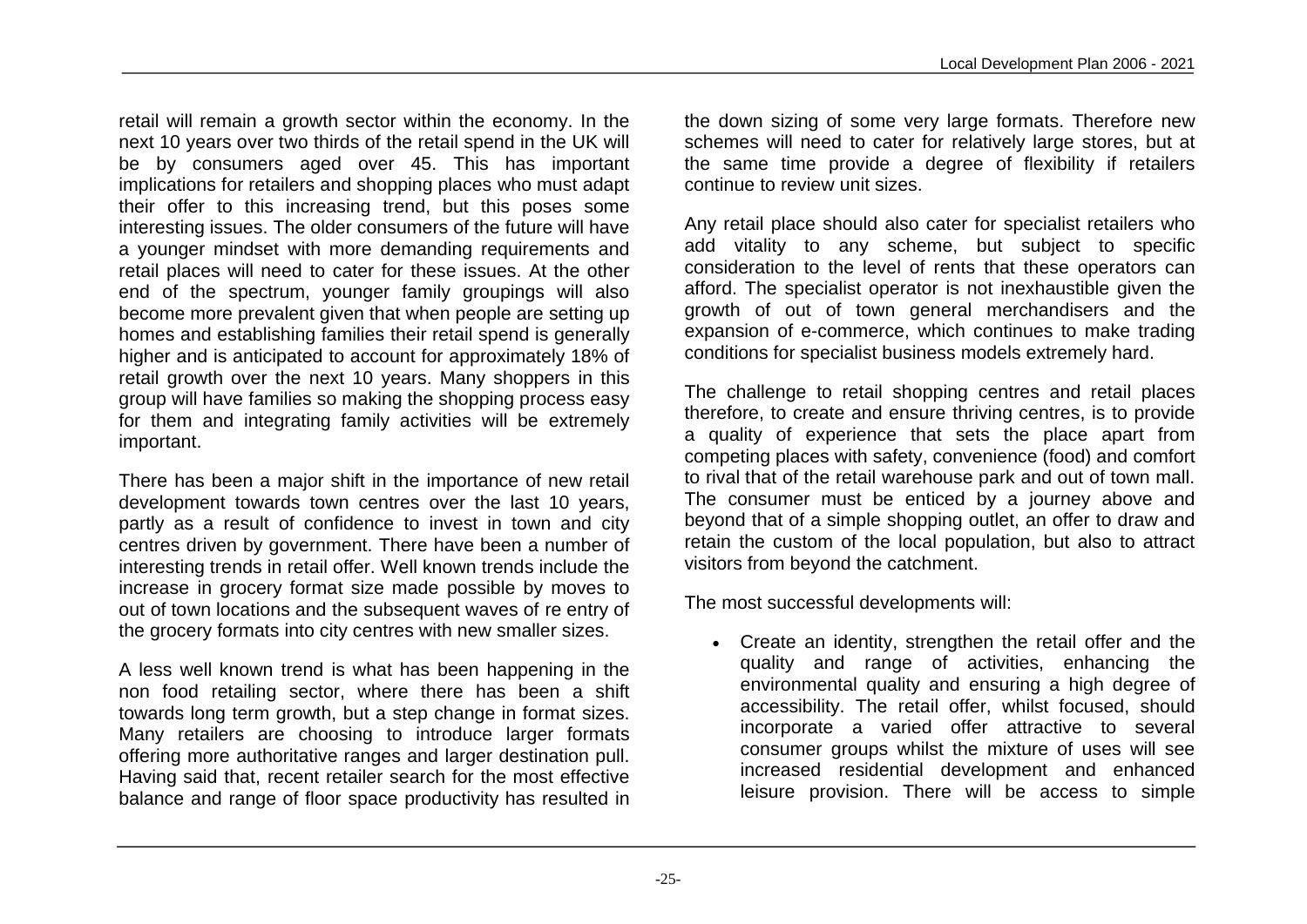retail will remain a growth sector within the economy. In the next 10 years over two thirds of the retail spend in the UK will be by consumers aged over 45. This has important implications for retailers and shopping places who must adapt their offer to this increasing trend, but this poses some interesting issues. The older consumers of the future will have a younger mindset with more demanding requirements and retail places will need to cater for these issues. At the other end of the spectrum, younger family groupings will also become more prevalent given that when people are setting up homes and establishing families their retail spend is generally higher and is anticipated to account for approximately 18% of retail growth over the next 10 years. Many shoppers in this group will have families so making the shopping process easy for them and integrating family activities will be extremely important.

There has been a major shift in the importance of new retail development towards town centres over the last 10 years, partly as a result of confidence to invest in town and city centres driven by government. There have been a number of interesting trends in retail offer. Well known trends include the increase in grocery format size made possible by moves to out of town locations and the subsequent waves of re entry of the grocery formats into city centres with new smaller sizes.

A less well known trend is what has been happening in the non food retailing sector, where there has been a shift towards long term growth, but a step change in format sizes. Many retailers are choosing to introduce larger formats offering more authoritative ranges and larger destination pull. Having said that, recent retailer search for the most effective balance and range of floor space productivity has resulted in the down sizing of some very large formats. Therefore new schemes will need to cater for relatively large stores, but at the same time provide a degree of flexibility if retailers continue to review unit sizes.

Any retail place should also cater for specialist retailers who add vitality to any scheme, but subject to specific consideration to the level of rents that these operators can afford. The specialist operator is not inexhaustible given the growth of out of town general merchandisers and the expansion of e-commerce, which continues to make trading conditions for specialist business models extremely hard.

The challenge to retail shopping centres and retail places therefore, to create and ensure thriving centres, is to provide a quality of experience that sets the place apart from competing places with safety, convenience (food) and comfort to rival that of the retail warehouse park and out of town mall. The consumer must be enticed by a journey above and beyond that of a simple shopping outlet, an offer to draw and retain the custom of the local population, but also to attract visitors from beyond the catchment.

The most successful developments will:

- Create an identity, strengthen the retail offer and the quality and range of activities, enhancing the environmental quality and ensuring a high degree of accessibility. The retail offer, whilst focused, should incorporate a varied offer attractive to several consumer groups whilst the mixture of uses will see increased residential development and enhanced leisure provision. There will be access to simple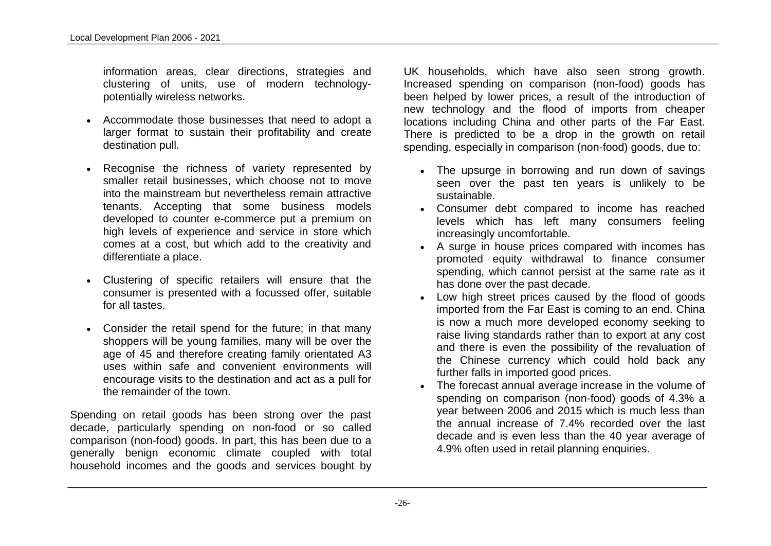information areas, clear directions, strategies and clustering of units, use of modern technology-potentially wireless networks.

- Accommodate those businesses that need to adopt a larger format to sustain their profitability and create destination pull.

- Recognise the richness of variety represented by smaller retail businesses, which choose not to move into the mainstream but nevertheless remain attractive tenants. Accepting that some business models developed to counter e-commerce put a premium on high levels of experience and service in store which comes at a cost, but which add to the creativity and differentiate a place.

- Clustering of specific retailers will ensure that the consumer is presented with a focussed offer, suitable for all tastes.

- Consider the retail spend for the future; in that many shoppers will be young families, many will be over the age of 45 and therefore creating family orientated A3 uses within safe and convenient environments will encourage visits to the destination and act as a pull for the remainder of the town.

Spending on retail goods has been strong over the past decade, particularly spending on non-food or so called comparison (non-food) goods. In part, this has been due to a generally benign economic climate coupled with total household incomes and the goods and services bought by UK households, which have also seen strong growth. Increased spending on comparison (non-food) goods has been helped by lower prices, a result of the introduction of new technology and the flood of imports from cheaper locations including China and other parts of the Far East. There is predicted to be a drop in the growth on retail spending, especially in comparison (non-food) goods, due to:

- The upsurge in borrowing and run down of savings seen over the past ten years is unlikely to be sustainable.
- Consumer debt compared to income has reached levels which has left many consumers feeling increasingly uncomfortable.
- A surge in house prices compared with incomes has promoted equity withdrawal to finance consumer spending, which cannot persist at the same rate as it has done over the past decade.
- Low high street prices caused by the flood of goods imported from the Far East is coming to an end. China is now a much more developed economy seeking to raise living standards rather than to export at any cost and there is even the possibility of the revaluation of the Chinese currency which could hold back any further falls in imported good prices.
- The forecast annual average increase in the volume of spending on comparison (non-food) goods of 4.3% a year between 2006 and 2015 which is much less than the annual increase of 7.4% recorded over the last decade and is even less than the 40 year average of 4.9% often used in retail planning enquiries.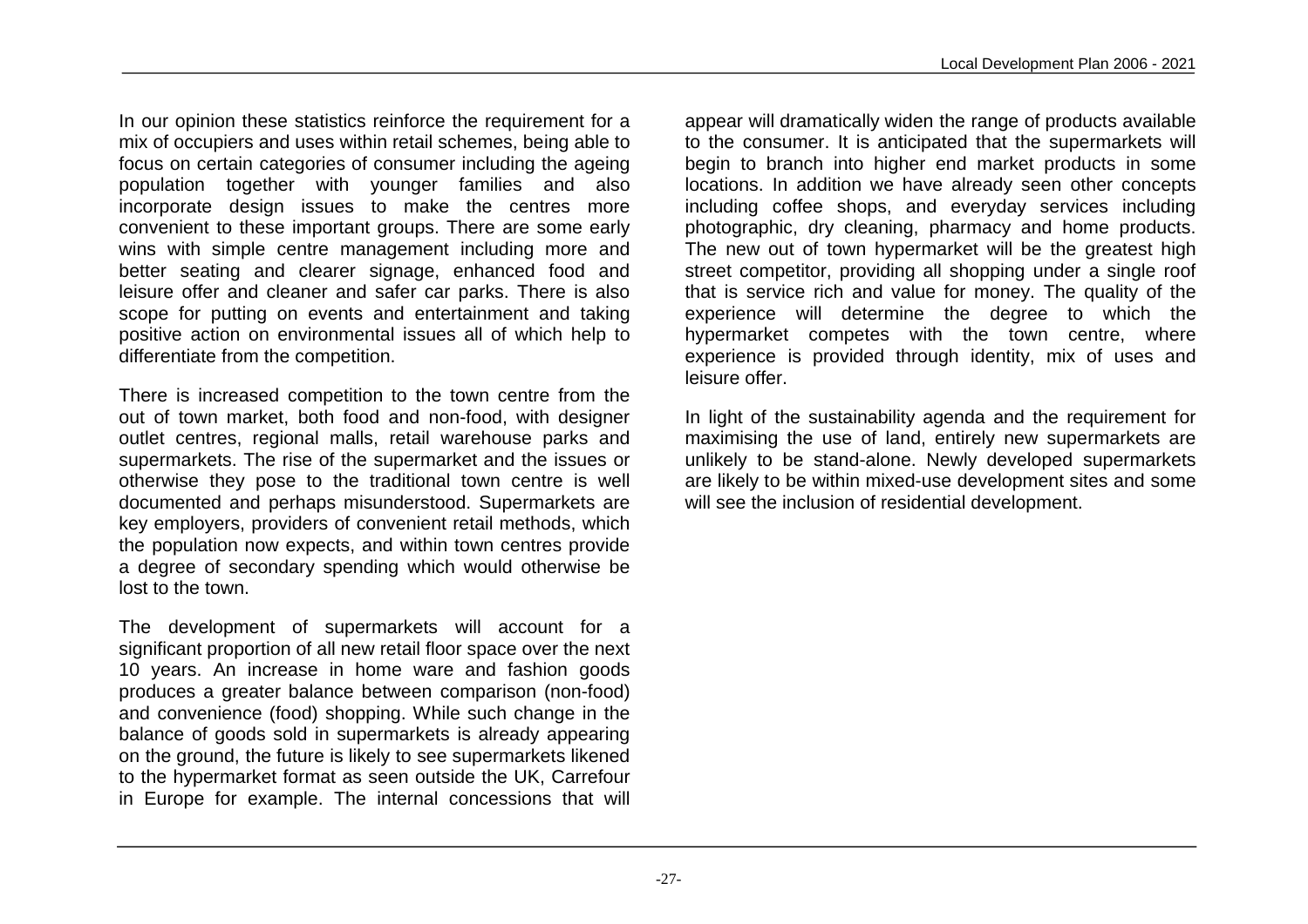In our opinion these statistics reinforce the requirement for a mix of occupiers and uses within retail schemes, being able to focus on certain categories of consumer including the ageing population together with younger families and also incorporate design issues to make the centres more convenient to these important groups. There are some early wins with simple centre management including more and better seating and clearer signage, enhanced food and leisure offer and cleaner and safer car parks. There is also scope for putting on events and entertainment and taking positive action on environmental issues all of which help to differentiate from the competition.

There is increased competition to the town centre from the out of town market, both food and non-food, with designer outlet centres, regional malls, retail warehouse parks and supermarkets. The rise of the supermarket and the issues or otherwise they pose to the traditional town centre is well documented and perhaps misunderstood. Supermarkets are key employers, providers of convenient retail methods, which the population now expects, and within town centres provide a degree of secondary spending which would otherwise be lost to the town.

The development of supermarkets will account for a significant proportion of all new retail floor space over the next 10 years. An increase in home ware and fashion goods produces a greater balance between comparison (non-food) and convenience (food) shopping. While such change in the balance of goods sold in supermarkets is already appearing on the ground, the future is likely to see supermarkets likened to the hypermarket format as seen outside the UK, Carrefour in Europe for example. The internal concessions that will appear will dramatically widen the range of products available to the consumer. It is anticipated that the supermarkets will begin to branch into higher end market products in some locations. In addition we have already seen other concepts including coffee shops, and everyday services including photographic, dry cleaning, pharmacy and home products. The new out of town hypermarket will be the greatest high street competitor, providing all shopping under a single roof that is service rich and value for money. The quality of the experience will determine the degree to which the hypermarket competes with the town centre, where experience is provided through identity, mix of uses and leisure offer.

In light of the sustainability agenda and the requirement for maximising the use of land, entirely new supermarkets are unlikely to be stand-alone. Newly developed supermarkets are likely to be within mixed-use development sites and some will see the inclusion of residential development.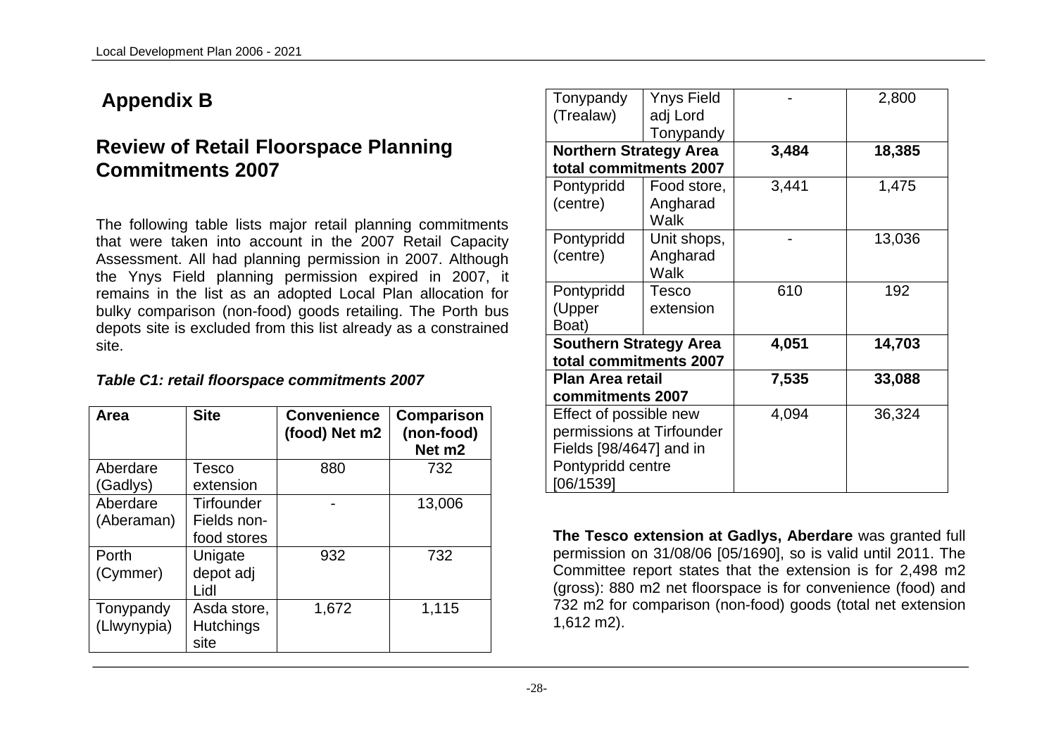# Appendix B

## Review of Retail Floorspace Planning Commitments 2007

The following table lists major retail planning commitments that were taken into account in the 2007 Retail Capacity Assessment. All had planning permission in 2007. Although the Ynys Field planning permission expired in 2007, it remains in the list as an adopted Local Plan allocation for bulky comparison (non-food) goods retailing. The Porth bus depots site is excluded from this list already as a constrained site.

***Table C1: retail floorspace commitments 2007***

| Area | Site | Convenience (food) Net m2 | Comparison (non-food) Net m2 |
|---|---|---|---|
| Aberdare (Gadlys) | Tesco extension | 880 | 732 |
| Aberdare (Aberaman) | Tirfounder Fields non-food stores | - | 13,006 |
| Porth (Cymmer) | Unigate depot adj Lidl | 932 | 732 |
| Tonypandy (Llwynypia) | Asda store, Hutchings site | 1,672 | 1,115 |
| Tonypandy (Trealaw) | Ynys Field adj Lord Tonypandy | - | 2,800 |
| **Northern Strategy Area total commitments 2007** | | **3,484** | **18,385** |
| Pontypridd (centre) | Food store, Angharad Walk | 3,441 | 1,475 |
| Pontypridd (centre) | Unit shops, Angharad Walk | - | 13,036 |
| Pontypridd (Upper Boat) | Tesco extension | 610 | 192 |
| **Southern Strategy Area total commitments 2007** | | **4,051** | **14,703** |
| **Plan Area retail commitments 2007** | | **7,535** | **33,088** |
| Effect of possible new permissions at Tirfounder Fields [98/4647] and in Pontypridd centre [06/1539] | | 4,094 | 36,324 |

**The Tesco extension at Gadlys, Aberdare** was granted full permission on 31/08/06 [05/1690], so is valid until 2011. The Committee report states that the extension is for 2,498 m2 (gross): 880 m2 net floorspace is for convenience (food) and 732 m2 for comparison (non-food) goods (total net extension 1,612 m2).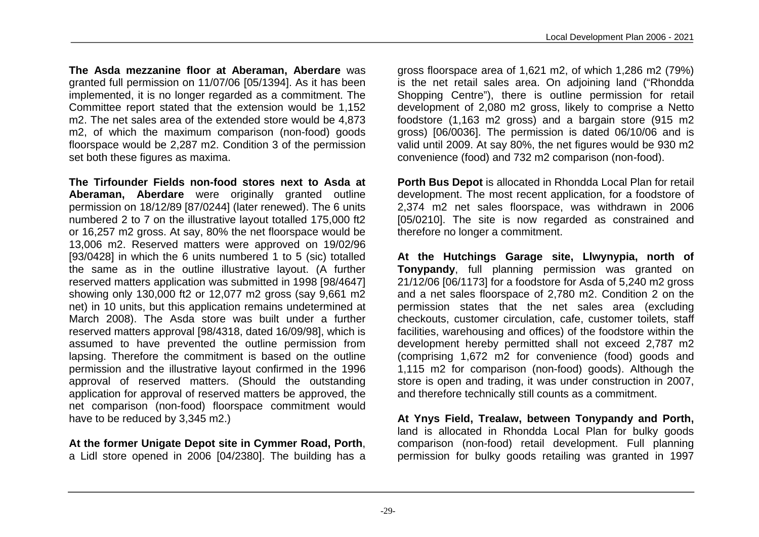**The Asda mezzanine floor at Aberaman, Aberdare** was granted full permission on 11/07/06 [05/1394]. As it has been implemented, it is no longer regarded as a commitment. The Committee report stated that the extension would be 1,152 m2. The net sales area of the extended store would be 4,873 m2, of which the maximum comparison (non-food) goods floorspace would be 2,287 m2. Condition 3 of the permission set both these figures as maxima.

**The Tirfounder Fields non-food stores next to Asda at Aberaman, Aberdare** were originally granted outline permission on 18/12/89 [87/0244] (later renewed). The 6 units numbered 2 to 7 on the illustrative layout totalled 175,000 ft2 or 16,257 m2 gross. At say, 80% the net floorspace would be 13,006 m2. Reserved matters were approved on 19/02/96 [93/0428] in which the 6 units numbered 1 to 5 (sic) totalled the same as in the outline illustrative layout. (A further reserved matters application was submitted in 1998 [98/4647] showing only 130,000 ft2 or 12,077 m2 gross (say 9,661 m2 net) in 10 units, but this application remains undetermined at March 2008). The Asda store was built under a further reserved matters approval [98/4318, dated 16/09/98], which is assumed to have prevented the outline permission from lapsing. Therefore the commitment is based on the outline permission and the illustrative layout confirmed in the 1996 approval of reserved matters. (Should the outstanding application for approval of reserved matters be approved, the net comparison (non-food) floorspace commitment would have to be reduced by 3,345 m2.)

**At the former Unigate Depot site in Cymmer Road, Porth**, a Lidl store opened in 2006 [04/2380]. The building has a gross floorspace area of 1,621 m2, of which 1,286 m2 (79%) is the net retail sales area. On adjoining land ("Rhondda Shopping Centre"), there is outline permission for retail development of 2,080 m2 gross, likely to comprise a Netto foodstore (1,163 m2 gross) and a bargain store (915 m2 gross) [06/0036]. The permission is dated 06/10/06 and is valid until 2009. At say 80%, the net figures would be 930 m2 convenience (food) and 732 m2 comparison (non-food).

**Porth Bus Depot** is allocated in Rhondda Local Plan for retail development. The most recent application, for a foodstore of 2,374 m2 net sales floorspace, was withdrawn in 2006 [05/0210]. The site is now regarded as constrained and therefore no longer a commitment.

**At the Hutchings Garage site, Llwynypia, north of Tonypandy**, full planning permission was granted on 21/12/06 [06/1173] for a foodstore for Asda of 5,240 m2 gross and a net sales floorspace of 2,780 m2. Condition 2 on the permission states that the net sales area (excluding checkouts, customer circulation, cafe, customer toilets, staff facilities, warehousing and offices) of the foodstore within the development hereby permitted shall not exceed 2,787 m2 (comprising 1,672 m2 for convenience (food) goods and 1,115 m2 for comparison (non-food) goods). Although the store is open and trading, it was under construction in 2007, and therefore technically still counts as a commitment.

**At Ynys Field, Trealaw, between Tonypandy and Porth,** land is allocated in Rhondda Local Plan for bulky goods comparison (non-food) retail development. Full planning permission for bulky goods retailing was granted in 1997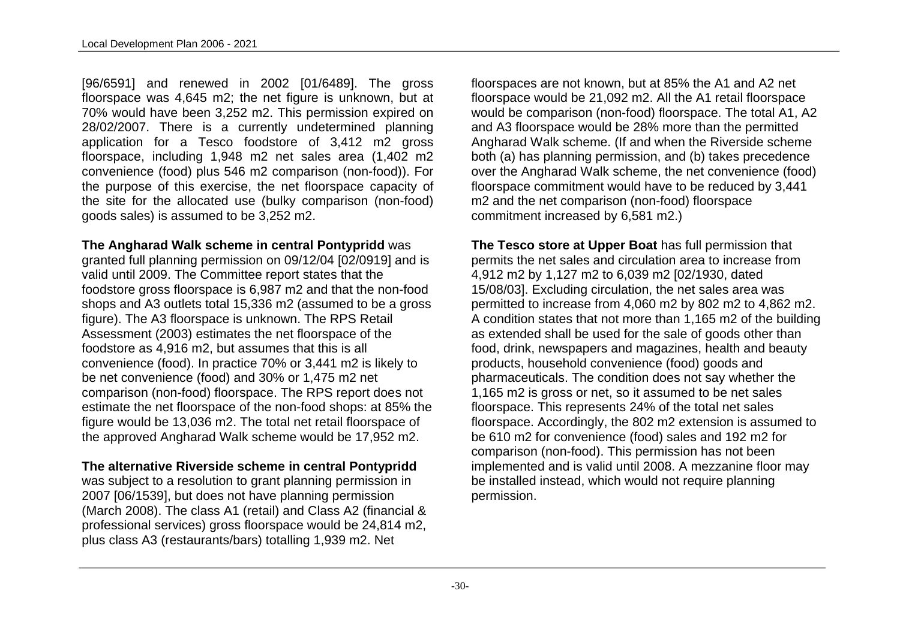[96/6591] and renewed in 2002 [01/6489]. The gross floorspace was 4,645 m2; the net figure is unknown, but at 70% would have been 3,252 m2. This permission expired on 28/02/2007. There is a currently undetermined planning application for a Tesco foodstore of 3,412 m2 gross floorspace, including 1,948 m2 net sales area (1,402 m2 convenience (food) plus 546 m2 comparison (non-food)). For the purpose of this exercise, the net floorspace capacity of the site for the allocated use (bulky comparison (non-food) goods sales) is assumed to be 3,252 m2.

**The Angharad Walk scheme in central Pontypridd** was granted full planning permission on 09/12/04 [02/0919] and is valid until 2009. The Committee report states that the foodstore gross floorspace is 6,987 m2 and that the non-food shops and A3 outlets total 15,336 m2 (assumed to be a gross figure). The A3 floorspace is unknown. The RPS Retail Assessment (2003) estimates the net floorspace of the foodstore as 4,916 m2, but assumes that this is all convenience (food). In practice 70% or 3,441 m2 is likely to be net convenience (food) and 30% or 1,475 m2 net comparison (non-food) floorspace. The RPS report does not estimate the net floorspace of the non-food shops: at 85% the figure would be 13,036 m2. The total net retail floorspace of the approved Angharad Walk scheme would be 17,952 m2.

**The alternative Riverside scheme in central Pontypridd** was subject to a resolution to grant planning permission in 2007 [06/1539], but does not have planning permission (March 2008). The class A1 (retail) and Class A2 (financial & professional services) gross floorspace would be 24,814 m2, plus class A3 (restaurants/bars) totalling 1,939 m2. Net floorspaces are not known, but at 85% the A1 and A2 net floorspace would be 21,092 m2. All the A1 retail floorspace would be comparison (non-food) floorspace. The total A1, A2 and A3 floorspace would be 28% more than the permitted Angharad Walk scheme. (If and when the Riverside scheme both (a) has planning permission, and (b) takes precedence over the Angharad Walk scheme, the net convenience (food) floorspace commitment would have to be reduced by 3,441 m2 and the net comparison (non-food) floorspace commitment increased by 6,581 m2.)

**The Tesco store at Upper Boat** has full permission that permits the net sales and circulation area to increase from 4,912 m2 by 1,127 m2 to 6,039 m2 [02/1930, dated 15/08/03]. Excluding circulation, the net sales area was permitted to increase from 4,060 m2 by 802 m2 to 4,862 m2. A condition states that not more than 1,165 m2 of the building as extended shall be used for the sale of goods other than food, drink, newspapers and magazines, health and beauty products, household convenience (food) goods and pharmaceuticals. The condition does not say whether the 1,165 m2 is gross or net, so it assumed to be net sales floorspace. This represents 24% of the total net sales floorspace. Accordingly, the 802 m2 extension is assumed to be 610 m2 for convenience (food) sales and 192 m2 for comparison (non-food). This permission has not been implemented and is valid until 2008. A mezzanine floor may be installed instead, which would not require planning permission.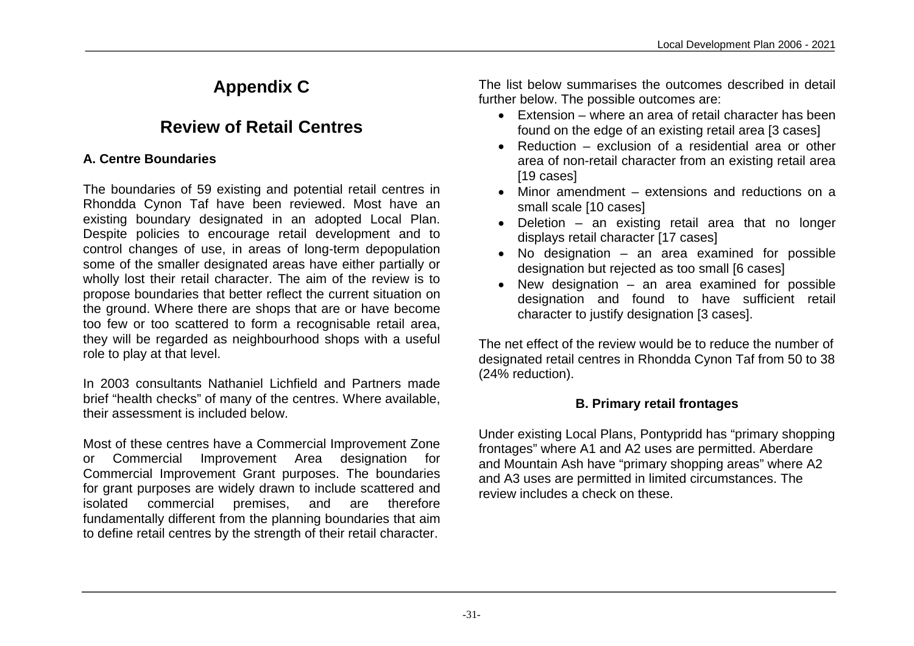# Appendix C

# Review of Retail Centres

### A. Centre Boundaries

The boundaries of 59 existing and potential retail centres in Rhondda Cynon Taf have been reviewed. Most have an existing boundary designated in an adopted Local Plan. Despite policies to encourage retail development and to control changes of use, in areas of long-term depopulation some of the smaller designated areas have either partially or wholly lost their retail character. The aim of the review is to propose boundaries that better reflect the current situation on the ground. Where there are shops that are or have become too few or too scattered to form a recognisable retail area, they will be regarded as neighbourhood shops with a useful role to play at that level.

In 2003 consultants Nathaniel Lichfield and Partners made brief "health checks" of many of the centres. Where available, their assessment is included below.

Most of these centres have a Commercial Improvement Zone or Commercial Improvement Area designation for Commercial Improvement Grant purposes. The boundaries for grant purposes are widely drawn to include scattered and isolated commercial premises, and are therefore fundamentally different from the planning boundaries that aim to define retail centres by the strength of their retail character.

The list below summarises the outcomes described in detail further below. The possible outcomes are:

- Extension – where an area of retail character has been found on the edge of an existing retail area [3 cases]
- Reduction – exclusion of a residential area or other area of non-retail character from an existing retail area [19 cases]
- Minor amendment – extensions and reductions on a small scale [10 cases]
- Deletion – an existing retail area that no longer displays retail character [17 cases]
- No designation – an area examined for possible designation but rejected as too small [6 cases]
- New designation – an area examined for possible designation and found to have sufficient retail character to justify designation [3 cases].

The net effect of the review would be to reduce the number of designated retail centres in Rhondda Cynon Taf from 50 to 38 (24% reduction).

### B. Primary retail frontages

Under existing Local Plans, Pontypridd has "primary shopping frontages" where A1 and A2 uses are permitted. Aberdare and Mountain Ash have "primary shopping areas" where A2 and A3 uses are permitted in limited circumstances. The review includes a check on these.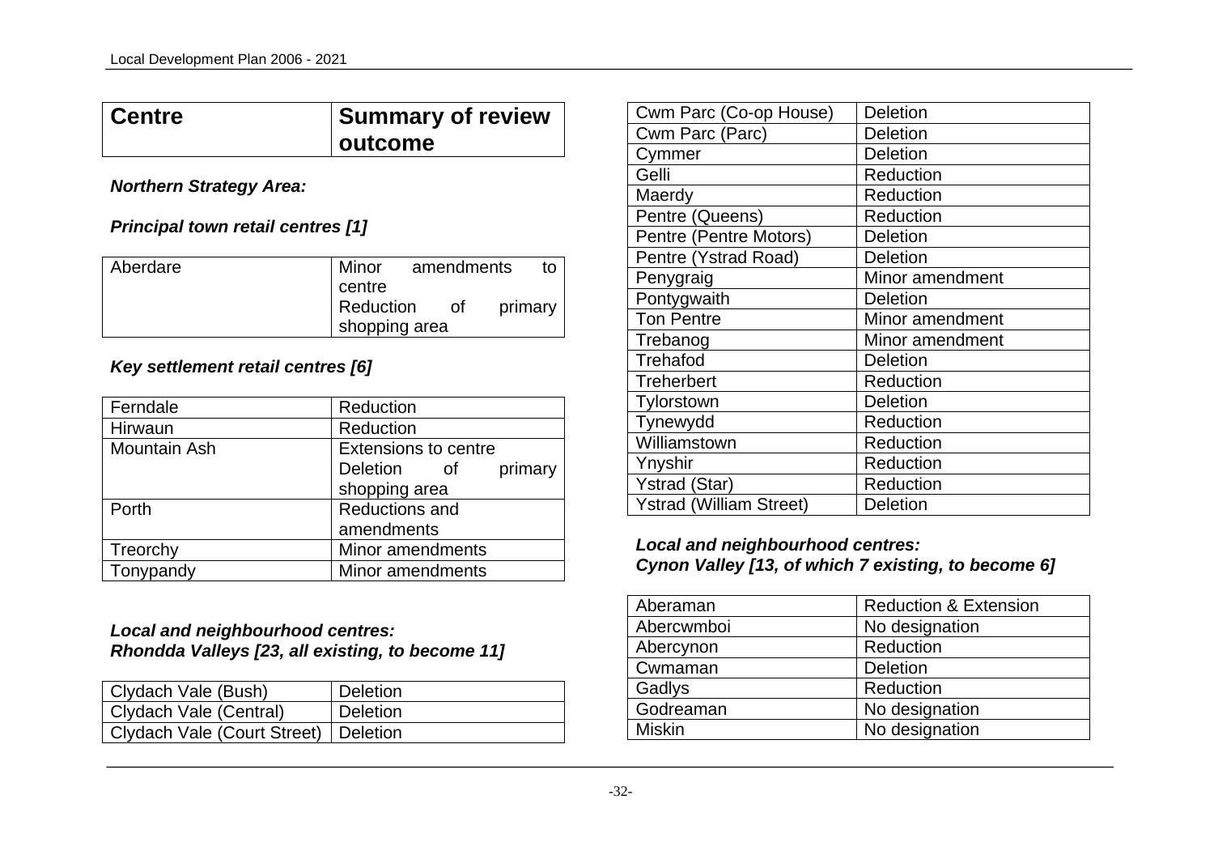| Centre | Summary of review outcome |
|---|---|

***Northern Strategy Area:***

***Principal town retail centres [1]***

| | |
|---|---|
| Aberdare | Minor amendments to centre<br>Reduction of primary shopping area |

***Key settlement retail centres [6]***

| | |
|---|---|
| Ferndale | Reduction |
| Hirwaun | Reduction |
| Mountain Ash | Extensions to centre<br>Deletion of primary shopping area |
| Porth | Reductions and amendments |
| Treorchy | Minor amendments |
| Tonypandy | Minor amendments |

***Local and neighbourhood centres:***
***Rhondda Valleys [23, all existing, to become 11]***

| | |
|---|---|
| Clydach Vale (Bush) | Deletion |
| Clydach Vale (Central) | Deletion |
| Clydach Vale (Court Street) | Deletion |
| Cwm Parc (Co-op House) | Deletion |
| Cwm Parc (Parc) | Deletion |
| Cymmer | Deletion |
| Gelli | Reduction |
| Maerdy | Reduction |
| Pentre (Queens) | Reduction |
| Pentre (Pentre Motors) | Deletion |
| Pentre (Ystrad Road) | Deletion |
| Penygraig | Minor amendment |
| Pontygwaith | Deletion |
| Ton Pentre | Minor amendment |
| Trebanog | Minor amendment |
| Trehafod | Deletion |
| Treherbert | Reduction |
| Tylorstown | Deletion |
| Tynewydd | Reduction |
| Williamstown | Reduction |
| Ynyshir | Reduction |
| Ystrad (Star) | Reduction |
| Ystrad (William Street) | Deletion |

***Local and neighbourhood centres:***
***Cynon Valley [13, of which 7 existing, to become 6]***

| | |
|---|---|
| Aberaman | Reduction & Extension |
| Abercwmboi | No designation |
| Abercynon | Reduction |
| Cwmaman | Deletion |
| Gadlys | Reduction |
| Godreaman | No designation |
| Miskin | No designation |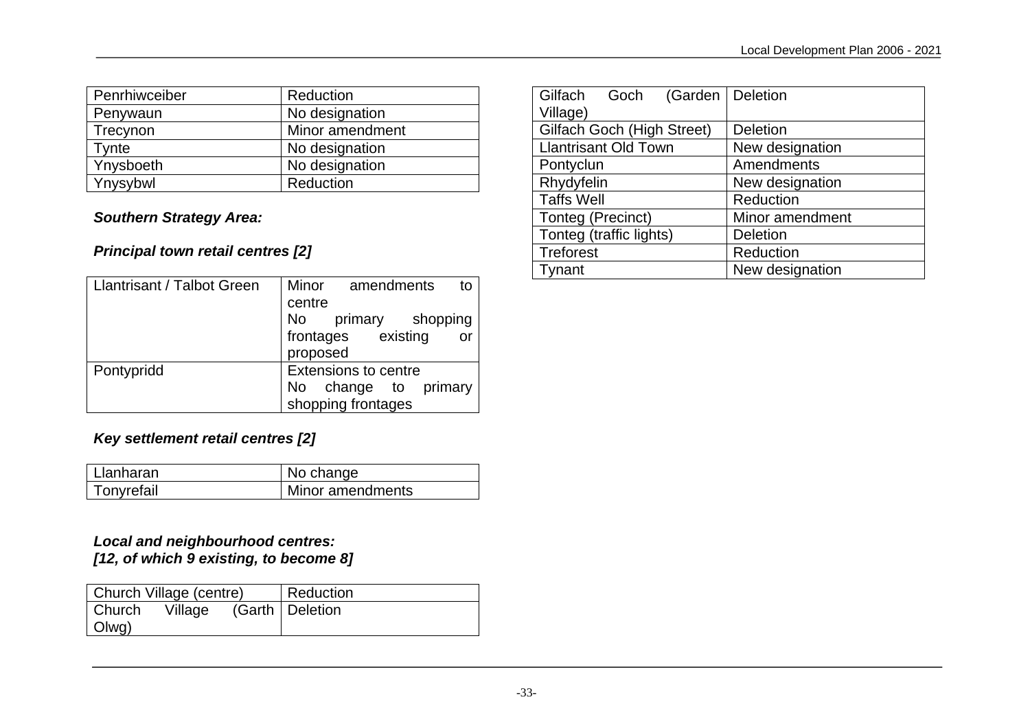| | |
|---|---|
| Penrhiwceiber | Reduction |
| Penywaun | No designation |
| Trecynon | Minor amendment |
| Tynte | No designation |
| Ynysboeth | No designation |
| Ynysybwl | Reduction |

***Southern Strategy Area:***

***Principal town retail centres [2]***

| | |
|---|---|
| Llantrisant / Talbot Green | Minor amendments to centre<br>No primary shopping frontages existing or proposed |
| Pontypridd | Extensions to centre<br>No change to primary shopping frontages |

***Key settlement retail centres [2]***

| | |
|---|---|
| Llanharan | No change |
| Tonyrefail | Minor amendments |

***Local and neighbourhood centres:***
***[12, of which 9 existing, to become 8]***

| | |
|---|---|
| Church Village (centre) | Reduction |
| Church Village (Garth Olwg) | Deletion |
| Gilfach Goch (Garden Village) | Deletion |
| Gilfach Goch (High Street) | Deletion |
| Llantrisant Old Town | New designation |
| Pontyclun | Amendments |
| Rhydyfelin | New designation |
| Taffs Well | Reduction |
| Tonteg (Precinct) | Minor amendment |
| Tonteg (traffic lights) | Deletion |
| Treforest | Reduction |
| Tynant | New designation |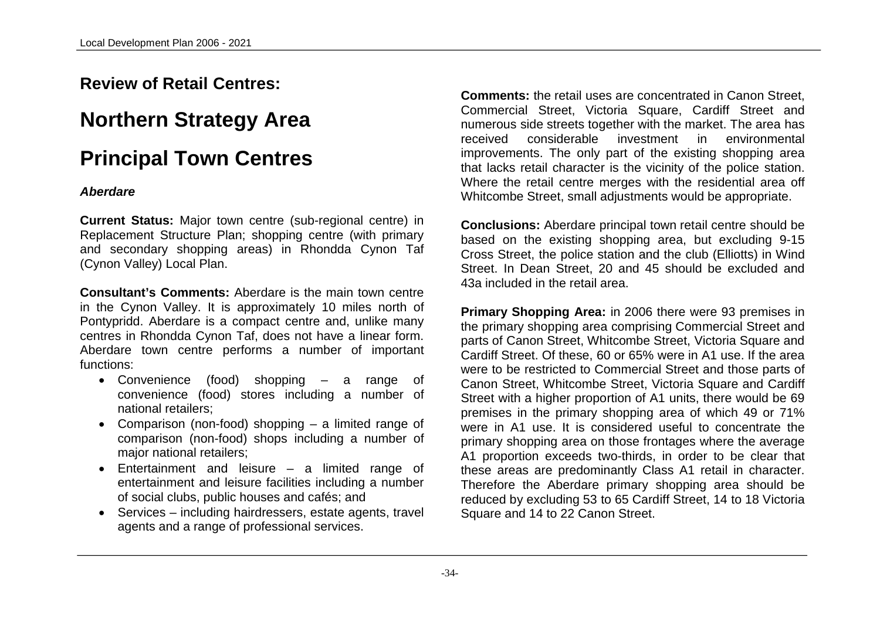## Review of Retail Centres:

# Northern Strategy Area

# Principal Town Centres

### *Aberdare*

**Current Status:** Major town centre (sub-regional centre) in Replacement Structure Plan; shopping centre (with primary and secondary shopping areas) in Rhondda Cynon Taf (Cynon Valley) Local Plan.

**Consultant's Comments:** Aberdare is the main town centre in the Cynon Valley. It is approximately 10 miles north of Pontypridd. Aberdare is a compact centre and, unlike many centres in Rhondda Cynon Taf, does not have a linear form. Aberdare town centre performs a number of important functions:

- Convenience (food) shopping – a range of convenience (food) stores including a number of national retailers;
- Comparison (non-food) shopping – a limited range of comparison (non-food) shops including a number of major national retailers;
- Entertainment and leisure – a limited range of entertainment and leisure facilities including a number of social clubs, public houses and cafés; and
- Services – including hairdressers, estate agents, travel agents and a range of professional services.

**Comments:** the retail uses are concentrated in Canon Street, Commercial Street, Victoria Square, Cardiff Street and numerous side streets together with the market. The area has received considerable investment in environmental improvements. The only part of the existing shopping area that lacks retail character is the vicinity of the police station. Where the retail centre merges with the residential area off Whitcombe Street, small adjustments would be appropriate.

**Conclusions:** Aberdare principal town retail centre should be based on the existing shopping area, but excluding 9-15 Cross Street, the police station and the club (Elliotts) in Wind Street. In Dean Street, 20 and 45 should be excluded and 43a included in the retail area.

**Primary Shopping Area:** in 2006 there were 93 premises in the primary shopping area comprising Commercial Street and parts of Canon Street, Whitcombe Street, Victoria Square and Cardiff Street. Of these, 60 or 65% were in A1 use. If the area were to be restricted to Commercial Street and those parts of Canon Street, Whitcombe Street, Victoria Square and Cardiff Street with a higher proportion of A1 units, there would be 69 premises in the primary shopping area of which 49 or 71% were in A1 use. It is considered useful to concentrate the primary shopping area on those frontages where the average A1 proportion exceeds two-thirds, in order to be clear that these areas are predominantly Class A1 retail in character. Therefore the Aberdare primary shopping area should be reduced by excluding 53 to 65 Cardiff Street, 14 to 18 Victoria Square and 14 to 22 Canon Street.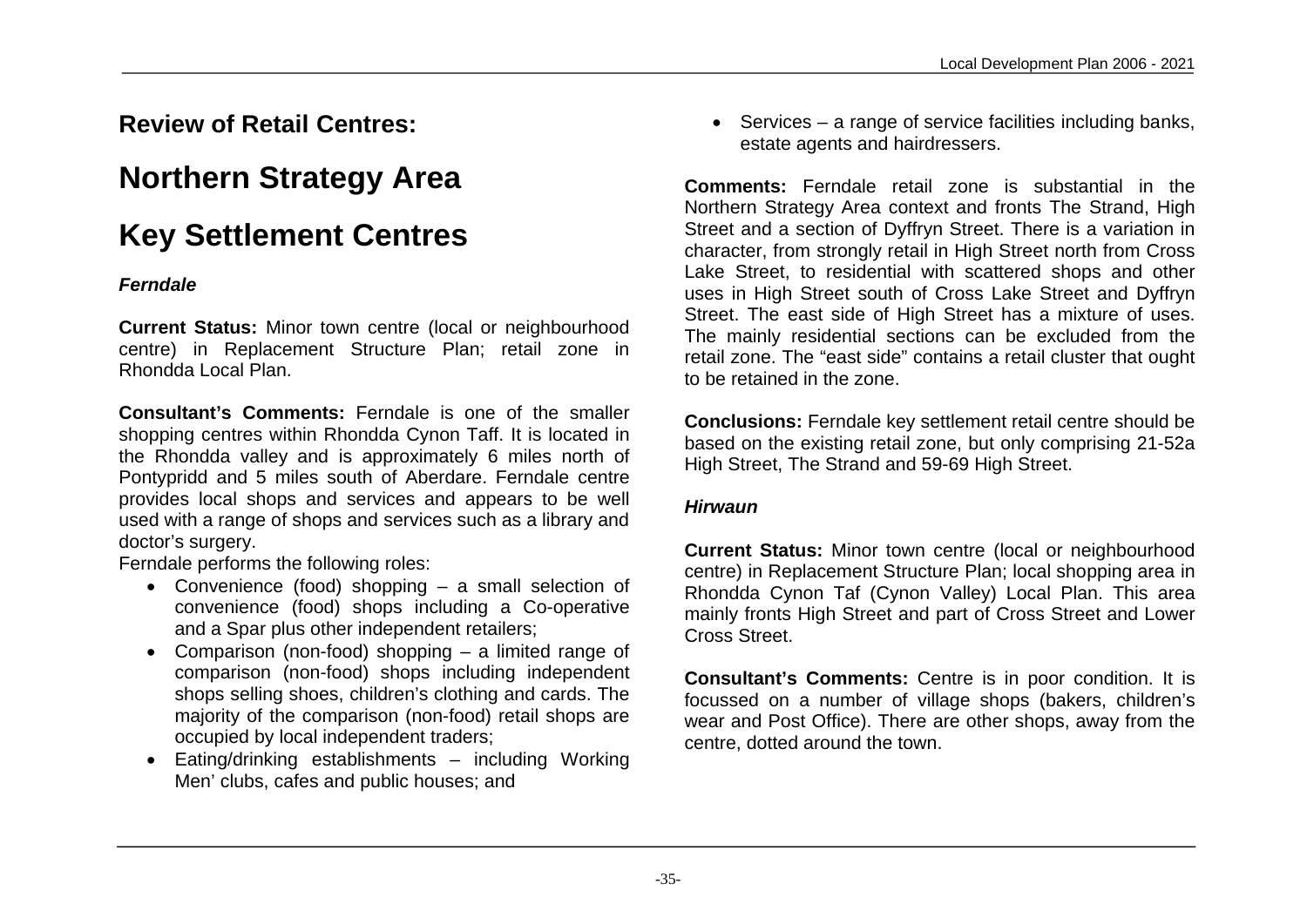## Review of Retail Centres:

# Northern Strategy Area

# Key Settlement Centres

### *Ferndale*

**Current Status:** Minor town centre (local or neighbourhood centre) in Replacement Structure Plan; retail zone in Rhondda Local Plan.

**Consultant's Comments:** Ferndale is one of the smaller shopping centres within Rhondda Cynon Taff. It is located in the Rhondda valley and is approximately 6 miles north of Pontypridd and 5 miles south of Aberdare. Ferndale centre provides local shops and services and appears to be well used with a range of shops and services such as a library and doctor's surgery.
Ferndale performs the following roles:

- Convenience (food) shopping – a small selection of convenience (food) shops including a Co-operative and a Spar plus other independent retailers;
- Comparison (non-food) shopping – a limited range of comparison (non-food) shops including independent shops selling shoes, children's clothing and cards. The majority of the comparison (non-food) retail shops are occupied by local independent traders;
- Eating/drinking establishments – including Working Men' clubs, cafes and public houses; and
- Services – a range of service facilities including banks, estate agents and hairdressers.

**Comments:** Ferndale retail zone is substantial in the Northern Strategy Area context and fronts The Strand, High Street and a section of Dyffryn Street. There is a variation in character, from strongly retail in High Street north from Cross Lake Street, to residential with scattered shops and other uses in High Street south of Cross Lake Street and Dyffryn Street. The east side of High Street has a mixture of uses. The mainly residential sections can be excluded from the retail zone. The "east side" contains a retail cluster that ought to be retained in the zone.

**Conclusions:** Ferndale key settlement retail centre should be based on the existing retail zone, but only comprising 21-52a High Street, The Strand and 59-69 High Street.

### *Hirwaun*

**Current Status:** Minor town centre (local or neighbourhood centre) in Replacement Structure Plan; local shopping area in Rhondda Cynon Taf (Cynon Valley) Local Plan. This area mainly fronts High Street and part of Cross Street and Lower Cross Street.

**Consultant's Comments:** Centre is in poor condition. It is focussed on a number of village shops (bakers, children's wear and Post Office). There are other shops, away from the centre, dotted around the town.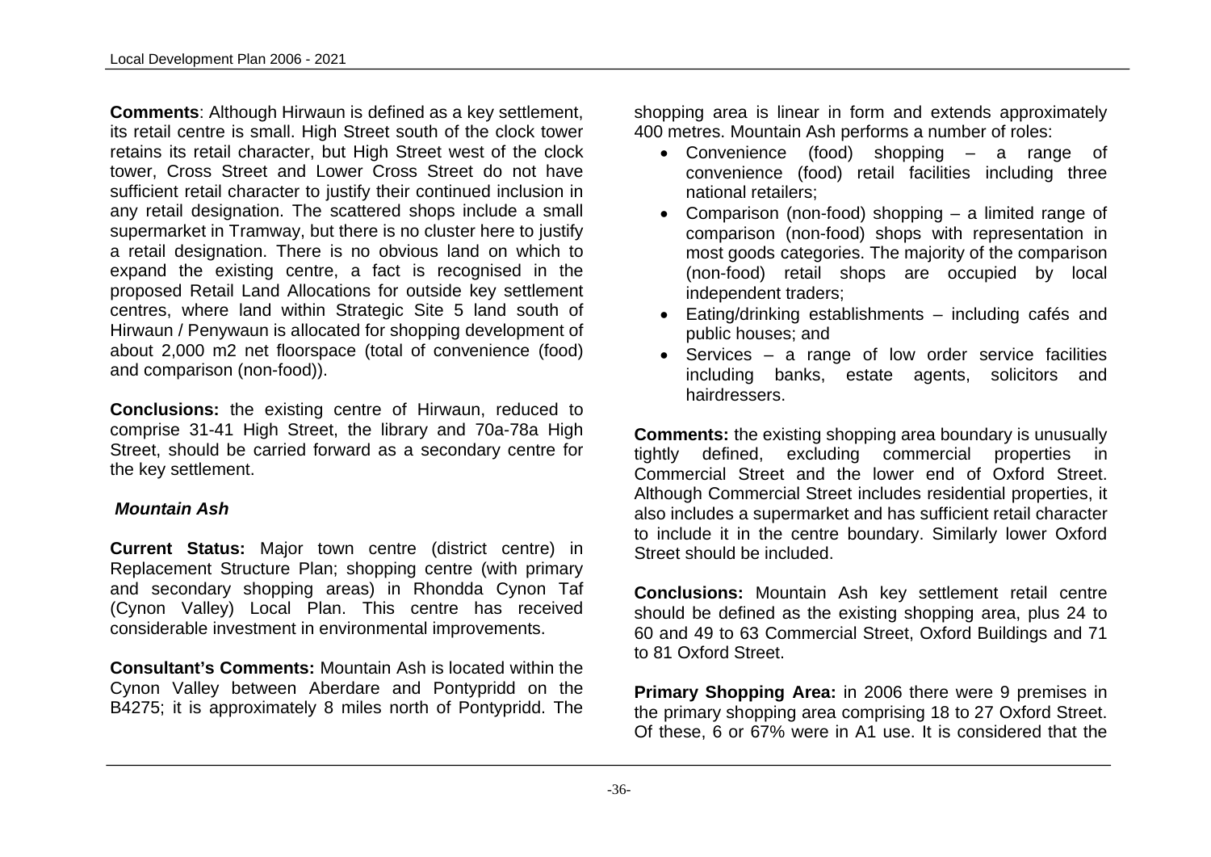**Comments**: Although Hirwaun is defined as a key settlement, its retail centre is small. High Street south of the clock tower retains its retail character, but High Street west of the clock tower, Cross Street and Lower Cross Street do not have sufficient retail character to justify their continued inclusion in any retail designation. The scattered shops include a small supermarket in Tramway, but there is no cluster here to justify a retail designation. There is no obvious land on which to expand the existing centre, a fact is recognised in the proposed Retail Land Allocations for outside key settlement centres, where land within Strategic Site 5 land south of Hirwaun / Penywaun is allocated for shopping development of about 2,000 m2 net floorspace (total of convenience (food) and comparison (non-food)).

**Conclusions:** the existing centre of Hirwaun, reduced to comprise 31-41 High Street, the library and 70a-78a High Street, should be carried forward as a secondary centre for the key settlement.

***Mountain Ash***

**Current Status:** Major town centre (district centre) in Replacement Structure Plan; shopping centre (with primary and secondary shopping areas) in Rhondda Cynon Taf (Cynon Valley) Local Plan. This centre has received considerable investment in environmental improvements.

**Consultant's Comments:** Mountain Ash is located within the Cynon Valley between Aberdare and Pontypridd on the B4275; it is approximately 8 miles north of Pontypridd. The shopping area is linear in form and extends approximately 400 metres. Mountain Ash performs a number of roles:

- Convenience (food) shopping – a range of convenience (food) retail facilities including three national retailers;
- Comparison (non-food) shopping – a limited range of comparison (non-food) shops with representation in most goods categories. The majority of the comparison (non-food) retail shops are occupied by local independent traders;
- Eating/drinking establishments – including cafés and public houses; and
- Services – a range of low order service facilities including banks, estate agents, solicitors and hairdressers.

**Comments:** the existing shopping area boundary is unusually tightly defined, excluding commercial properties in Commercial Street and the lower end of Oxford Street. Although Commercial Street includes residential properties, it also includes a supermarket and has sufficient retail character to include it in the centre boundary. Similarly lower Oxford Street should be included.

**Conclusions:** Mountain Ash key settlement retail centre should be defined as the existing shopping area, plus 24 to 60 and 49 to 63 Commercial Street, Oxford Buildings and 71 to 81 Oxford Street.

**Primary Shopping Area:** in 2006 there were 9 premises in the primary shopping area comprising 18 to 27 Oxford Street. Of these, 6 or 67% were in A1 use. It is considered that the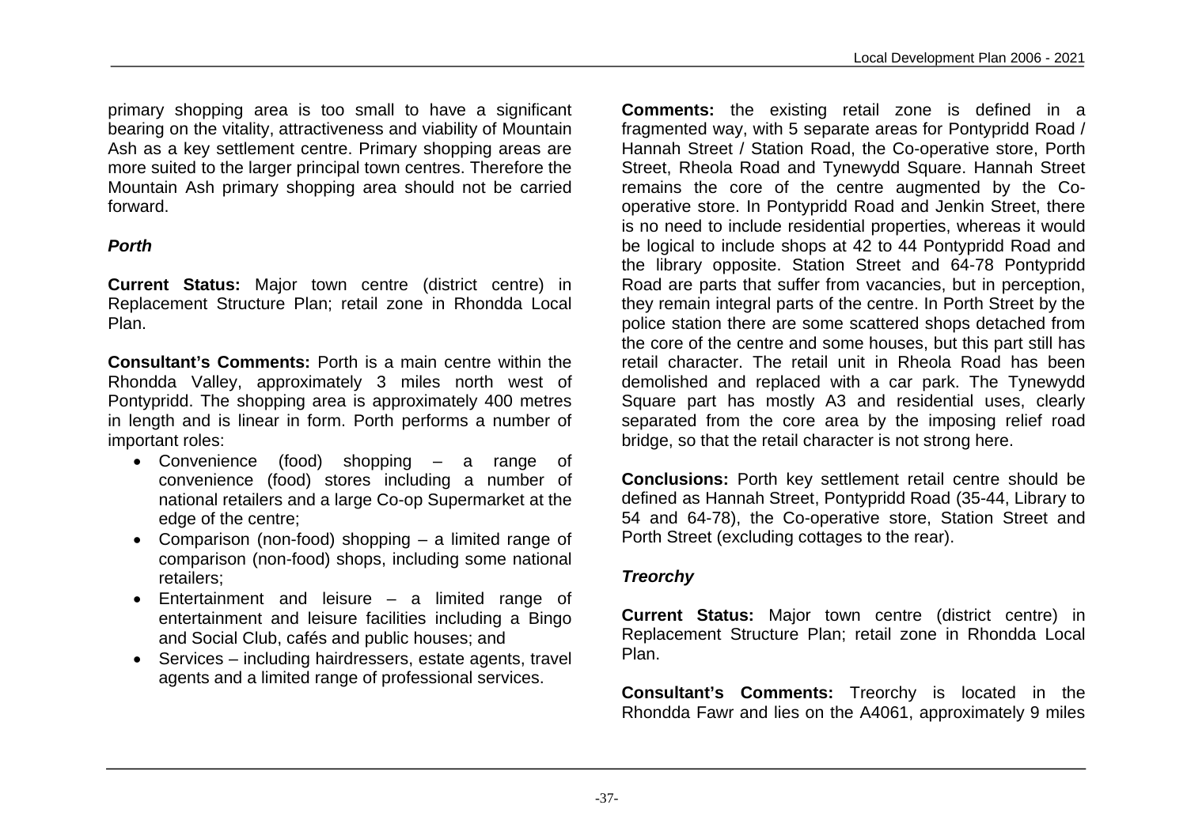primary shopping area is too small to have a significant bearing on the vitality, attractiveness and viability of Mountain Ash as a key settlement centre. Primary shopping areas are more suited to the larger principal town centres. Therefore the Mountain Ash primary shopping area should not be carried forward.

### *Porth*

**Current Status:** Major town centre (district centre) in Replacement Structure Plan; retail zone in Rhondda Local Plan.

**Consultant's Comments:** Porth is a main centre within the Rhondda Valley, approximately 3 miles north west of Pontypridd. The shopping area is approximately 400 metres in length and is linear in form. Porth performs a number of important roles:

- Convenience (food) shopping – a range of convenience (food) stores including a number of national retailers and a large Co-op Supermarket at the edge of the centre;
- Comparison (non-food) shopping – a limited range of comparison (non-food) shops, including some national retailers;
- Entertainment and leisure – a limited range of entertainment and leisure facilities including a Bingo and Social Club, cafés and public houses; and
- Services – including hairdressers, estate agents, travel agents and a limited range of professional services.

**Comments:** the existing retail zone is defined in a fragmented way, with 5 separate areas for Pontypridd Road / Hannah Street / Station Road, the Co-operative store, Porth Street, Rheola Road and Tynewydd Square. Hannah Street remains the core of the centre augmented by the Co-operative store. In Pontypridd Road and Jenkin Street, there is no need to include residential properties, whereas it would be logical to include shops at 42 to 44 Pontypridd Road and the library opposite. Station Street and 64-78 Pontypridd Road are parts that suffer from vacancies, but in perception, they remain integral parts of the centre. In Porth Street by the police station there are some scattered shops detached from the core of the centre and some houses, but this part still has retail character. The retail unit in Rheola Road has been demolished and replaced with a car park. The Tynewydd Square part has mostly A3 and residential uses, clearly separated from the core area by the imposing relief road bridge, so that the retail character is not strong here.

**Conclusions:** Porth key settlement retail centre should be defined as Hannah Street, Pontypridd Road (35-44, Library to 54 and 64-78), the Co-operative store, Station Street and Porth Street (excluding cottages to the rear).

### *Treorchy*

**Current Status:** Major town centre (district centre) in Replacement Structure Plan; retail zone in Rhondda Local Plan.

**Consultant's Comments:** Treorchy is located in the Rhondda Fawr and lies on the A4061, approximately 9 miles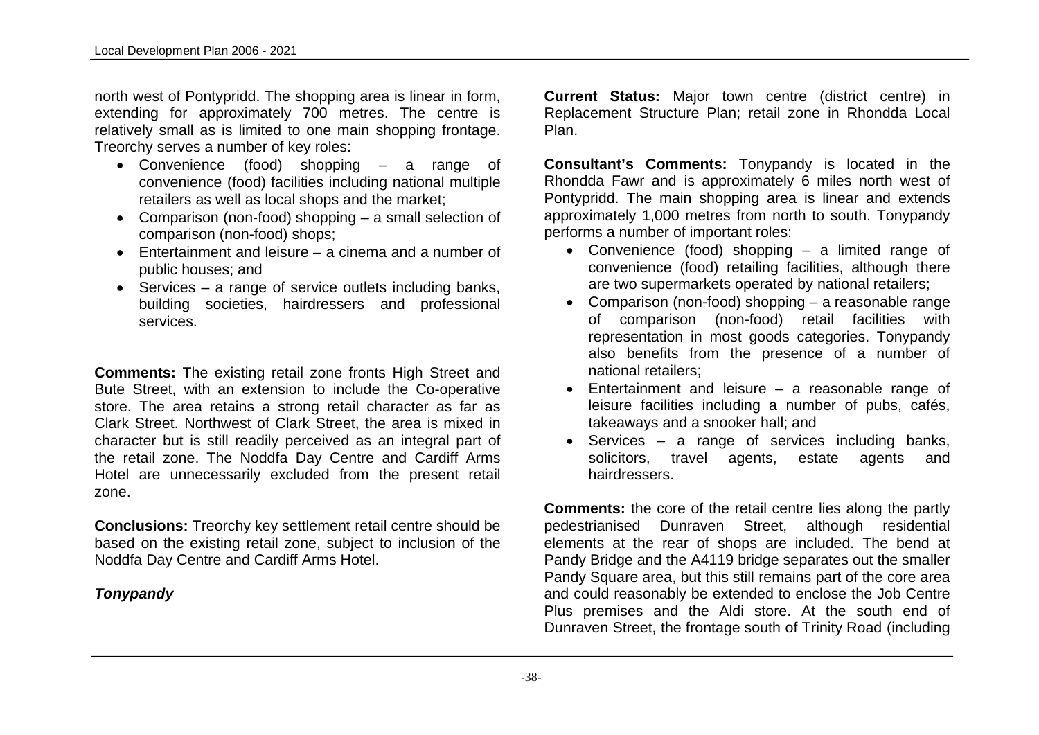north west of Pontypridd. The shopping area is linear in form, extending for approximately 700 metres. The centre is relatively small as is limited to one main shopping frontage. Treorchy serves a number of key roles:

- Convenience (food) shopping – a range of convenience (food) facilities including national multiple retailers as well as local shops and the market;
- Comparison (non-food) shopping – a small selection of comparison (non-food) shops;
- Entertainment and leisure – a cinema and a number of public houses; and
- Services – a range of service outlets including banks, building societies, hairdressers and professional services.

**Comments:** The existing retail zone fronts High Street and Bute Street, with an extension to include the Co-operative store. The area retains a strong retail character as far as Clark Street. Northwest of Clark Street, the area is mixed in character but is still readily perceived as an integral part of the retail zone. The Noddfa Day Centre and Cardiff Arms Hotel are unnecessarily excluded from the present retail zone.

**Conclusions:** Treorchy key settlement retail centre should be based on the existing retail zone, subject to inclusion of the Noddfa Day Centre and Cardiff Arms Hotel.

***Tonypandy***

**Current Status:** Major town centre (district centre) in Replacement Structure Plan; retail zone in Rhondda Local Plan.

**Consultant's Comments:** Tonypandy is located in the Rhondda Fawr and is approximately 6 miles north west of Pontypridd. The main shopping area is linear and extends approximately 1,000 metres from north to south. Tonypandy performs a number of important roles:

- Convenience (food) shopping – a limited range of convenience (food) retailing facilities, although there are two supermarkets operated by national retailers;
- Comparison (non-food) shopping – a reasonable range of comparison (non-food) retail facilities with representation in most goods categories. Tonypandy also benefits from the presence of a number of national retailers;
- Entertainment and leisure – a reasonable range of leisure facilities including a number of pubs, cafés, takeaways and a snooker hall; and
- Services – a range of services including banks, solicitors, travel agents, estate agents and hairdressers.

**Comments:** the core of the retail centre lies along the partly pedestrianised Dunraven Street, although residential elements at the rear of shops are included. The bend at Pandy Bridge and the A4119 bridge separates out the smaller Pandy Square area, but this still remains part of the core area and could reasonably be extended to enclose the Job Centre Plus premises and the Aldi store. At the south end of Dunraven Street, the frontage south of Trinity Road (including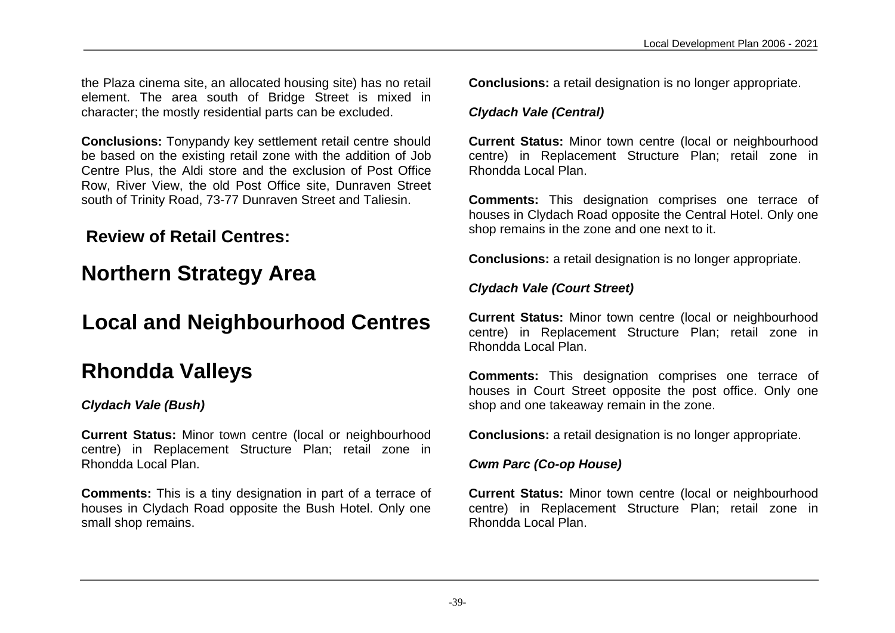the Plaza cinema site, an allocated housing site) has no retail element. The area south of Bridge Street is mixed in character; the mostly residential parts can be excluded.

**Conclusions:** Tonypandy key settlement retail centre should be based on the existing retail zone with the addition of Job Centre Plus, the Aldi store and the exclusion of Post Office Row, River View, the old Post Office site, Dunraven Street south of Trinity Road, 73-77 Dunraven Street and Taliesin.

## Review of Retail Centres:

# Northern Strategy Area

# Local and Neighbourhood Centres

# Rhondda Valleys

### *Clydach Vale (Bush)*

**Current Status:** Minor town centre (local or neighbourhood centre) in Replacement Structure Plan; retail zone in Rhondda Local Plan.

**Comments:** This is a tiny designation in part of a terrace of houses in Clydach Road opposite the Bush Hotel. Only one small shop remains.

**Conclusions:** a retail designation is no longer appropriate.

### *Clydach Vale (Central)*

**Current Status:** Minor town centre (local or neighbourhood centre) in Replacement Structure Plan; retail zone in Rhondda Local Plan.

**Comments:** This designation comprises one terrace of houses in Clydach Road opposite the Central Hotel. Only one shop remains in the zone and one next to it.

**Conclusions:** a retail designation is no longer appropriate.

### *Clydach Vale (Court Street)*

**Current Status:** Minor town centre (local or neighbourhood centre) in Replacement Structure Plan; retail zone in Rhondda Local Plan.

**Comments:** This designation comprises one terrace of houses in Court Street opposite the post office. Only one shop and one takeaway remain in the zone.

**Conclusions:** a retail designation is no longer appropriate.

### *Cwm Parc (Co-op House)*

**Current Status:** Minor town centre (local or neighbourhood centre) in Replacement Structure Plan; retail zone in Rhondda Local Plan.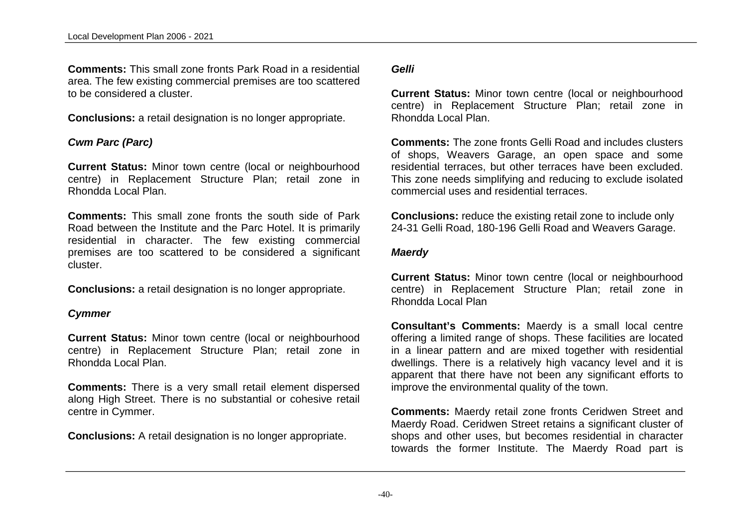**Comments:** This small zone fronts Park Road in a residential area. The few existing commercial premises are too scattered to be considered a cluster.

**Conclusions:** a retail designation is no longer appropriate.

### *Cwm Parc (Parc)*

**Current Status:** Minor town centre (local or neighbourhood centre) in Replacement Structure Plan; retail zone in Rhondda Local Plan.

**Comments:** This small zone fronts the south side of Park Road between the Institute and the Parc Hotel. It is primarily residential in character. The few existing commercial premises are too scattered to be considered a significant cluster.

**Conclusions:** a retail designation is no longer appropriate.

### *Cymmer*

**Current Status:** Minor town centre (local or neighbourhood centre) in Replacement Structure Plan; retail zone in Rhondda Local Plan.

**Comments:** There is a very small retail element dispersed along High Street. There is no substantial or cohesive retail centre in Cymmer.

**Conclusions:** A retail designation is no longer appropriate.

### *Gelli*

**Current Status:** Minor town centre (local or neighbourhood centre) in Replacement Structure Plan; retail zone in Rhondda Local Plan.

**Comments:** The zone fronts Gelli Road and includes clusters of shops, Weavers Garage, an open space and some residential terraces, but other terraces have been excluded. This zone needs simplifying and reducing to exclude isolated commercial uses and residential terraces.

**Conclusions:** reduce the existing retail zone to include only 24-31 Gelli Road, 180-196 Gelli Road and Weavers Garage.

### *Maerdy*

**Current Status:** Minor town centre (local or neighbourhood centre) in Replacement Structure Plan; retail zone in Rhondda Local Plan

**Consultant's Comments:** Maerdy is a small local centre offering a limited range of shops. These facilities are located in a linear pattern and are mixed together with residential dwellings. There is a relatively high vacancy level and it is apparent that there have not been any significant efforts to improve the environmental quality of the town.

**Comments:** Maerdy retail zone fronts Ceridwen Street and Maerdy Road. Ceridwen Street retains a significant cluster of shops and other uses, but becomes residential in character towards the former Institute. The Maerdy Road part is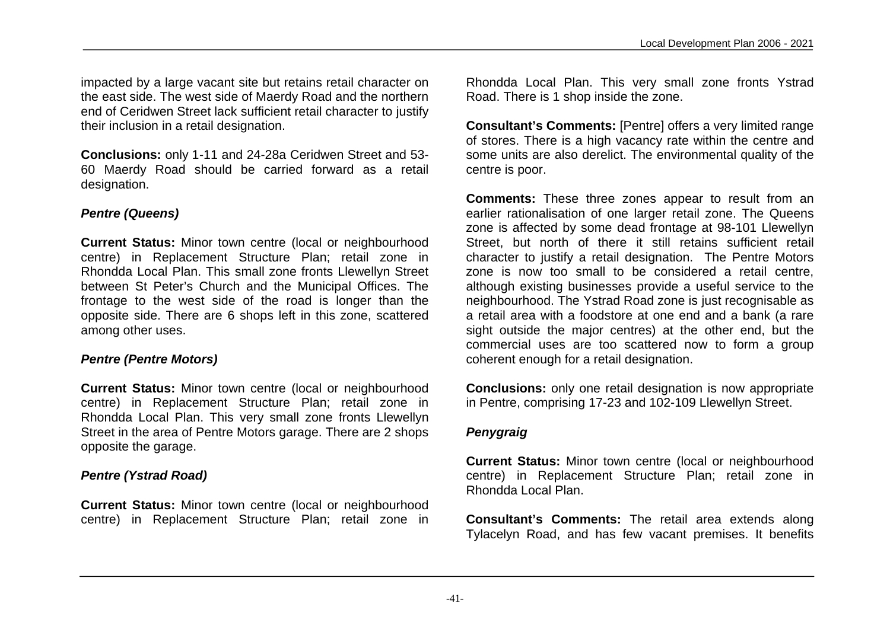impacted by a large vacant site but retains retail character on the east side. The west side of Maerdy Road and the northern end of Ceridwen Street lack sufficient retail character to justify their inclusion in a retail designation.

**Conclusions:** only 1-11 and 24-28a Ceridwen Street and 53-60 Maerdy Road should be carried forward as a retail designation.

### *Pentre (Queens)*

**Current Status:** Minor town centre (local or neighbourhood centre) in Replacement Structure Plan; retail zone in Rhondda Local Plan. This small zone fronts Llewellyn Street between St Peter's Church and the Municipal Offices. The frontage to the west side of the road is longer than the opposite side. There are 6 shops left in this zone, scattered among other uses.

### *Pentre (Pentre Motors)*

**Current Status:** Minor town centre (local or neighbourhood centre) in Replacement Structure Plan; retail zone in Rhondda Local Plan. This very small zone fronts Llewellyn Street in the area of Pentre Motors garage. There are 2 shops opposite the garage.

### *Pentre (Ystrad Road)*

**Current Status:** Minor town centre (local or neighbourhood centre) in Replacement Structure Plan; retail zone in Rhondda Local Plan. This very small zone fronts Ystrad Road. There is 1 shop inside the zone.

**Consultant's Comments:** [Pentre] offers a very limited range of stores. There is a high vacancy rate within the centre and some units are also derelict. The environmental quality of the centre is poor.

**Comments:** These three zones appear to result from an earlier rationalisation of one larger retail zone. The Queens zone is affected by some dead frontage at 98-101 Llewellyn Street, but north of there it still retains sufficient retail character to justify a retail designation. The Pentre Motors zone is now too small to be considered a retail centre, although existing businesses provide a useful service to the neighbourhood. The Ystrad Road zone is just recognisable as a retail area with a foodstore at one end and a bank (a rare sight outside the major centres) at the other end, but the commercial uses are too scattered now to form a group coherent enough for a retail designation.

**Conclusions:** only one retail designation is now appropriate in Pentre, comprising 17-23 and 102-109 Llewellyn Street.

### *Penygraig*

**Current Status:** Minor town centre (local or neighbourhood centre) in Replacement Structure Plan; retail zone in Rhondda Local Plan.

**Consultant's Comments:** The retail area extends along Tylacelyn Road, and has few vacant premises. It benefits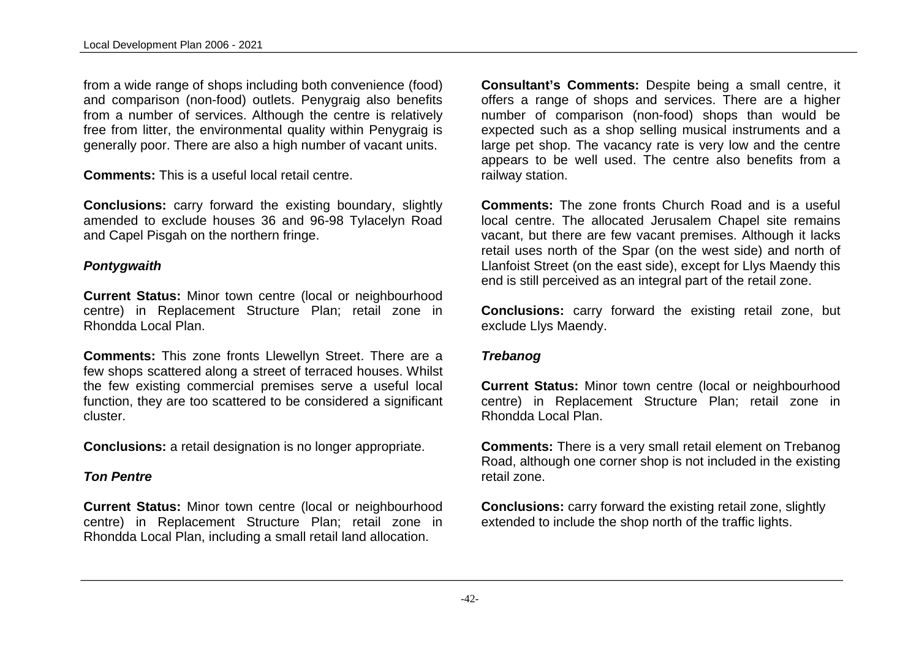from a wide range of shops including both convenience (food) and comparison (non-food) outlets. Penygraig also benefits from a number of services. Although the centre is relatively free from litter, the environmental quality within Penygraig is generally poor. There are also a high number of vacant units.

**Comments:** This is a useful local retail centre.

**Conclusions:** carry forward the existing boundary, slightly amended to exclude houses 36 and 96-98 Tylacelyn Road and Capel Pisgah on the northern fringe.

### *Pontygwaith*

**Current Status:** Minor town centre (local or neighbourhood centre) in Replacement Structure Plan; retail zone in Rhondda Local Plan.

**Comments:** This zone fronts Llewellyn Street. There are a few shops scattered along a street of terraced houses. Whilst the few existing commercial premises serve a useful local function, they are too scattered to be considered a significant cluster.

**Conclusions:** a retail designation is no longer appropriate.

### *Ton Pentre*

**Current Status:** Minor town centre (local or neighbourhood centre) in Replacement Structure Plan; retail zone in Rhondda Local Plan, including a small retail land allocation.

**Consultant's Comments:** Despite being a small centre, it offers a range of shops and services. There are a higher number of comparison (non-food) shops than would be expected such as a shop selling musical instruments and a large pet shop. The vacancy rate is very low and the centre appears to be well used. The centre also benefits from a railway station.

**Comments:** The zone fronts Church Road and is a useful local centre. The allocated Jerusalem Chapel site remains vacant, but there are few vacant premises. Although it lacks retail uses north of the Spar (on the west side) and north of Llanfoist Street (on the east side), except for Llys Maendy this end is still perceived as an integral part of the retail zone.

**Conclusions:** carry forward the existing retail zone, but exclude Llys Maendy.

### *Trebanog*

**Current Status:** Minor town centre (local or neighbourhood centre) in Replacement Structure Plan; retail zone in Rhondda Local Plan.

**Comments:** There is a very small retail element on Trebanog Road, although one corner shop is not included in the existing retail zone.

**Conclusions:** carry forward the existing retail zone, slightly extended to include the shop north of the traffic lights.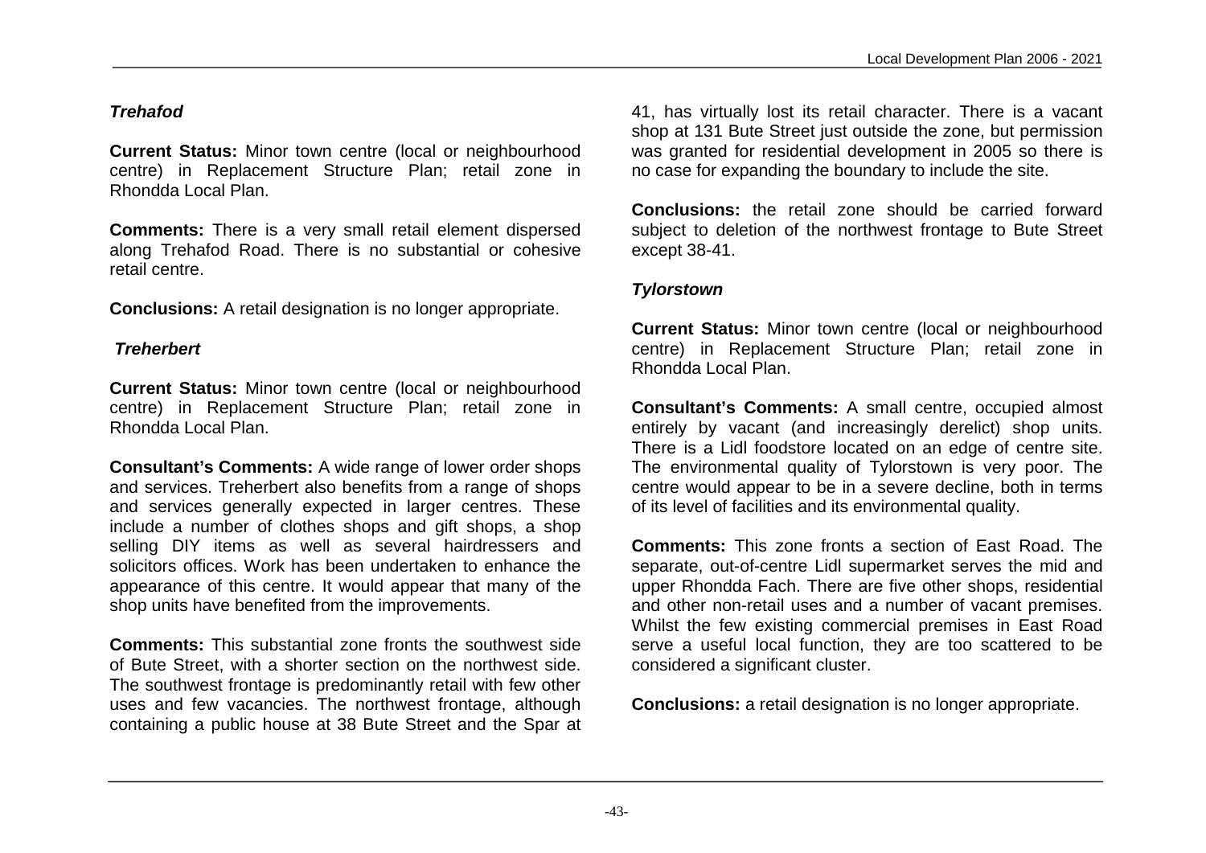### *Trehafod*

**Current Status:** Minor town centre (local or neighbourhood centre) in Replacement Structure Plan; retail zone in Rhondda Local Plan.

**Comments:** There is a very small retail element dispersed along Trehafod Road. There is no substantial or cohesive retail centre.

**Conclusions:** A retail designation is no longer appropriate.

### *Treherbert*

**Current Status:** Minor town centre (local or neighbourhood centre) in Replacement Structure Plan; retail zone in Rhondda Local Plan.

**Consultant's Comments:** A wide range of lower order shops and services. Treherbert also benefits from a range of shops and services generally expected in larger centres. These include a number of clothes shops and gift shops, a shop selling DIY items as well as several hairdressers and solicitors offices. Work has been undertaken to enhance the appearance of this centre. It would appear that many of the shop units have benefited from the improvements.

**Comments:** This substantial zone fronts the southwest side of Bute Street, with a shorter section on the northwest side. The southwest frontage is predominantly retail with few other uses and few vacancies. The northwest frontage, although containing a public house at 38 Bute Street and the Spar at 41, has virtually lost its retail character. There is a vacant shop at 131 Bute Street just outside the zone, but permission was granted for residential development in 2005 so there is no case for expanding the boundary to include the site.

**Conclusions:** the retail zone should be carried forward subject to deletion of the northwest frontage to Bute Street except 38-41.

### *Tylorstown*

**Current Status:** Minor town centre (local or neighbourhood centre) in Replacement Structure Plan; retail zone in Rhondda Local Plan.

**Consultant's Comments:** A small centre, occupied almost entirely by vacant (and increasingly derelict) shop units. There is a Lidl foodstore located on an edge of centre site. The environmental quality of Tylorstown is very poor. The centre would appear to be in a severe decline, both in terms of its level of facilities and its environmental quality.

**Comments:** This zone fronts a section of East Road. The separate, out-of-centre Lidl supermarket serves the mid and upper Rhondda Fach. There are five other shops, residential and other non-retail uses and a number of vacant premises. Whilst the few existing commercial premises in East Road serve a useful local function, they are too scattered to be considered a significant cluster.

**Conclusions:** a retail designation is no longer appropriate.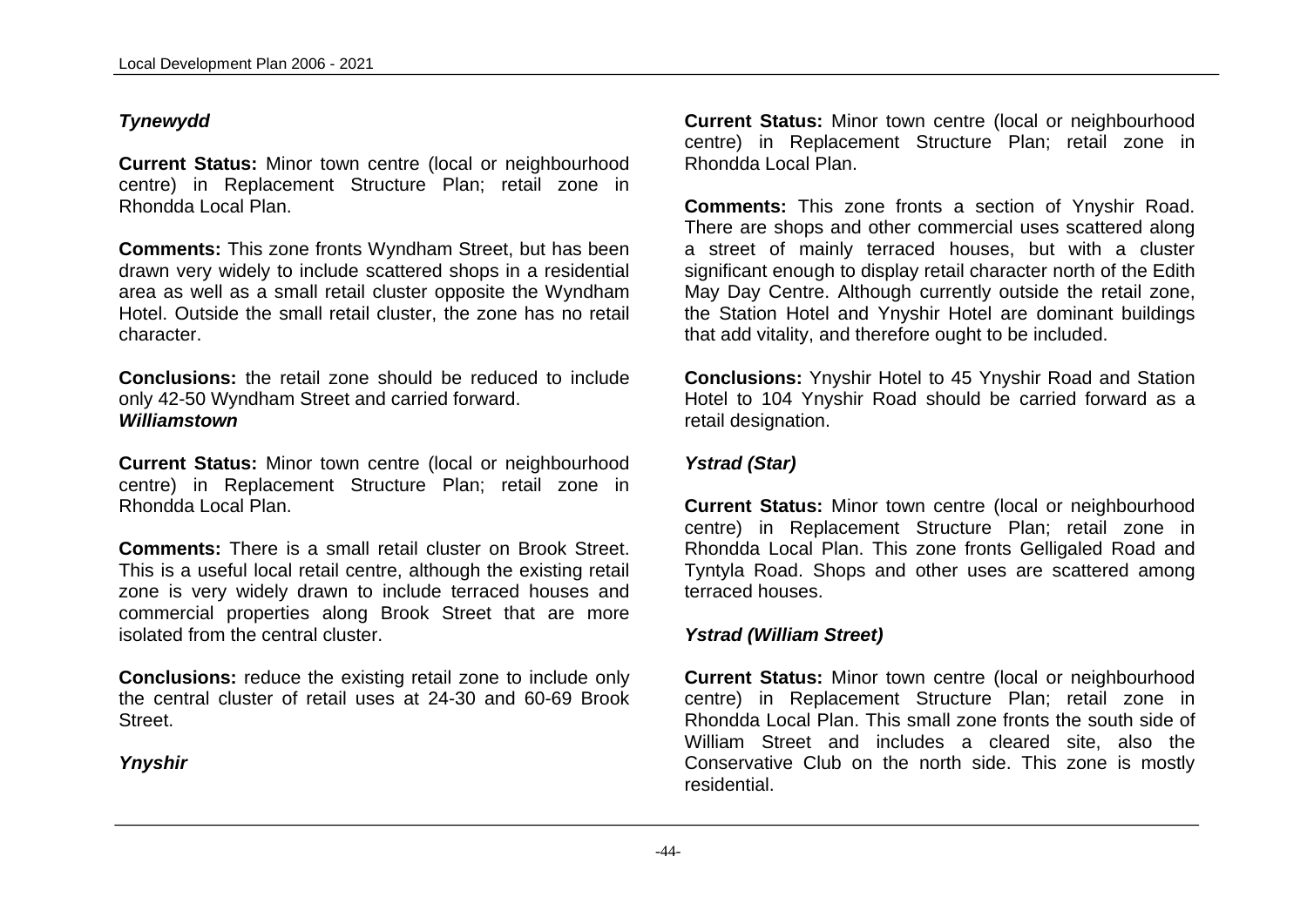### *Tynewydd*

**Current Status:** Minor town centre (local or neighbourhood centre) in Replacement Structure Plan; retail zone in Rhondda Local Plan.

**Comments:** This zone fronts Wyndham Street, but has been drawn very widely to include scattered shops in a residential area as well as a small retail cluster opposite the Wyndham Hotel. Outside the small retail cluster, the zone has no retail character.

**Conclusions:** the retail zone should be reduced to include only 42-50 Wyndham Street and carried forward.

### *Williamstown*

**Current Status:** Minor town centre (local or neighbourhood centre) in Replacement Structure Plan; retail zone in Rhondda Local Plan.

**Comments:** There is a small retail cluster on Brook Street. This is a useful local retail centre, although the existing retail zone is very widely drawn to include terraced houses and commercial properties along Brook Street that are more isolated from the central cluster.

**Conclusions:** reduce the existing retail zone to include only the central cluster of retail uses at 24-30 and 60-69 Brook Street.

### *Ynyshir*

**Current Status:** Minor town centre (local or neighbourhood centre) in Replacement Structure Plan; retail zone in Rhondda Local Plan.

**Comments:** This zone fronts a section of Ynyshir Road. There are shops and other commercial uses scattered along a street of mainly terraced houses, but with a cluster significant enough to display retail character north of the Edith May Day Centre. Although currently outside the retail zone, the Station Hotel and Ynyshir Hotel are dominant buildings that add vitality, and therefore ought to be included.

**Conclusions:** Ynyshir Hotel to 45 Ynyshir Road and Station Hotel to 104 Ynyshir Road should be carried forward as a retail designation.

### *Ystrad (Star)*

**Current Status:** Minor town centre (local or neighbourhood centre) in Replacement Structure Plan; retail zone in Rhondda Local Plan. This zone fronts Gelligaled Road and Tyntyla Road. Shops and other uses are scattered among terraced houses.

### *Ystrad (William Street)*

**Current Status:** Minor town centre (local or neighbourhood centre) in Replacement Structure Plan; retail zone in Rhondda Local Plan. This small zone fronts the south side of William Street and includes a cleared site, also the Conservative Club on the north side. This zone is mostly residential.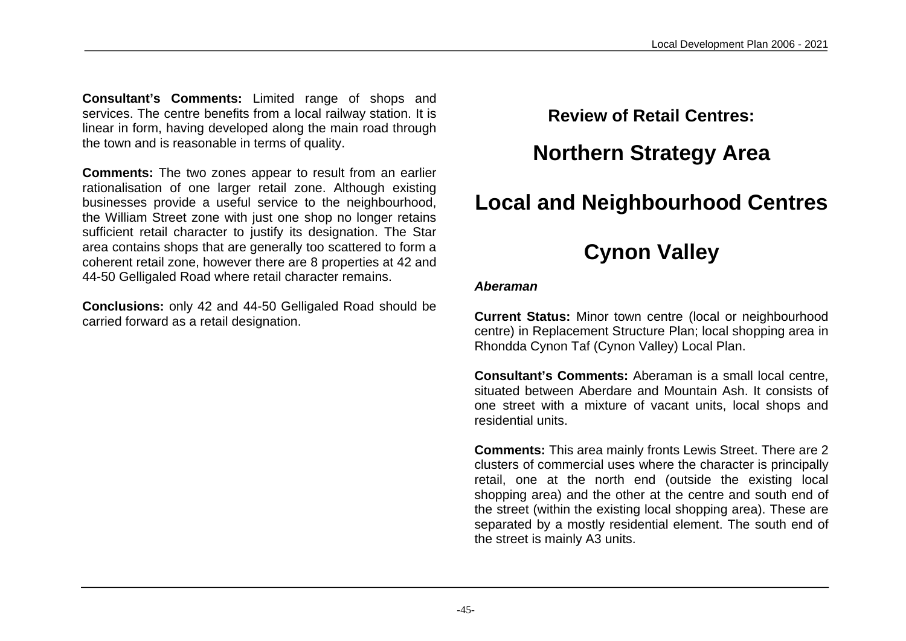**Consultant's Comments:** Limited range of shops and services. The centre benefits from a local railway station. It is linear in form, having developed along the main road through the town and is reasonable in terms of quality.

**Comments:** The two zones appear to result from an earlier rationalisation of one larger retail zone. Although existing businesses provide a useful service to the neighbourhood, the William Street zone with just one shop no longer retains sufficient retail character to justify its designation. The Star area contains shops that are generally too scattered to form a coherent retail zone, however there are 8 properties at 42 and 44-50 Gelligaled Road where retail character remains.

**Conclusions:** only 42 and 44-50 Gelligaled Road should be carried forward as a retail designation.

## Review of Retail Centres:

# Northern Strategy Area

# Local and Neighbourhood Centres

# Cynon Valley

***Aberaman***

**Current Status:** Minor town centre (local or neighbourhood centre) in Replacement Structure Plan; local shopping area in Rhondda Cynon Taf (Cynon Valley) Local Plan.

**Consultant's Comments:** Aberaman is a small local centre, situated between Aberdare and Mountain Ash. It consists of one street with a mixture of vacant units, local shops and residential units.

**Comments:** This area mainly fronts Lewis Street. There are 2 clusters of commercial uses where the character is principally retail, one at the north end (outside the existing local shopping area) and the other at the centre and south end of the street (within the existing local shopping area). These are separated by a mostly residential element. The south end of the street is mainly A3 units.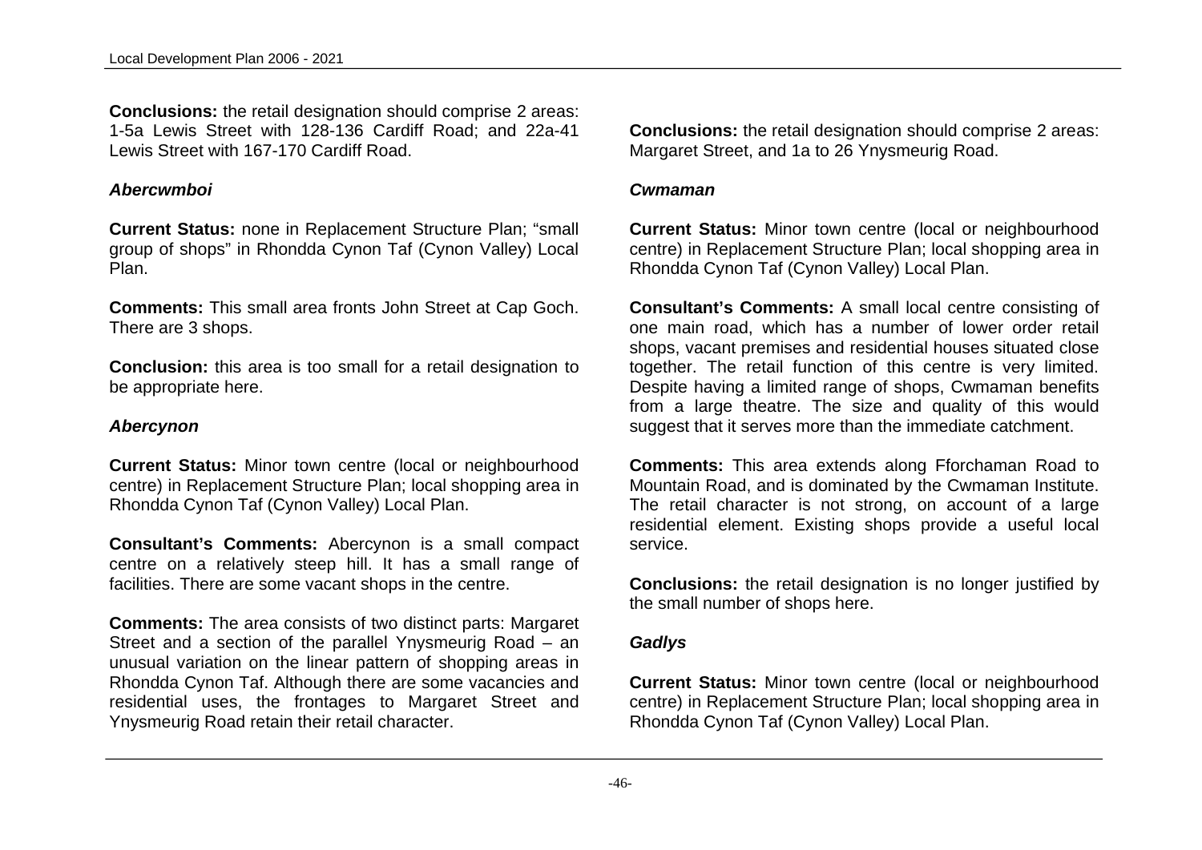**Conclusions:** the retail designation should comprise 2 areas: 1-5a Lewis Street with 128-136 Cardiff Road; and 22a-41 Lewis Street with 167-170 Cardiff Road.

### *Abercwmboi*

**Current Status:** none in Replacement Structure Plan; "small group of shops" in Rhondda Cynon Taf (Cynon Valley) Local Plan.

**Comments:** This small area fronts John Street at Cap Goch. There are 3 shops.

**Conclusion:** this area is too small for a retail designation to be appropriate here.

### *Abercynon*

**Current Status:** Minor town centre (local or neighbourhood centre) in Replacement Structure Plan; local shopping area in Rhondda Cynon Taf (Cynon Valley) Local Plan.

**Consultant's Comments:** Abercynon is a small compact centre on a relatively steep hill. It has a small range of facilities. There are some vacant shops in the centre.

**Comments:** The area consists of two distinct parts: Margaret Street and a section of the parallel Ynysmeurig Road – an unusual variation on the linear pattern of shopping areas in Rhondda Cynon Taf. Although there are some vacancies and residential uses, the frontages to Margaret Street and Ynysmeurig Road retain their retail character.

**Conclusions:** the retail designation should comprise 2 areas: Margaret Street, and 1a to 26 Ynysmeurig Road.

### *Cwmaman*

**Current Status:** Minor town centre (local or neighbourhood centre) in Replacement Structure Plan; local shopping area in Rhondda Cynon Taf (Cynon Valley) Local Plan.

**Consultant's Comments:** A small local centre consisting of one main road, which has a number of lower order retail shops, vacant premises and residential houses situated close together. The retail function of this centre is very limited. Despite having a limited range of shops, Cwmaman benefits from a large theatre. The size and quality of this would suggest that it serves more than the immediate catchment.

**Comments:** This area extends along Fforchaman Road to Mountain Road, and is dominated by the Cwmaman Institute. The retail character is not strong, on account of a large residential element. Existing shops provide a useful local service.

**Conclusions:** the retail designation is no longer justified by the small number of shops here.

### *Gadlys*

**Current Status:** Minor town centre (local or neighbourhood centre) in Replacement Structure Plan; local shopping area in Rhondda Cynon Taf (Cynon Valley) Local Plan.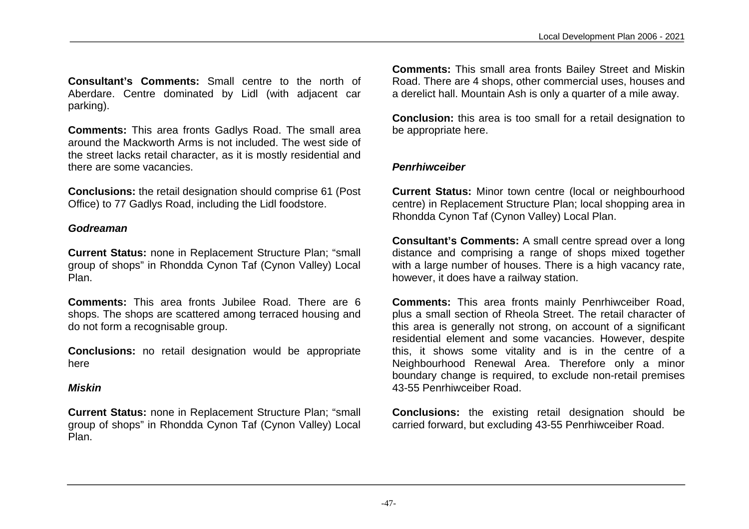**Consultant's Comments:** Small centre to the north of Aberdare. Centre dominated by Lidl (with adjacent car parking).

**Comments:** This area fronts Gadlys Road. The small area around the Mackworth Arms is not included. The west side of the street lacks retail character, as it is mostly residential and there are some vacancies.

**Conclusions:** the retail designation should comprise 61 (Post Office) to 77 Gadlys Road, including the Lidl foodstore.

### *Godreaman*

**Current Status:** none in Replacement Structure Plan; "small group of shops" in Rhondda Cynon Taf (Cynon Valley) Local Plan.

**Comments:** This area fronts Jubilee Road. There are 6 shops. The shops are scattered among terraced housing and do not form a recognisable group.

**Conclusions:** no retail designation would be appropriate here

### *Miskin*

**Current Status:** none in Replacement Structure Plan; "small group of shops" in Rhondda Cynon Taf (Cynon Valley) Local Plan.

**Comments:** This small area fronts Bailey Street and Miskin Road. There are 4 shops, other commercial uses, houses and a derelict hall. Mountain Ash is only a quarter of a mile away.

**Conclusion:** this area is too small for a retail designation to be appropriate here.

### *Penrhiwceiber*

**Current Status:** Minor town centre (local or neighbourhood centre) in Replacement Structure Plan; local shopping area in Rhondda Cynon Taf (Cynon Valley) Local Plan.

**Consultant's Comments:** A small centre spread over a long distance and comprising a range of shops mixed together with a large number of houses. There is a high vacancy rate, however, it does have a railway station.

**Comments:** This area fronts mainly Penrhiwceiber Road, plus a small section of Rheola Street. The retail character of this area is generally not strong, on account of a significant residential element and some vacancies. However, despite this, it shows some vitality and is in the centre of a Neighbourhood Renewal Area. Therefore only a minor boundary change is required, to exclude non-retail premises 43-55 Penrhiwceiber Road.

**Conclusions:** the existing retail designation should be carried forward, but excluding 43-55 Penrhiwceiber Road.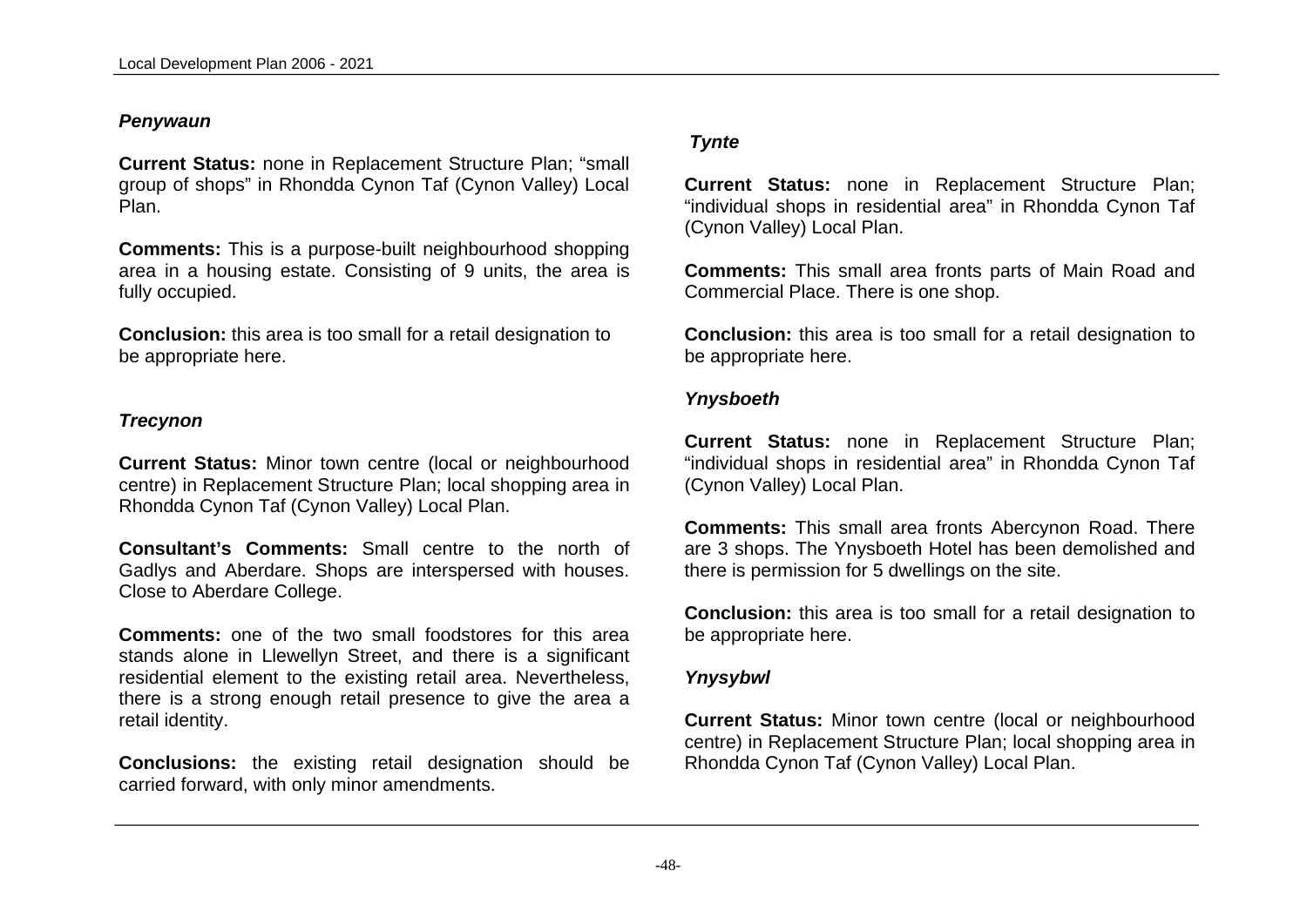### *Penywaun*

**Current Status:** none in Replacement Structure Plan; "small group of shops" in Rhondda Cynon Taf (Cynon Valley) Local Plan.

**Comments:** This is a purpose-built neighbourhood shopping area in a housing estate. Consisting of 9 units, the area is fully occupied.

**Conclusion:** this area is too small for a retail designation to be appropriate here.

### *Trecynon*

**Current Status:** Minor town centre (local or neighbourhood centre) in Replacement Structure Plan; local shopping area in Rhondda Cynon Taf (Cynon Valley) Local Plan.

**Consultant's Comments:** Small centre to the north of Gadlys and Aberdare. Shops are interspersed with houses. Close to Aberdare College.

**Comments:** one of the two small foodstores for this area stands alone in Llewellyn Street, and there is a significant residential element to the existing retail area. Nevertheless, there is a strong enough retail presence to give the area a retail identity.

**Conclusions:** the existing retail designation should be carried forward, with only minor amendments.

### *Tynte*

**Current Status:** none in Replacement Structure Plan; "individual shops in residential area" in Rhondda Cynon Taf (Cynon Valley) Local Plan.

**Comments:** This small area fronts parts of Main Road and Commercial Place. There is one shop.

**Conclusion:** this area is too small for a retail designation to be appropriate here.

### *Ynysboeth*

**Current Status:** none in Replacement Structure Plan; "individual shops in residential area" in Rhondda Cynon Taf (Cynon Valley) Local Plan.

**Comments:** This small area fronts Abercynon Road. There are 3 shops. The Ynysboeth Hotel has been demolished and there is permission for 5 dwellings on the site.

**Conclusion:** this area is too small for a retail designation to be appropriate here.

### *Ynysybwl*

**Current Status:** Minor town centre (local or neighbourhood centre) in Replacement Structure Plan; local shopping area in Rhondda Cynon Taf (Cynon Valley) Local Plan.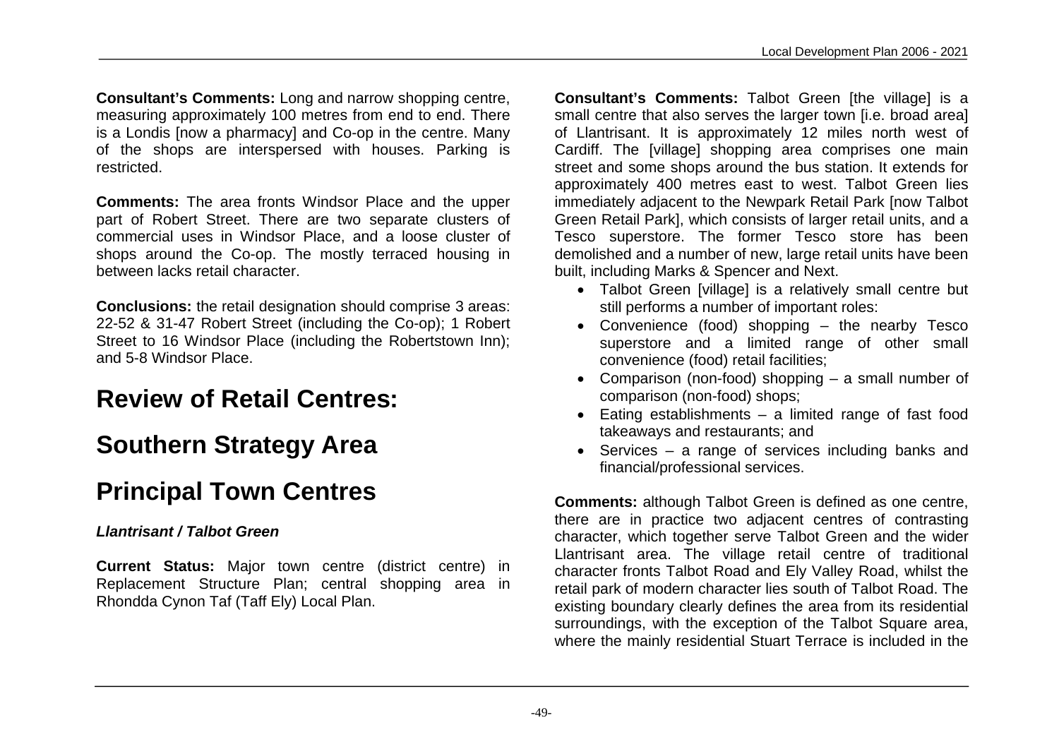**Consultant's Comments:** Long and narrow shopping centre, measuring approximately 100 metres from end to end. There is a Londis [now a pharmacy] and Co-op in the centre. Many of the shops are interspersed with houses. Parking is restricted.

**Comments:** The area fronts Windsor Place and the upper part of Robert Street. There are two separate clusters of commercial uses in Windsor Place, and a loose cluster of shops around the Co-op. The mostly terraced housing in between lacks retail character.

**Conclusions:** the retail designation should comprise 3 areas: 22-52 & 31-47 Robert Street (including the Co-op); 1 Robert Street to 16 Windsor Place (including the Robertstown Inn); and 5-8 Windsor Place.

# Review of Retail Centres:

# Southern Strategy Area

# Principal Town Centres

### *Llantrisant / Talbot Green*

**Current Status:** Major town centre (district centre) in Replacement Structure Plan; central shopping area in Rhondda Cynon Taf (Taff Ely) Local Plan.

**Consultant's Comments:** Talbot Green [the village] is a small centre that also serves the larger town [i.e. broad area] of Llantrisant. It is approximately 12 miles north west of Cardiff. The [village] shopping area comprises one main street and some shops around the bus station. It extends for approximately 400 metres east to west. Talbot Green lies immediately adjacent to the Newpark Retail Park [now Talbot Green Retail Park], which consists of larger retail units, and a Tesco superstore. The former Tesco store has been demolished and a number of new, large retail units have been built, including Marks & Spencer and Next.

- Talbot Green [village] is a relatively small centre but still performs a number of important roles:
- Convenience (food) shopping – the nearby Tesco superstore and a limited range of other small convenience (food) retail facilities;
- Comparison (non-food) shopping – a small number of comparison (non-food) shops;
- Eating establishments – a limited range of fast food takeaways and restaurants; and
- Services – a range of services including banks and financial/professional services.

**Comments:** although Talbot Green is defined as one centre, there are in practice two adjacent centres of contrasting character, which together serve Talbot Green and the wider Llantrisant area. The village retail centre of traditional character fronts Talbot Road and Ely Valley Road, whilst the retail park of modern character lies south of Talbot Road. The existing boundary clearly defines the area from its residential surroundings, with the exception of the Talbot Square area, where the mainly residential Stuart Terrace is included in the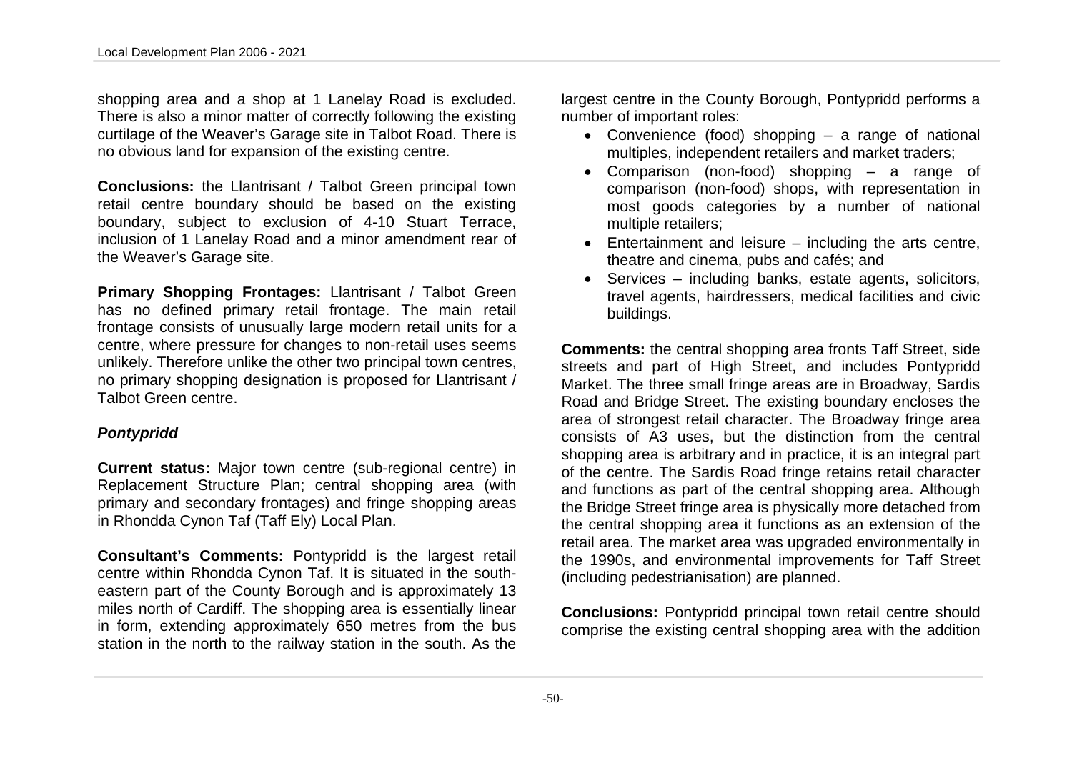shopping area and a shop at 1 Lanelay Road is excluded. There is also a minor matter of correctly following the existing curtilage of the Weaver's Garage site in Talbot Road. There is no obvious land for expansion of the existing centre.

**Conclusions:** the Llantrisant / Talbot Green principal town retail centre boundary should be based on the existing boundary, subject to exclusion of 4-10 Stuart Terrace, inclusion of 1 Lanelay Road and a minor amendment rear of the Weaver's Garage site.

**Primary Shopping Frontages:** Llantrisant / Talbot Green has no defined primary retail frontage. The main retail frontage consists of unusually large modern retail units for a centre, where pressure for changes to non-retail uses seems unlikely. Therefore unlike the other two principal town centres, no primary shopping designation is proposed for Llantrisant / Talbot Green centre.

### *Pontypridd*

**Current status:** Major town centre (sub-regional centre) in Replacement Structure Plan; central shopping area (with primary and secondary frontages) and fringe shopping areas in Rhondda Cynon Taf (Taff Ely) Local Plan.

**Consultant's Comments:** Pontypridd is the largest retail centre within Rhondda Cynon Taf. It is situated in the south-eastern part of the County Borough and is approximately 13 miles north of Cardiff. The shopping area is essentially linear in form, extending approximately 650 metres from the bus station in the north to the railway station in the south. As the largest centre in the County Borough, Pontypridd performs a number of important roles:

- Convenience (food) shopping – a range of national multiples, independent retailers and market traders;
- Comparison (non-food) shopping – a range of comparison (non-food) shops, with representation in most goods categories by a number of national multiple retailers;
- Entertainment and leisure – including the arts centre, theatre and cinema, pubs and cafés; and
- Services – including banks, estate agents, solicitors, travel agents, hairdressers, medical facilities and civic buildings.

**Comments:** the central shopping area fronts Taff Street, side streets and part of High Street, and includes Pontypridd Market. The three small fringe areas are in Broadway, Sardis Road and Bridge Street. The existing boundary encloses the area of strongest retail character. The Broadway fringe area consists of A3 uses, but the distinction from the central shopping area is arbitrary and in practice, it is an integral part of the centre. The Sardis Road fringe retains retail character and functions as part of the central shopping area. Although the Bridge Street fringe area is physically more detached from the central shopping area it functions as an extension of the retail area. The market area was upgraded environmentally in the 1990s, and environmental improvements for Taff Street (including pedestrianisation) are planned.

**Conclusions:** Pontypridd principal town retail centre should comprise the existing central shopping area with the addition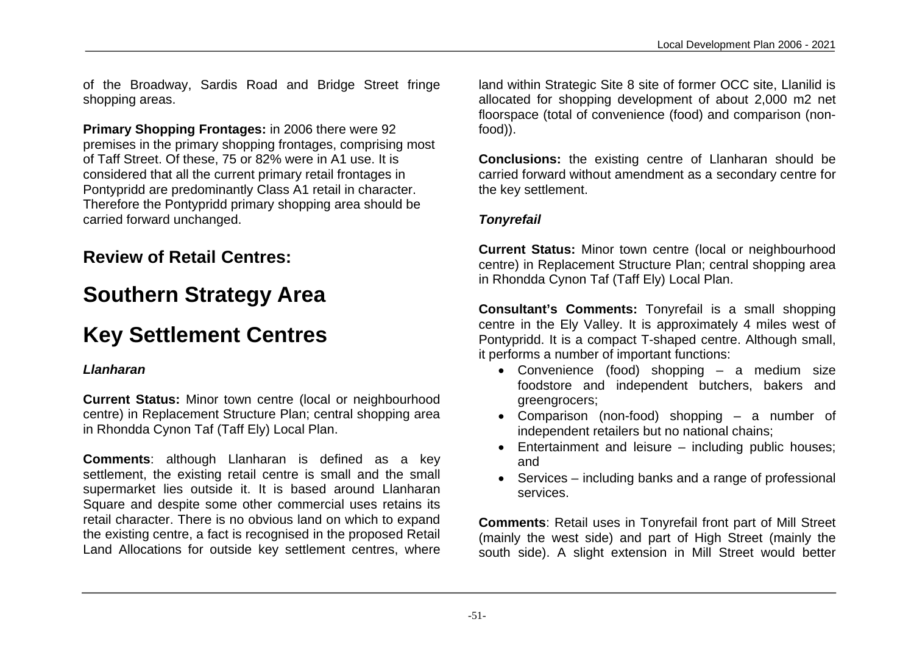of the Broadway, Sardis Road and Bridge Street fringe shopping areas.

**Primary Shopping Frontages:** in 2006 there were 92 premises in the primary shopping frontages, comprising most of Taff Street. Of these, 75 or 82% were in A1 use. It is considered that all the current primary retail frontages in Pontypridd are predominantly Class A1 retail in character. Therefore the Pontypridd primary shopping area should be carried forward unchanged.

## Review of Retail Centres:

# Southern Strategy Area

# Key Settlement Centres

### *Llanharan*

**Current Status:** Minor town centre (local or neighbourhood centre) in Replacement Structure Plan; central shopping area in Rhondda Cynon Taf (Taff Ely) Local Plan.

**Comments**: although Llanharan is defined as a key settlement, the existing retail centre is small and the small supermarket lies outside it. It is based around Llanharan Square and despite some other commercial uses retains its retail character. There is no obvious land on which to expand the existing centre, a fact is recognised in the proposed Retail Land Allocations for outside key settlement centres, where land within Strategic Site 8 site of former OCC site, Llanilid is allocated for shopping development of about 2,000 m2 net floorspace (total of convenience (food) and comparison (non-food)).

**Conclusions:** the existing centre of Llanharan should be carried forward without amendment as a secondary centre for the key settlement.

### *Tonyrefail*

**Current Status:** Minor town centre (local or neighbourhood centre) in Replacement Structure Plan; central shopping area in Rhondda Cynon Taf (Taff Ely) Local Plan.

**Consultant's Comments:** Tonyrefail is a small shopping centre in the Ely Valley. It is approximately 4 miles west of Pontypridd. It is a compact T-shaped centre. Although small, it performs a number of important functions:

- Convenience (food) shopping – a medium size foodstore and independent butchers, bakers and greengrocers;
- Comparison (non-food) shopping – a number of independent retailers but no national chains;
- Entertainment and leisure – including public houses; and
- Services – including banks and a range of professional services.

**Comments**: Retail uses in Tonyrefail front part of Mill Street (mainly the west side) and part of High Street (mainly the south side). A slight extension in Mill Street would better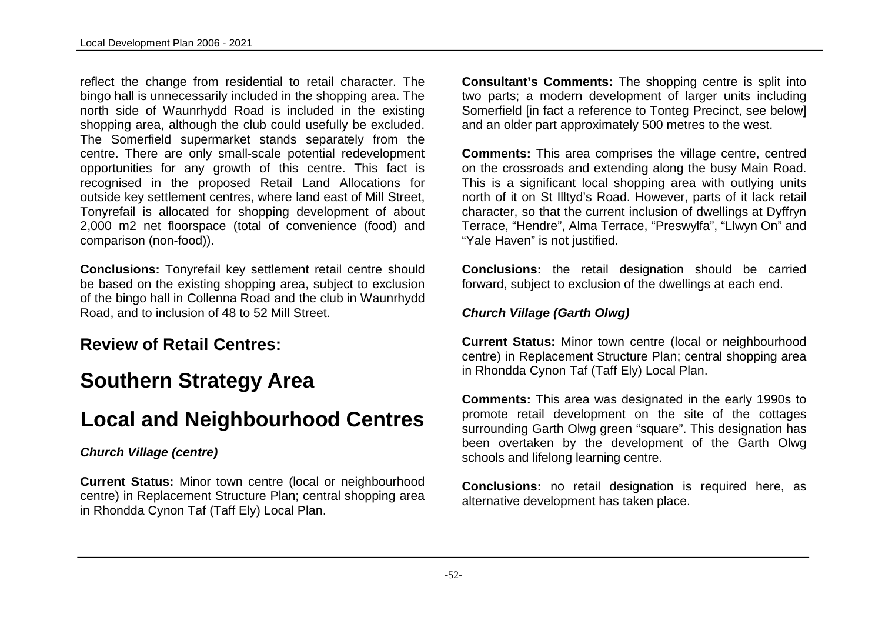reflect the change from residential to retail character. The bingo hall is unnecessarily included in the shopping area. The north side of Waunrhydd Road is included in the existing shopping area, although the club could usefully be excluded. The Somerfield supermarket stands separately from the centre. There are only small-scale potential redevelopment opportunities for any growth of this centre. This fact is recognised in the proposed Retail Land Allocations for outside key settlement centres, where land east of Mill Street, Tonyrefail is allocated for shopping development of about 2,000 m2 net floorspace (total of convenience (food) and comparison (non-food)).

**Conclusions:** Tonyrefail key settlement retail centre should be based on the existing shopping area, subject to exclusion of the bingo hall in Collenna Road and the club in Waunrhydd Road, and to inclusion of 48 to 52 Mill Street.

## Review of Retail Centres:

# Southern Strategy Area

# Local and Neighbourhood Centres

### *Church Village (centre)*

**Current Status:** Minor town centre (local or neighbourhood centre) in Replacement Structure Plan; central shopping area in Rhondda Cynon Taf (Taff Ely) Local Plan.

**Consultant's Comments:** The shopping centre is split into two parts; a modern development of larger units including Somerfield [in fact a reference to Tonteg Precinct, see below] and an older part approximately 500 metres to the west.

**Comments:** This area comprises the village centre, centred on the crossroads and extending along the busy Main Road. This is a significant local shopping area with outlying units north of it on St Illtyd's Road. However, parts of it lack retail character, so that the current inclusion of dwellings at Dyffryn Terrace, "Hendre", Alma Terrace, "Preswylfa", "Llwyn On" and "Yale Haven" is not justified.

**Conclusions:** the retail designation should be carried forward, subject to exclusion of the dwellings at each end.

### *Church Village (Garth Olwg)*

**Current Status:** Minor town centre (local or neighbourhood centre) in Replacement Structure Plan; central shopping area in Rhondda Cynon Taf (Taff Ely) Local Plan.

**Comments:** This area was designated in the early 1990s to promote retail development on the site of the cottages surrounding Garth Olwg green "square". This designation has been overtaken by the development of the Garth Olwg schools and lifelong learning centre.

**Conclusions:** no retail designation is required here, as alternative development has taken place.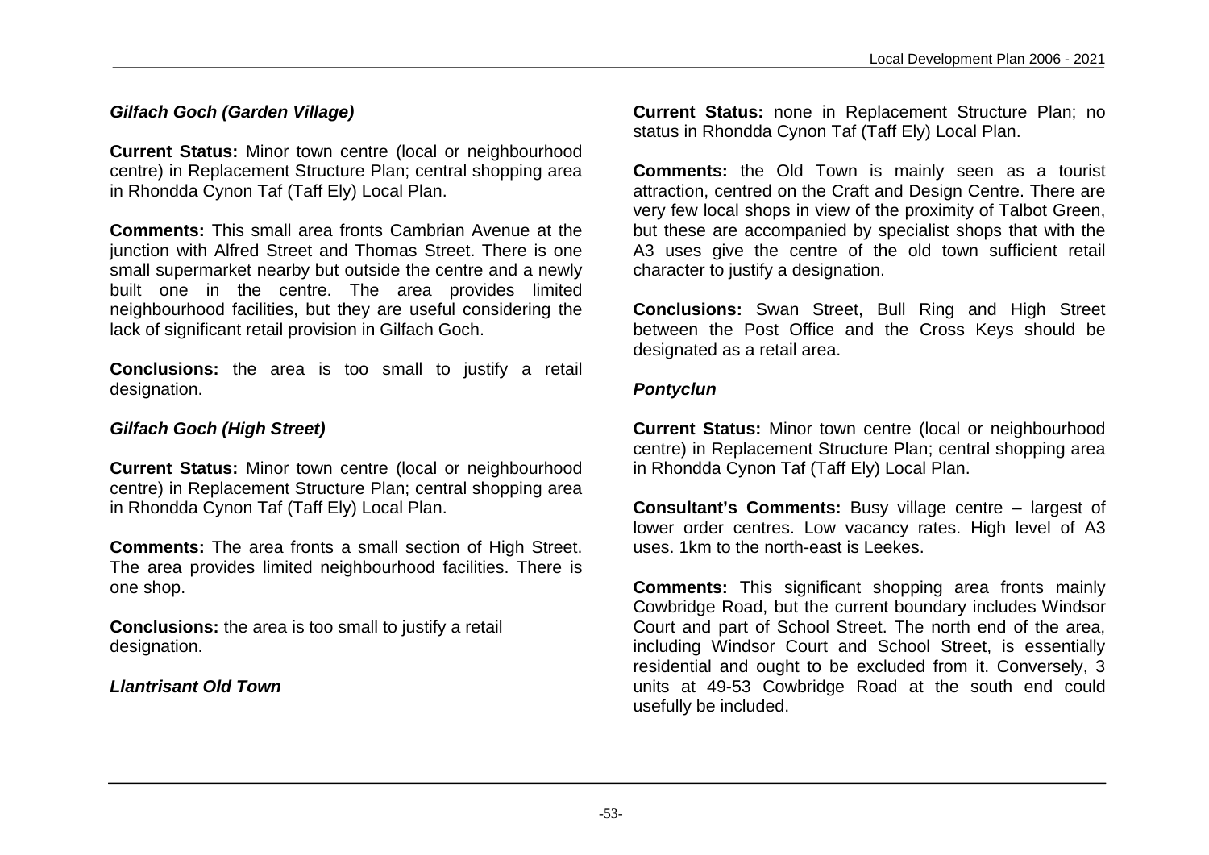### *Gilfach Goch (Garden Village)*

**Current Status:** Minor town centre (local or neighbourhood centre) in Replacement Structure Plan; central shopping area in Rhondda Cynon Taf (Taff Ely) Local Plan.

**Comments:** This small area fronts Cambrian Avenue at the junction with Alfred Street and Thomas Street. There is one small supermarket nearby but outside the centre and a newly built one in the centre. The area provides limited neighbourhood facilities, but they are useful considering the lack of significant retail provision in Gilfach Goch.

**Conclusions:** the area is too small to justify a retail designation.

### *Gilfach Goch (High Street)*

**Current Status:** Minor town centre (local or neighbourhood centre) in Replacement Structure Plan; central shopping area in Rhondda Cynon Taf (Taff Ely) Local Plan.

**Comments:** The area fronts a small section of High Street. The area provides limited neighbourhood facilities. There is one shop.

**Conclusions:** the area is too small to justify a retail designation.

### *Llantrisant Old Town*

**Current Status:** none in Replacement Structure Plan; no status in Rhondda Cynon Taf (Taff Ely) Local Plan.

**Comments:** the Old Town is mainly seen as a tourist attraction, centred on the Craft and Design Centre. There are very few local shops in view of the proximity of Talbot Green, but these are accompanied by specialist shops that with the A3 uses give the centre of the old town sufficient retail character to justify a designation.

**Conclusions:** Swan Street, Bull Ring and High Street between the Post Office and the Cross Keys should be designated as a retail area.

### *Pontyclun*

**Current Status:** Minor town centre (local or neighbourhood centre) in Replacement Structure Plan; central shopping area in Rhondda Cynon Taf (Taff Ely) Local Plan.

**Consultant's Comments:** Busy village centre – largest of lower order centres. Low vacancy rates. High level of A3 uses. 1km to the north-east is Leekes.

**Comments:** This significant shopping area fronts mainly Cowbridge Road, but the current boundary includes Windsor Court and part of School Street. The north end of the area, including Windsor Court and School Street, is essentially residential and ought to be excluded from it. Conversely, 3 units at 49-53 Cowbridge Road at the south end could usefully be included.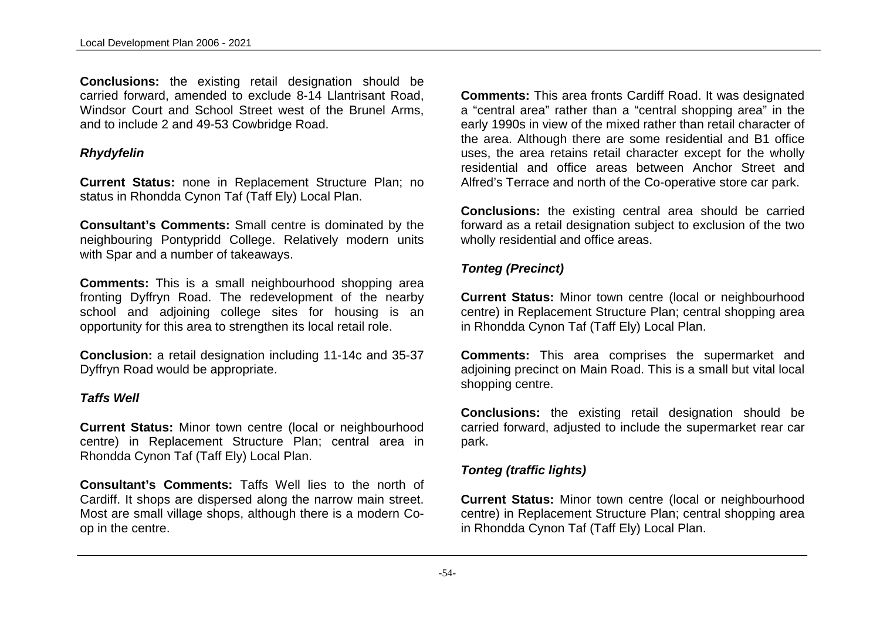**Conclusions:** the existing retail designation should be carried forward, amended to exclude 8-14 Llantrisant Road, Windsor Court and School Street west of the Brunel Arms, and to include 2 and 49-53 Cowbridge Road.

### *Rhydyfelin*

**Current Status:** none in Replacement Structure Plan; no status in Rhondda Cynon Taf (Taff Ely) Local Plan.

**Consultant's Comments:** Small centre is dominated by the neighbouring Pontypridd College. Relatively modern units with Spar and a number of takeaways.

**Comments:** This is a small neighbourhood shopping area fronting Dyffryn Road. The redevelopment of the nearby school and adjoining college sites for housing is an opportunity for this area to strengthen its local retail role.

**Conclusion:** a retail designation including 11-14c and 35-37 Dyffryn Road would be appropriate.

### *Taffs Well*

**Current Status:** Minor town centre (local or neighbourhood centre) in Replacement Structure Plan; central area in Rhondda Cynon Taf (Taff Ely) Local Plan.

**Consultant's Comments:** Taffs Well lies to the north of Cardiff. It shops are dispersed along the narrow main street. Most are small village shops, although there is a modern Co-op in the centre.

**Comments:** This area fronts Cardiff Road. It was designated a "central area" rather than a "central shopping area" in the early 1990s in view of the mixed rather than retail character of the area. Although there are some residential and B1 office uses, the area retains retail character except for the wholly residential and office areas between Anchor Street and Alfred's Terrace and north of the Co-operative store car park.

**Conclusions:** the existing central area should be carried forward as a retail designation subject to exclusion of the two wholly residential and office areas.

### *Tonteg (Precinct)*

**Current Status:** Minor town centre (local or neighbourhood centre) in Replacement Structure Plan; central shopping area in Rhondda Cynon Taf (Taff Ely) Local Plan.

**Comments:** This area comprises the supermarket and adjoining precinct on Main Road. This is a small but vital local shopping centre.

**Conclusions:** the existing retail designation should be carried forward, adjusted to include the supermarket rear car park.

### *Tonteg (traffic lights)*

**Current Status:** Minor town centre (local or neighbourhood centre) in Replacement Structure Plan; central shopping area in Rhondda Cynon Taf (Taff Ely) Local Plan.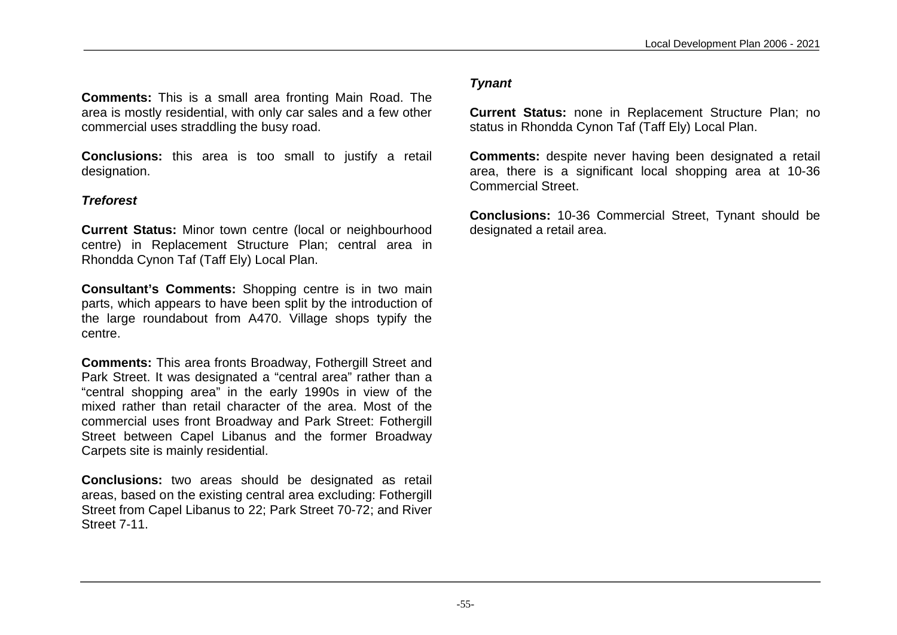**Comments:** This is a small area fronting Main Road. The area is mostly residential, with only car sales and a few other commercial uses straddling the busy road.

**Conclusions:** this area is too small to justify a retail designation.

### *Treforest*

**Current Status:** Minor town centre (local or neighbourhood centre) in Replacement Structure Plan; central area in Rhondda Cynon Taf (Taff Ely) Local Plan.

**Consultant's Comments:** Shopping centre is in two main parts, which appears to have been split by the introduction of the large roundabout from A470. Village shops typify the centre.

**Comments:** This area fronts Broadway, Fothergill Street and Park Street. It was designated a "central area" rather than a "central shopping area" in the early 1990s in view of the mixed rather than retail character of the area. Most of the commercial uses front Broadway and Park Street: Fothergill Street between Capel Libanus and the former Broadway Carpets site is mainly residential.

**Conclusions:** two areas should be designated as retail areas, based on the existing central area excluding: Fothergill Street from Capel Libanus to 22; Park Street 70-72; and River Street 7-11.

### *Tynant*

**Current Status:** none in Replacement Structure Plan; no status in Rhondda Cynon Taf (Taff Ely) Local Plan.

**Comments:** despite never having been designated a retail area, there is a significant local shopping area at 10-36 Commercial Street.

**Conclusions:** 10-36 Commercial Street, Tynant should be designated a retail area.